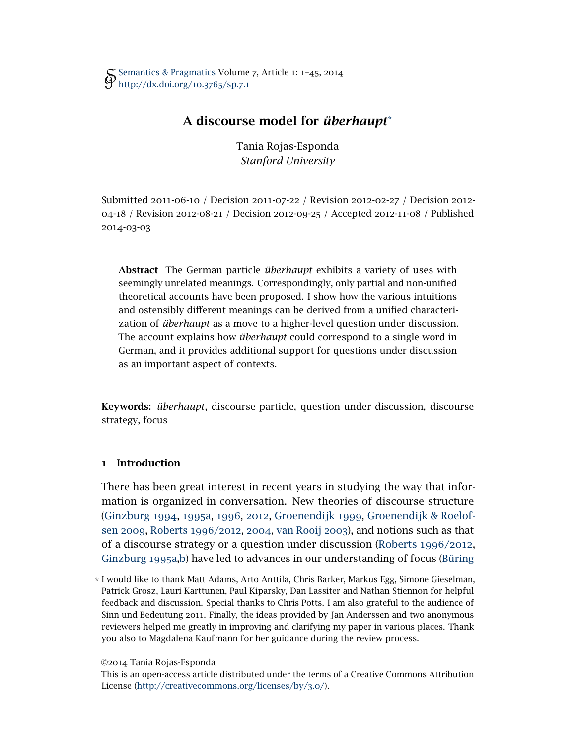Semantics & Pragmatics Volume 7, Article 1: 1–45, 2014
http://dx.doi.org/10.3765/sp.7.1

# A discourse model for *überhaupt*[*]

Tania Rojas-Esponda
*Stanford University*

Submitted 2011-06-10 / Decision 2011-07-22 / Revision 2012-02-27 / Decision 2012-04-18 / Revision 2012-08-21 / Decision 2012-09-25 / Accepted 2012-11-08 / Published 2014-03-03

**Abstract** The German particle *überhaupt* exhibits a variety of uses with seemingly unrelated meanings. Correspondingly, only partial and non-unified theoretical accounts have been proposed. I show how the various intuitions and ostensibly different meanings can be derived from a unified characterization of *überhaupt* as a move to a higher-level question under discussion. The account explains how *überhaupt* could correspond to a single word in German, and it provides additional support for questions under discussion as an important aspect of contexts.

**Keywords:** *überhaupt*, discourse particle, question under discussion, discourse strategy, focus

## 1 Introduction

There has been great interest in recent years in studying the way that information is organized in conversation. New theories of discourse structure (Ginzburg 1994, 1995a, 1996, 2012, Groenendijk 1999, Groenendijk & Roelofsen 2009, Roberts 1996/2012, 2004, van Rooij 2003), and notions such as that of a discourse strategy or a question under discussion (Roberts 1996/2012, Ginzburg 1995a,b) have led to advances in our understanding of focus (Büring

[*] I would like to thank Matt Adams, Arto Anttila, Chris Barker, Markus Egg, Simone Gieselman, Patrick Grosz, Lauri Karttunen, Paul Kiparsky, Dan Lassiter and Nathan Stiennon for helpful feedback and discussion. Special thanks to Chris Potts. I am also grateful to the audience of Sinn und Bedeutung 2011. Finally, the ideas provided by Jan Anderssen and two anonymous reviewers helped me greatly in improving and clarifying my paper in various places. Thank you also to Magdalena Kaufmann for her guidance during the review process.

©2014 Tania Rojas-Esponda
This is an open-access article distributed under the terms of a Creative Commons Attribution License (http://creativecommons.org/licenses/by/3.0/).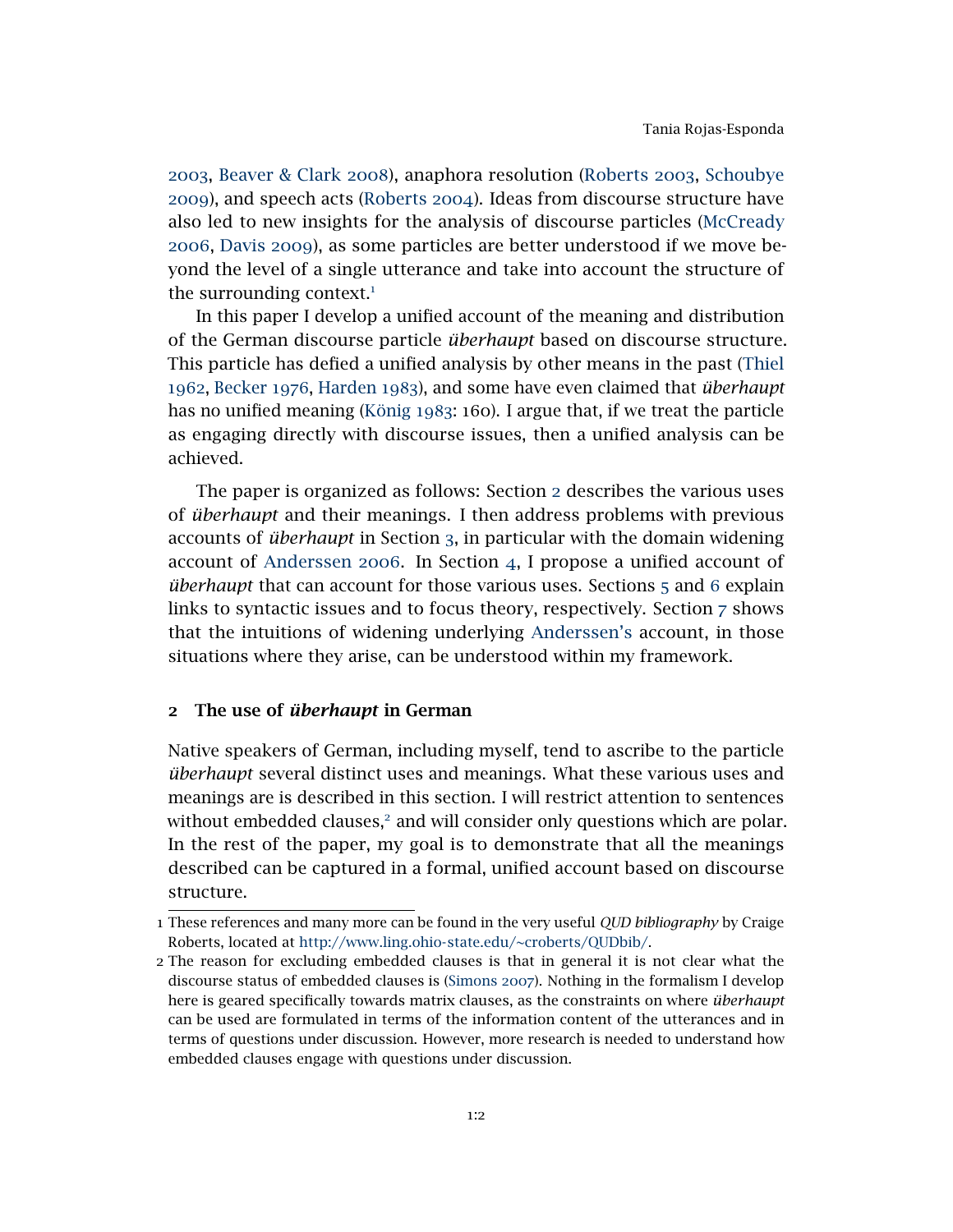2003, Beaver & Clark 2008), anaphora resolution (Roberts 2003, Schoubye 2009), and speech acts (Roberts 2004). Ideas from discourse structure have also led to new insights for the analysis of discourse particles (McCready 2006, Davis 2009), as some particles are better understood if we move beyond the level of a single utterance and take into account the structure of the surrounding context.[1]

In this paper I develop a unified account of the meaning and distribution of the German discourse particle *überhaupt* based on discourse structure. This particle has defied a unified analysis by other means in the past (Thiel 1962, Becker 1976, Harden 1983), and some have even claimed that *überhaupt* has no unified meaning (König 1983: 160). I argue that, if we treat the particle as engaging directly with discourse issues, then a unified analysis can be achieved.

The paper is organized as follows: Section 2 describes the various uses of *überhaupt* and their meanings. I then address problems with previous accounts of *überhaupt* in Section 3, in particular with the domain widening account of Anderssen 2006. In Section 4, I propose a unified account of *überhaupt* that can account for those various uses. Sections 5 and 6 explain links to syntactic issues and to focus theory, respectively. Section 7 shows that the intuitions of widening underlying Anderssen's account, in those situations where they arise, can be understood within my framework.

## 2 The use of *überhaupt* in German

Native speakers of German, including myself, tend to ascribe to the particle *überhaupt* several distinct uses and meanings. What these various uses and meanings are is described in this section. I will restrict attention to sentences without embedded clauses,[2] and will consider only questions which are polar. In the rest of the paper, my goal is to demonstrate that all the meanings described can be captured in a formal, unified account based on discourse structure.

---

1 These references and many more can be found in the very useful *QUD bibliography* by Craige Roberts, located at http://www.ling.ohio-state.edu/~croberts/QUDbib/.

2 The reason for excluding embedded clauses is that in general it is not clear what the discourse status of embedded clauses is (Simons 2007). Nothing in the formalism I develop here is geared specifically towards matrix clauses, as the constraints on where *überhaupt* can be used are formulated in terms of the information content of the utterances and in terms of questions under discussion. However, more research is needed to understand how embedded clauses engage with questions under discussion.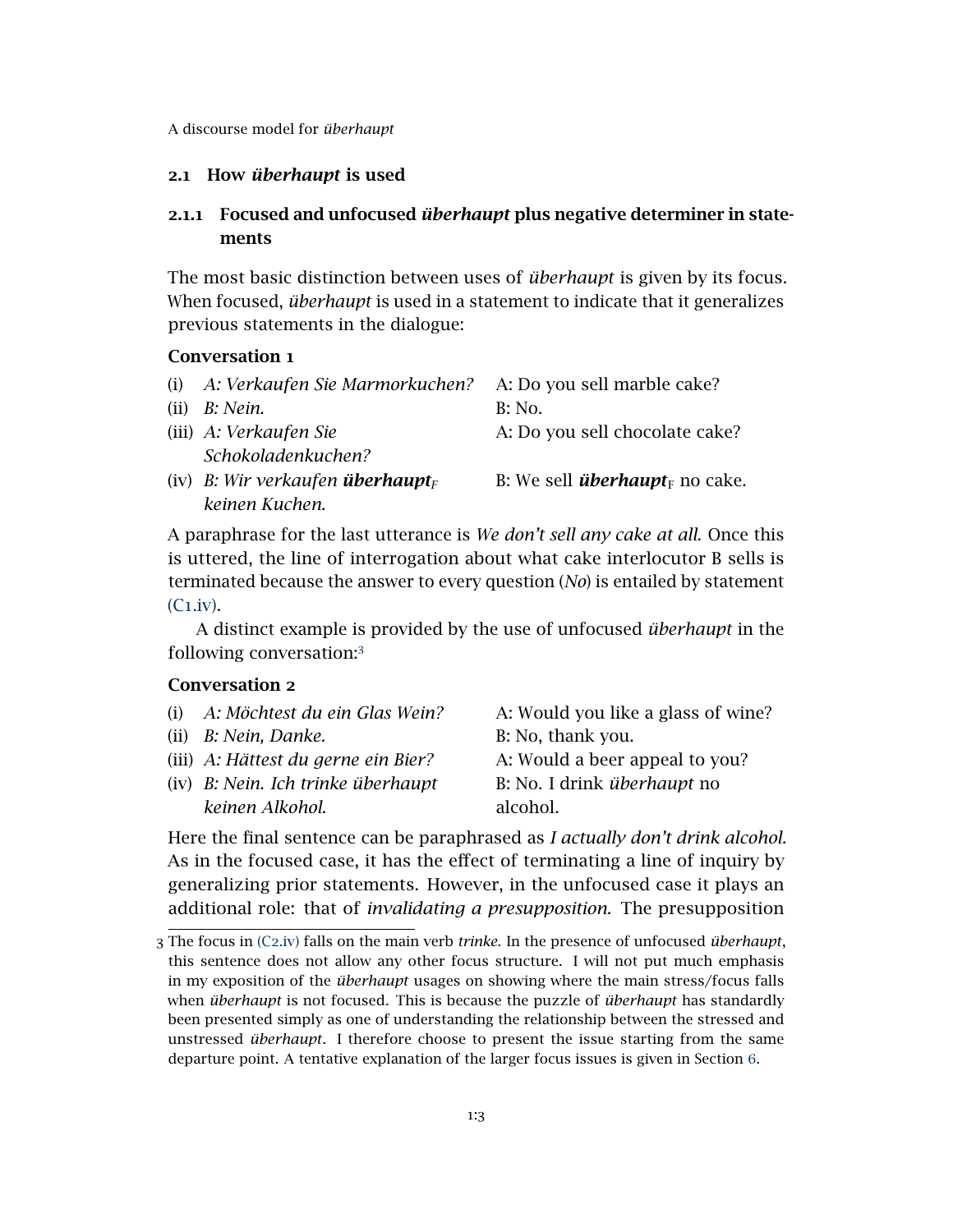## 2.1 How *überhaupt* is used

### 2.1.1 Focused and unfocused *überhaupt* plus negative determiner in statements

The most basic distinction between uses of *überhaupt* is given by its focus. When focused, *überhaupt* is used in a statement to indicate that it generalizes previous statements in the dialogue:

**Conversation 1**

| | | |
|---|---|---|
| (i) | *A: Verkaufen Sie Marmorkuchen?* | A: Do you sell marble cake? |
| (ii) | *B: Nein.* | B: No. |
| (iii) | *A: Verkaufen Sie Schokoladenkuchen?* | A: Do you sell chocolate cake? |
| (iv) | *B: Wir verkaufen **überhaupt**$_F$ keinen Kuchen.* | B: We sell ***überhaupt***$_F$ no cake. |

A paraphrase for the last utterance is *We don't sell any cake at all.* Once this is uttered, the line of interrogation about what cake interlocutor B sells is terminated because the answer to every question (*No*) is entailed by statement (C1.iv).

A distinct example is provided by the use of unfocused *überhaupt* in the following conversation:[3]

**Conversation 2**

| | | |
|---|---|---|
| (i) | *A: Möchtest du ein Glas Wein?* | A: Would you like a glass of wine? |
| (ii) | *B: Nein, Danke.* | B: No, thank you. |
| (iii) | *A: Hättest du gerne ein Bier?* | A: Would a beer appeal to you? |
| (iv) | *B: Nein. Ich trinke überhaupt keinen Alkohol.* | B: No. I drink *überhaupt* no alcohol. |

Here the final sentence can be paraphrased as *I actually don't drink alcohol.* As in the focused case, it has the effect of terminating a line of inquiry by generalizing prior statements. However, in the unfocused case it plays an additional role: that of *invalidating a presupposition.* The presupposition

[3] The focus in (C2.iv) falls on the main verb *trinke*. In the presence of unfocused *überhaupt*, this sentence does not allow any other focus structure. I will not put much emphasis in my exposition of the *überhaupt* usages on showing where the main stress/focus falls when *überhaupt* is not focused. This is because the puzzle of *überhaupt* has standardly been presented simply as one of understanding the relationship between the stressed and unstressed *überhaupt*. I therefore choose to present the issue starting from the same departure point. A tentative explanation of the larger focus issues is given in Section 6.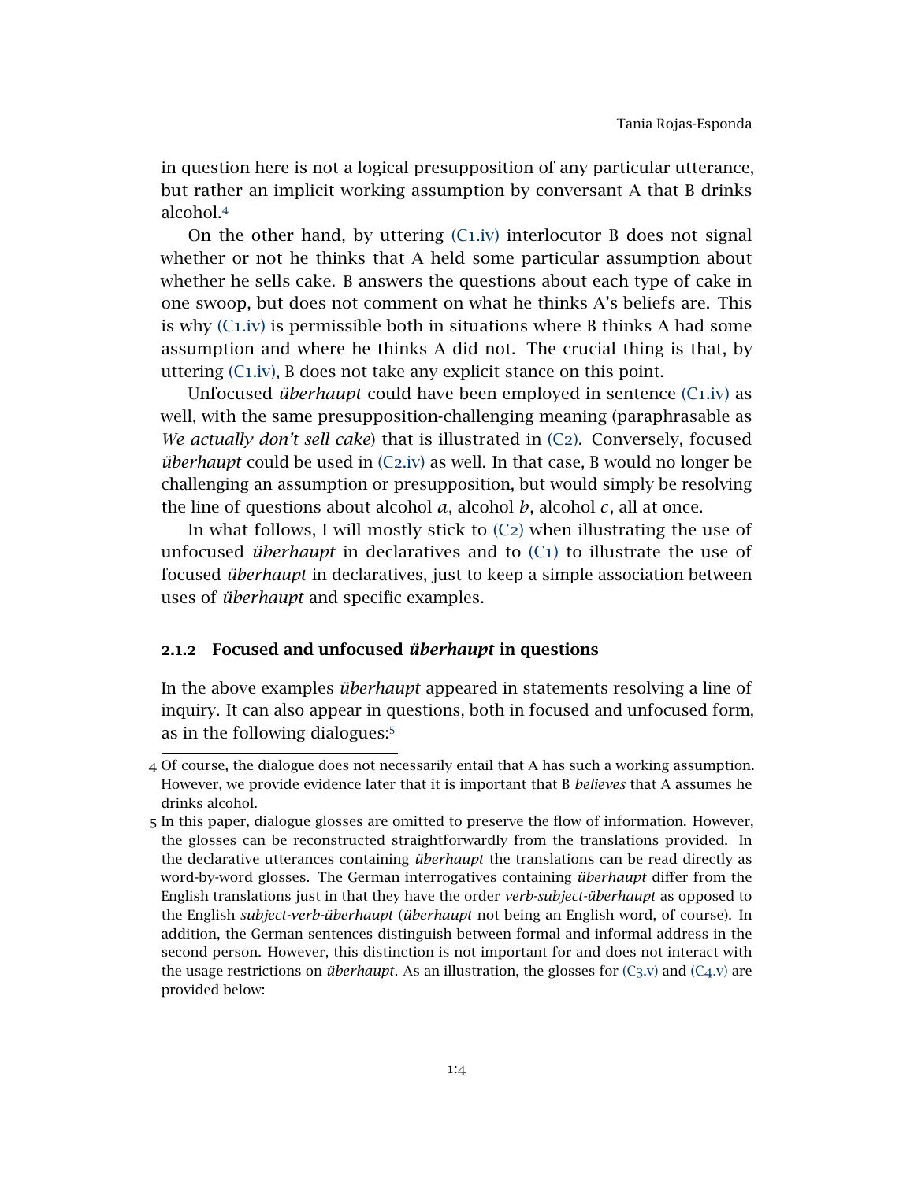in question here is not a logical presupposition of any particular utterance, but rather an implicit working assumption by conversant A that B drinks alcohol.[4]

On the other hand, by uttering (C1.iv) interlocutor B does not signal whether or not he thinks that A held some particular assumption about whether he sells cake. B answers the questions about each type of cake in one swoop, but does not comment on what he thinks A's beliefs are. This is why (C1.iv) is permissible both in situations where B thinks A had some assumption and where he thinks A did not. The crucial thing is that, by uttering (C1.iv), B does not take any explicit stance on this point.

Unfocused *überhaupt* could have been employed in sentence (C1.iv) as well, with the same presupposition-challenging meaning (paraphrasable as *We actually don't sell cake*) that is illustrated in (C2). Conversely, focused *überhaupt* could be used in (C2.iv) as well. In that case, B would no longer be challenging an assumption or presupposition, but would simply be resolving the line of questions about alcohol *a*, alcohol *b*, alcohol *c*, all at once.

In what follows, I will mostly stick to (C2) when illustrating the use of unfocused *überhaupt* in declaratives and to (C1) to illustrate the use of focused *überhaupt* in declaratives, just to keep a simple association between uses of *überhaupt* and specific examples.

### 2.1.2 Focused and unfocused *überhaupt* in questions

In the above examples *überhaupt* appeared in statements resolving a line of inquiry. It can also appear in questions, both in focused and unfocused form, as in the following dialogues:[5]

---

4 Of course, the dialogue does not necessarily entail that A has such a working assumption. However, we provide evidence later that it is important that B *believes* that A assumes he drinks alcohol.

5 In this paper, dialogue glosses are omitted to preserve the flow of information. However, the glosses can be reconstructed straightforwardly from the translations provided. In the declarative utterances containing *überhaupt* the translations can be read directly as word-by-word glosses. The German interrogatives containing *überhaupt* differ from the English translations just in that they have the order *verb-subject-überhaupt* as opposed to the English *subject-verb-überhaupt* (*überhaupt* not being an English word, of course). In addition, the German sentences distinguish between formal and informal address in the second person. However, this distinction is not important for and does not interact with the usage restrictions on *überhaupt*. As an illustration, the glosses for (C3.v) and (C4.v) are provided below: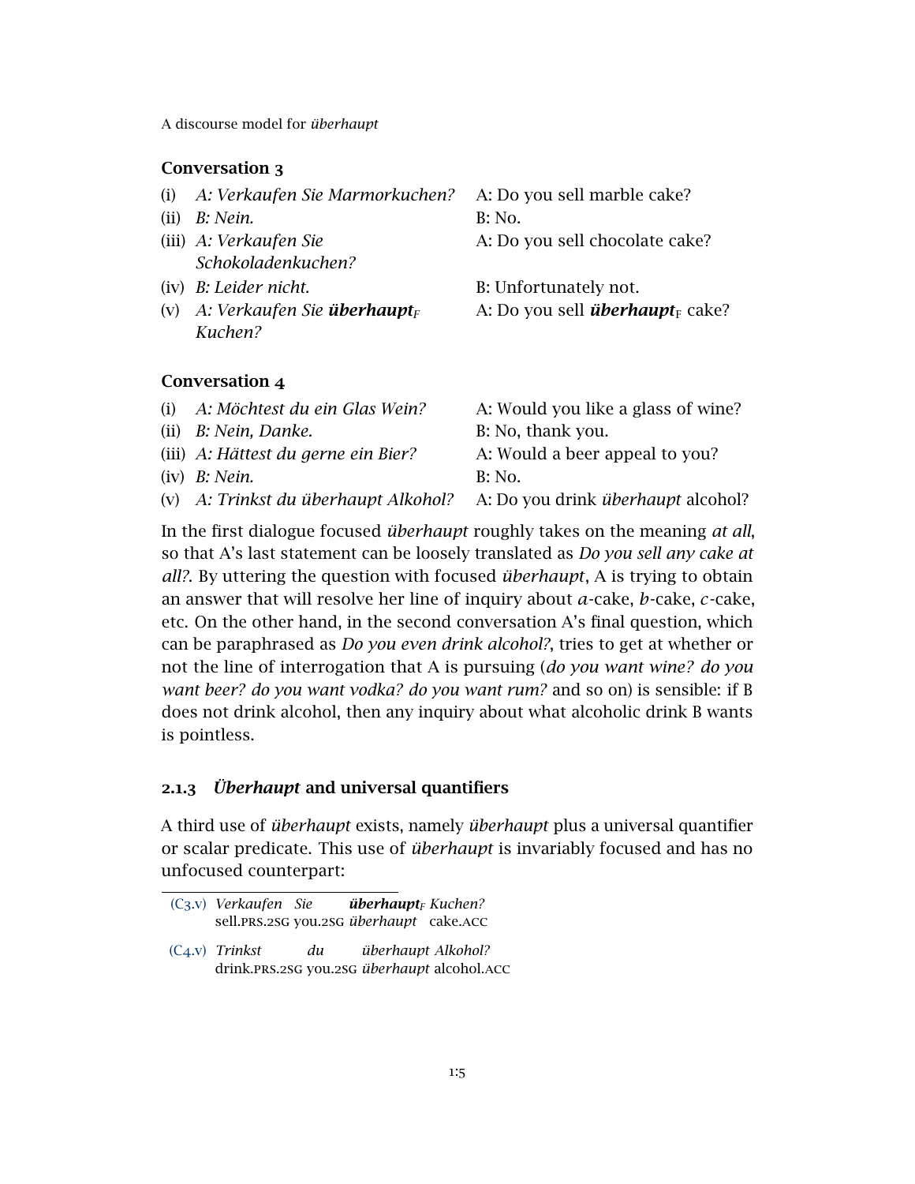### Conversation 3

| | | |
|---|---|---|
| (i) | *A: Verkaufen Sie Marmorkuchen?* | A: Do you sell marble cake? |
| (ii) | *B: Nein.* | B: No. |
| (iii) | *A: Verkaufen Sie Schokoladenkuchen?* | A: Do you sell chocolate cake? |
| (iv) | *B: Leider nicht.* | B: Unfortunately not. |
| (v) | *A: Verkaufen Sie* ***überhaupt****$_F$ Kuchen?* | A: Do you sell ***überhaupt***$_F$ cake? |

### Conversation 4

| | | |
|---|---|---|
| (i) | *A: Möchtest du ein Glas Wein?* | A: Would you like a glass of wine? |
| (ii) | *B: Nein, Danke.* | B: No, thank you. |
| (iii) | *A: Hättest du gerne ein Bier?* | A: Would a beer appeal to you? |
| (iv) | *B: Nein.* | B: No. |
| (v) | *A: Trinkst du überhaupt Alkohol?* | A: Do you drink *überhaupt* alcohol? |

In the first dialogue focused *überhaupt* roughly takes on the meaning *at all*, so that A's last statement can be loosely translated as *Do you sell any cake at all?*. By uttering the question with focused *überhaupt*, A is trying to obtain an answer that will resolve her line of inquiry about *a*-cake, *b*-cake, *c*-cake, etc. On the other hand, in the second conversation A's final question, which can be paraphrased as *Do you even drink alcohol?*, tries to get at whether or not the line of interrogation that A is pursuing (*do you want wine? do you want beer? do you want vodka? do you want rum?* and so on) is sensible: if B does not drink alcohol, then any inquiry about what alcoholic drink B wants is pointless.

### 2.1.3 *Überhaupt* and universal quantifiers

A third use of *überhaupt* exists, namely *überhaupt* plus a universal quantifier or scalar predicate. This use of *überhaupt* is invariably focused and has no unfocused counterpart:

---

(C3.v) *Verkaufen Sie* ***überhaupt****$_F$ Kuchen?*
sell.PRS.2SG you.2SG *überhaupt* cake.ACC

(C4.v) *Trinkst du überhaupt Alkohol?*
drink.PRS.2SG you.2SG *überhaupt* alcohol.ACC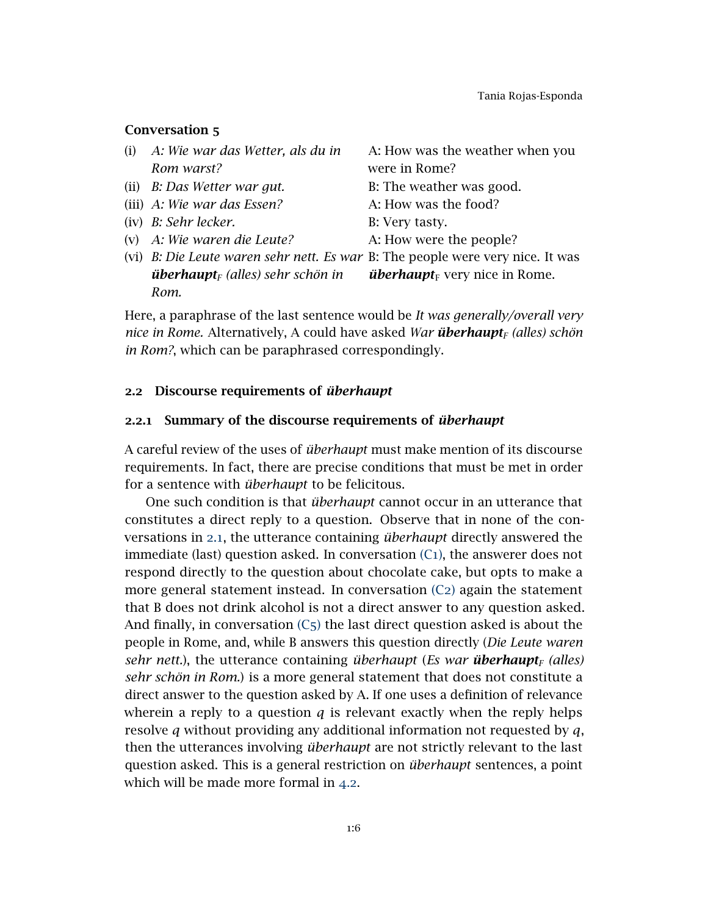**Conversation 5**

| | | |
|---|---|---|
| (i) | *A: Wie war das Wetter, als du in Rom warst?* | A: How was the weather when you were in Rome? |
| (ii) | *B: Das Wetter war gut.* | B: The weather was good. |
| (iii) | *A: Wie war das Essen?* | A: How was the food? |
| (iv) | *B: Sehr lecker.* | B: Very tasty. |
| (v) | *A: Wie waren die Leute?* | A: How were the people? |
| (vi) | *B: Die Leute waren sehr nett. Es war* ***überhaupt***$_F$ *(alles) sehr schön in Rom.* | B: The people were very nice. It was ***überhaupt***$_F$ very nice in Rome. |

Here, a paraphrase of the last sentence would be *It was generally/overall very nice in Rome.* Alternatively, A could have asked *War* ***überhaupt***$_F$ *(alles) schön in Rom?*, which can be paraphrased correspondingly.

## 2.2 Discourse requirements of *überhaupt*

### 2.2.1 Summary of the discourse requirements of *überhaupt*

A careful review of the uses of *überhaupt* must make mention of its discourse requirements. In fact, there are precise conditions that must be met in order for a sentence with *überhaupt* to be felicitous.

One such condition is that *überhaupt* cannot occur in an utterance that constitutes a direct reply to a question. Observe that in none of the conversations in 2.1, the utterance containing *überhaupt* directly answered the immediate (last) question asked. In conversation (C1), the answerer does not respond directly to the question about chocolate cake, but opts to make a more general statement instead. In conversation (C2) again the statement that B does not drink alcohol is not a direct answer to any question asked. And finally, in conversation (C5) the last direct question asked is about the people in Rome, and, while B answers this question directly (*Die Leute waren sehr nett.*), the utterance containing *überhaupt* (*Es war* ***überhaupt***$_F$ *(alles) sehr schön in Rom.*) is a more general statement that does not constitute a direct answer to the question asked by A. If one uses a definition of relevance wherein a reply to a question $q$ is relevant exactly when the reply helps resolve $q$ without providing any additional information not requested by $q$, then the utterances involving *überhaupt* are not strictly relevant to the last question asked. This is a general restriction on *überhaupt* sentences, a point which will be made more formal in 4.2.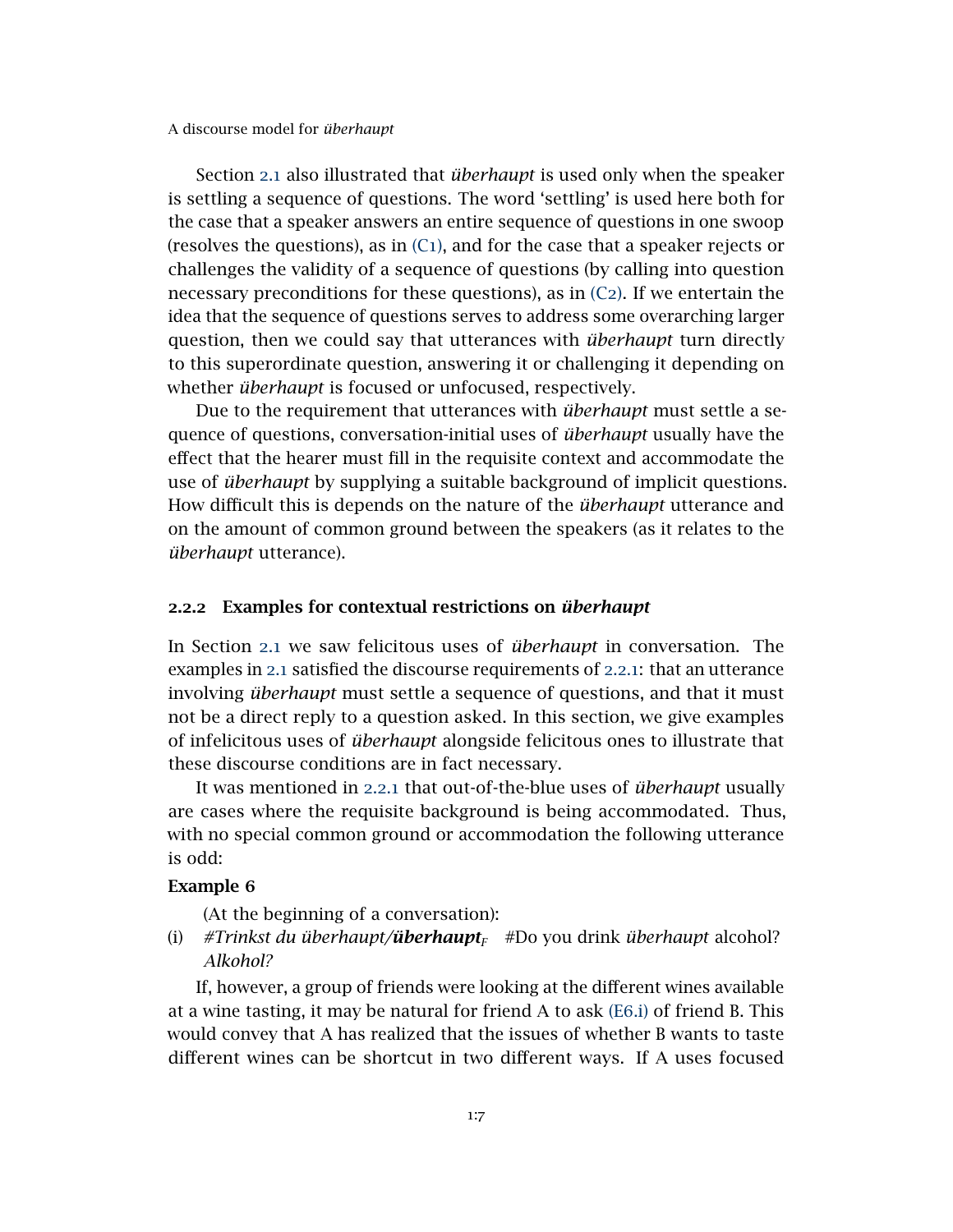Section 2.1 also illustrated that *überhaupt* is used only when the speaker is settling a sequence of questions. The word 'settling' is used here both for the case that a speaker answers an entire sequence of questions in one swoop (resolves the questions), as in (C1), and for the case that a speaker rejects or challenges the validity of a sequence of questions (by calling into question necessary preconditions for these questions), as in (C2). If we entertain the idea that the sequence of questions serves to address some overarching larger question, then we could say that utterances with *überhaupt* turn directly to this superordinate question, answering it or challenging it depending on whether *überhaupt* is focused or unfocused, respectively.

Due to the requirement that utterances with *überhaupt* must settle a sequence of questions, conversation-initial uses of *überhaupt* usually have the effect that the hearer must fill in the requisite context and accommodate the use of *überhaupt* by supplying a suitable background of implicit questions. How difficult this is depends on the nature of the *überhaupt* utterance and on the amount of common ground between the speakers (as it relates to the *überhaupt* utterance).

### 2.2.2 Examples for contextual restrictions on *überhaupt*

In Section 2.1 we saw felicitous uses of *überhaupt* in conversation. The examples in 2.1 satisfied the discourse requirements of 2.2.1: that an utterance involving *überhaupt* must settle a sequence of questions, and that it must not be a direct reply to a question asked. In this section, we give examples of infelicitous uses of *überhaupt* alongside felicitous ones to illustrate that these discourse conditions are in fact necessary.

It was mentioned in 2.2.1 that out-of-the-blue uses of *überhaupt* usually are cases where the requisite background is being accommodated. Thus, with no special common ground or accommodation the following utterance is odd:

**Example 6**

(At the beginning of a conversation):

(i) *#Trinkst du überhaupt/**überhaupt**$_F$ Alkohol?* #Do you drink *überhaupt* alcohol?

If, however, a group of friends were looking at the different wines available at a wine tasting, it may be natural for friend A to ask (E6.i) of friend B. This would convey that A has realized that the issues of whether B wants to taste different wines can be shortcut in two different ways. If A uses focused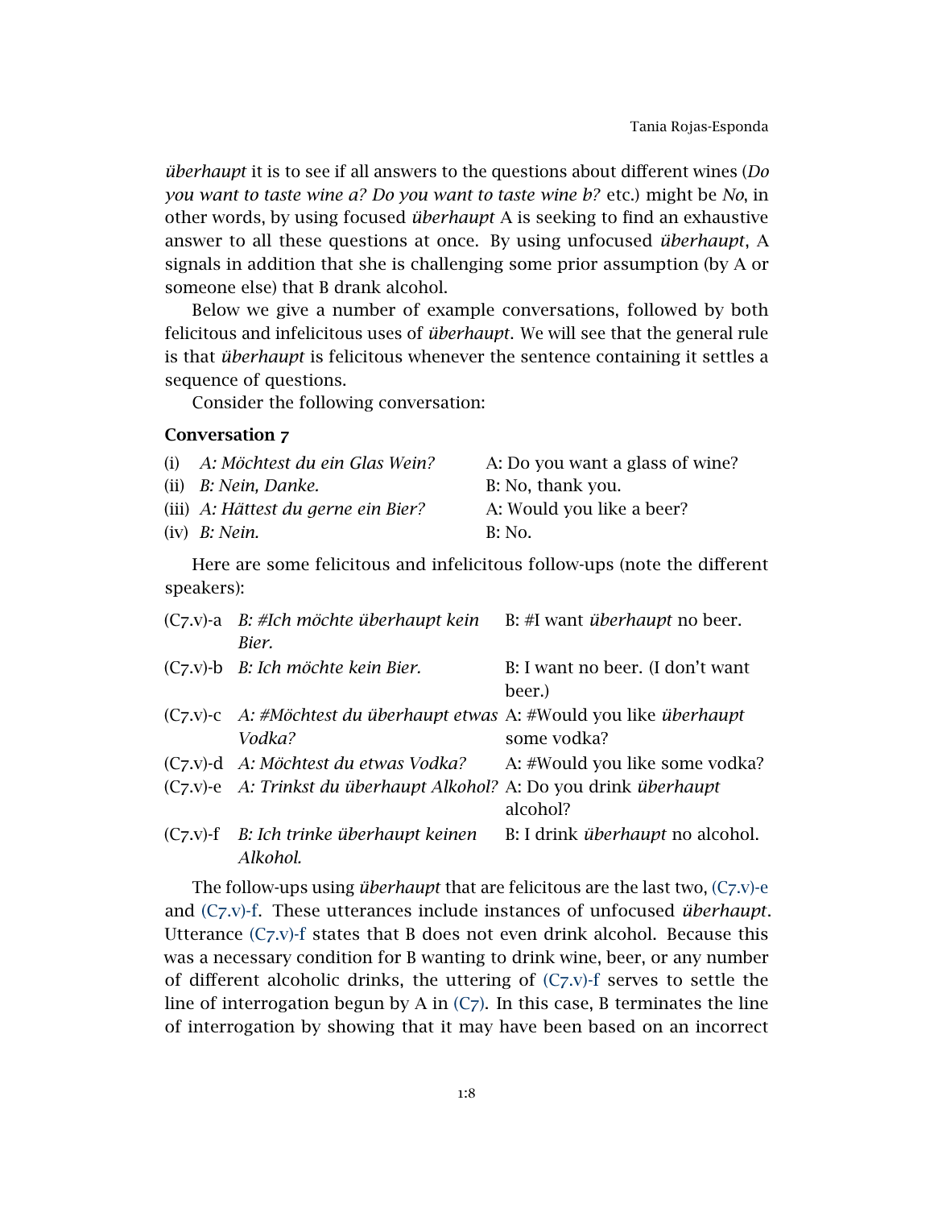*überhaupt* it is to see if all answers to the questions about different wines (*Do you want to taste wine a? Do you want to taste wine b?* etc.) might be *No*, in other words, by using focused *überhaupt* A is seeking to find an exhaustive answer to all these questions at once. By using unfocused *überhaupt*, A signals in addition that she is challenging some prior assumption (by A or someone else) that B drank alcohol.

Below we give a number of example conversations, followed by both felicitous and infelicitous uses of *überhaupt*. We will see that the general rule is that *überhaupt* is felicitous whenever the sentence containing it settles a sequence of questions.

Consider the following conversation:

**Conversation 7**

| | | |
|---|---|---|
| (i) | *A: Möchtest du ein Glas Wein?* | A: Do you want a glass of wine? |
| (ii) | *B: Nein, Danke.* | B: No, thank you. |
| (iii) | *A: Hättest du gerne ein Bier?* | A: Would you like a beer? |
| (iv) | *B: Nein.* | B: No. |

Here are some felicitous and infelicitous follow-ups (note the different speakers):

| | | |
|---|---|---|
| (C7.v)-a | *B: #Ich möchte überhaupt kein Bier.* | B: #I want *überhaupt* no beer. |
| (C7.v)-b | *B: Ich möchte kein Bier.* | B: I want no beer. (I don't want beer.) |
| (C7.v)-c | *A: #Möchtest du überhaupt etwas Vodka?* | A: #Would you like *überhaupt* some vodka? |
| (C7.v)-d | *A: Möchtest du etwas Vodka?* | A: #Would you like some vodka? |
| (C7.v)-e | *A: Trinkst du überhaupt Alkohol?* | A: Do you drink *überhaupt* alcohol? |
| (C7.v)-f | *B: Ich trinke überhaupt keinen Alkohol.* | B: I drink *überhaupt* no alcohol. |

The follow-ups using *überhaupt* that are felicitous are the last two, (C7.v)-e and (C7.v)-f. These utterances include instances of unfocused *überhaupt*. Utterance (C7.v)-f states that B does not even drink alcohol. Because this was a necessary condition for B wanting to drink wine, beer, or any number of different alcoholic drinks, the uttering of (C7.v)-f serves to settle the line of interrogation begun by A in (C7). In this case, B terminates the line of interrogation by showing that it may have been based on an incorrect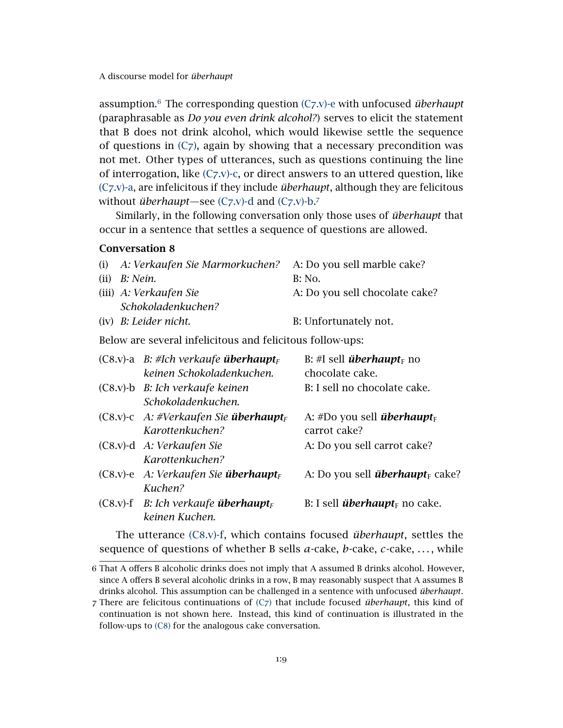assumption.[6] The corresponding question (C7.v)-e with unfocused *überhaupt* (paraphrasable as *Do you even drink alcohol?*) serves to elicit the statement that B does not drink alcohol, which would likewise settle the sequence of questions in (C7), again by showing that a necessary precondition was not met. Other types of utterances, such as questions continuing the line of interrogation, like (C7.v)-c, or direct answers to an uttered question, like (C7.v)-a, are infelicitous if they include *überhaupt*, although they are felicitous without *überhaupt*—see (C7.v)-d and (C7.v)-b.[7]

Similarly, in the following conversation only those uses of *überhaupt* that occur in a sentence that settles a sequence of questions are allowed.

**Conversation 8**

| | | |
|---|---|---|
| (i) | *A: Verkaufen Sie Marmorkuchen?* | A: Do you sell marble cake? |
| (ii) | *B: Nein.* | B: No. |
| (iii) | *A: Verkaufen Sie Schokoladenkuchen?* | A: Do you sell chocolate cake? |
| (iv) | *B: Leider nicht.* | B: Unfortunately not. |

Below are several infelicitous and felicitous follow-ups:

| | | |
|---|---|---|
| (C8.v)-a | *B: #Ich verkaufe **überhaupt**$_F$ keinen Schokoladenkuchen.* | B: #I sell ***überhaupt***$_F$ no chocolate cake. |
| (C8.v)-b | *B: Ich verkaufe keinen Schokoladenkuchen.* | B: I sell no chocolate cake. |
| (C8.v)-c | *A: #Verkaufen Sie **überhaupt**$_F$ Karottenkuchen?* | A: #Do you sell ***überhaupt***$_F$ carrot cake? |
| (C8.v)-d | *A: Verkaufen Sie Karottenkuchen?* | A: Do you sell carrot cake? |
| (C8.v)-e | *A: Verkaufen Sie **überhaupt**$_F$ Kuchen?* | A: Do you sell ***überhaupt***$_F$ cake? |
| (C8.v)-f | *B: Ich verkaufe **überhaupt**$_F$ keinen Kuchen.* | B: I sell ***überhaupt***$_F$ no cake. |

The utterance (C8.v)-f, which contains focused *überhaupt*, settles the sequence of questions of whether B sells *a*-cake, *b*-cake, *c*-cake, ..., while

[6] That A offers B alcoholic drinks does not imply that A assumed B drinks alcohol. However, since A offers B several alcoholic drinks in a row, B may reasonably suspect that A assumes B drinks alcohol. This assumption can be challenged in a sentence with unfocused *überhaupt*.

[7] There are felicitous continuations of (C7) that include focused *überhaupt*, this kind of continuation is not shown here. Instead, this kind of continuation is illustrated in the follow-ups to (C8) for the analogous cake conversation.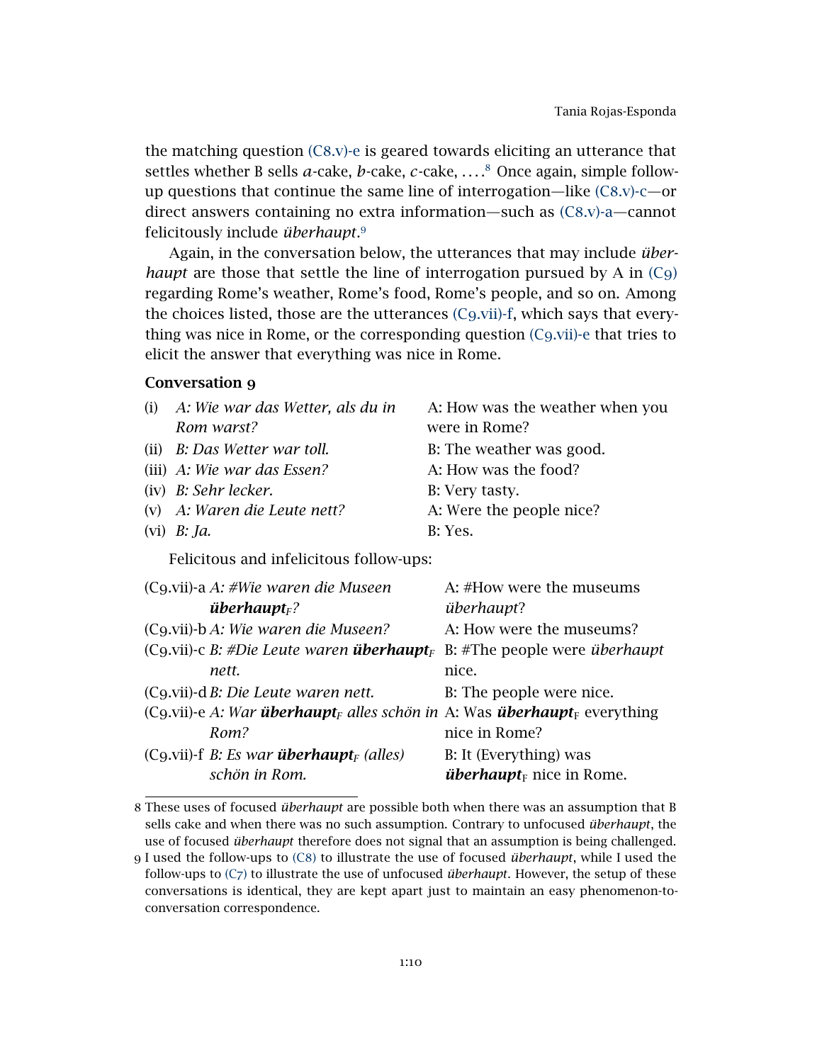the matching question (C8.v)-e is geared towards eliciting an utterance that settles whether B sells *a*-cake, *b*-cake, *c*-cake, . . . .[8] Once again, simple follow-up questions that continue the same line of interrogation—like (C8.v)-c—or direct answers containing no extra information—such as (C8.v)-a—cannot felicitously include *überhaupt*.[9]

Again, in the conversation below, the utterances that may include *überhaupt* are those that settle the line of interrogation pursued by A in (C9) regarding Rome's weather, Rome's food, Rome's people, and so on. Among the choices listed, those are the utterances (C9.vii)-f, which says that everything was nice in Rome, or the corresponding question (C9.vii)-e that tries to elicit the answer that everything was nice in Rome.

**Conversation 9**

| | | |
|---|---|---|
| (i) | *A: Wie war das Wetter, als du in Rom warst?* | A: How was the weather when you were in Rome? |
| (ii) | *B: Das Wetter war toll.* | B: The weather was good. |
| (iii) | *A: Wie war das Essen?* | A: How was the food? |
| (iv) | *B: Sehr lecker.* | B: Very tasty. |
| (v) | *A: Waren die Leute nett?* | A: Were the people nice? |
| (vi) | *B: Ja.* | B: Yes. |

Felicitous and infelicitous follow-ups:

| | | |
|---|---|---|
| (C9.vii)-a | *A: #Wie waren die Museen* ***überhaupt****$_F$?* | A: #How were the museums *überhaupt*? |
| (C9.vii)-b | *A: Wie waren die Museen?* | A: How were the museums? |
| (C9.vii)-c | *B: #Die Leute waren* ***überhaupt****$_F$ nett.* | B: #The people were *überhaupt* nice. |
| (C9.vii)-d | *B: Die Leute waren nett.* | B: The people were nice. |
| (C9.vii)-e | *A: War* ***überhaupt****$_F$ alles schön in Rom?* | A: Was ***überhaupt***$_F$ everything nice in Rome? |
| (C9.vii)-f | *B: Es war* ***überhaupt****$_F$ (alles) schön in Rom.* | B: It (Everything) was ***überhaupt***$_F$ nice in Rome. |

8 These uses of focused *überhaupt* are possible both when there was an assumption that B sells cake and when there was no such assumption. Contrary to unfocused *überhaupt*, the use of focused *überhaupt* therefore does not signal that an assumption is being challenged.

9 I used the follow-ups to (C8) to illustrate the use of focused *überhaupt*, while I used the follow-ups to (C7) to illustrate the use of unfocused *überhaupt*. However, the setup of these conversations is identical, they are kept apart just to maintain an easy phenomenon-to-conversation correspondence.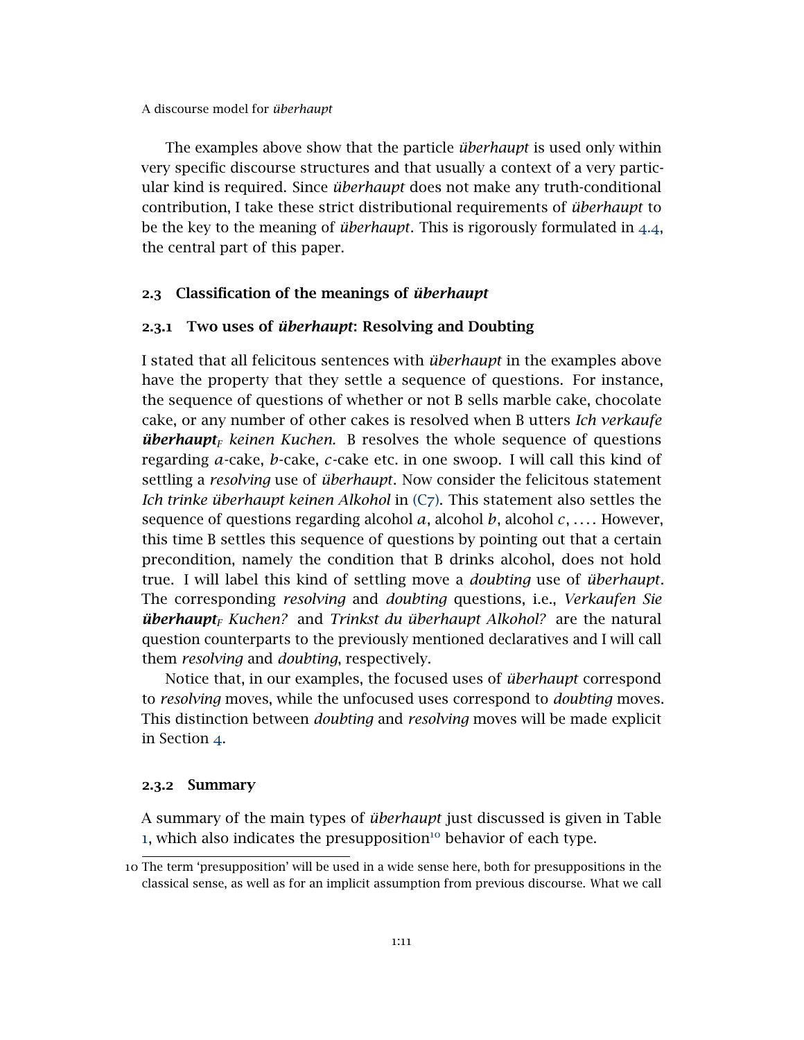The examples above show that the particle *überhaupt* is used only within very specific discourse structures and that usually a context of a very particular kind is required. Since *überhaupt* does not make any truth-conditional contribution, I take these strict distributional requirements of *überhaupt* to be the key to the meaning of *überhaupt*. This is rigorously formulated in 4.4, the central part of this paper.

## 2.3 Classification of the meanings of *überhaupt*

### 2.3.1 Two uses of *überhaupt*: Resolving and Doubting

I stated that all felicitous sentences with *überhaupt* in the examples above have the property that they settle a sequence of questions. For instance, the sequence of questions of whether or not B sells marble cake, chocolate cake, or any number of other cakes is resolved when B utters *Ich verkaufe **überhaupt**$_F$ keinen Kuchen.* B resolves the whole sequence of questions regarding $a$-cake, $b$-cake, $c$-cake etc. in one swoop. I will call this kind of settling a *resolving* use of *überhaupt*. Now consider the felicitous statement *Ich trinke überhaupt keinen Alkohol* in (C7). This statement also settles the sequence of questions regarding alcohol $a$, alcohol $b$, alcohol $c$, .... However, this time B settles this sequence of questions by pointing out that a certain precondition, namely the condition that B drinks alcohol, does not hold true. I will label this kind of settling move a *doubting* use of *überhaupt*. The corresponding *resolving* and *doubting* questions, i.e., *Verkaufen Sie **überhaupt**$_F$ Kuchen?* and *Trinkst du überhaupt Alkohol?* are the natural question counterparts to the previously mentioned declaratives and I will call them *resolving* and *doubting*, respectively.

Notice that, in our examples, the focused uses of *überhaupt* correspond to *resolving* moves, while the unfocused uses correspond to *doubting* moves. This distinction between *doubting* and *resolving* moves will be made explicit in Section 4.

### 2.3.2 Summary

A summary of the main types of *überhaupt* just discussed is given in Table 1, which also indicates the presupposition[10] behavior of each type.

10 The term 'presupposition' will be used in a wide sense here, both for presuppositions in the classical sense, as well as for an implicit assumption from previous discourse. What we call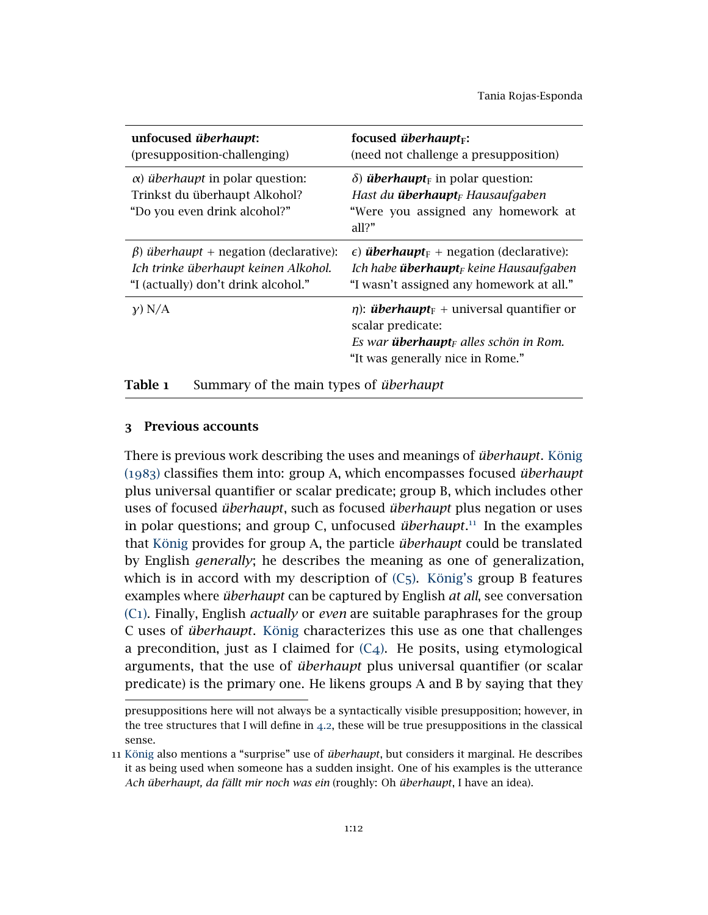| **unfocused *überhaupt*:** (presupposition-challenging) | **focused *überhaupt*$_F$:** (need not challenge a presupposition) |
|---|---|
| α) *überhaupt* in polar question: Trinkst du überhaupt Alkohol? "Do you even drink alcohol?" | δ) ***überhaupt***$_F$ in polar question: *Hast du **überhaupt**$_F$ Hausaufgaben* "Were you assigned any homework at all?" |
| β) *überhaupt* + negation (declarative): *Ich trinke überhaupt keinen Alkohol.* "I (actually) don't drink alcohol." | ϵ) ***überhaupt***$_F$ + negation (declarative): *Ich habe **überhaupt**$_F$ keine Hausaufgaben* "I wasn't assigned any homework at all." |
| γ) N/A | η): ***überhaupt***$_F$ + universal quantifier or scalar predicate: *Es war **überhaupt**$_F$ alles schön in Rom.* "It was generally nice in Rome." |

**Table 1** Summary of the main types of *überhaupt*

## 3 Previous accounts

There is previous work describing the uses and meanings of *überhaupt*. König (1983) classifies them into: group A, which encompasses focused *überhaupt* plus universal quantifier or scalar predicate; group B, which includes other uses of focused *überhaupt*, such as focused *überhaupt* plus negation or uses in polar questions; and group C, unfocused *überhaupt*.[11] In the examples that König provides for group A, the particle *überhaupt* could be translated by English *generally*; he describes the meaning as one of generalization, which is in accord with my description of (C5). König's group B features examples where *überhaupt* can be captured by English *at all*, see conversation (C1). Finally, English *actually* or *even* are suitable paraphrases for the group C uses of *überhaupt*. König characterizes this use as one that challenges a precondition, just as I claimed for (C4). He posits, using etymological arguments, that the use of *überhaupt* plus universal quantifier (or scalar predicate) is the primary one. He likens groups A and B by saying that they

presuppositions here will not always be a syntactically visible presupposition; however, in the tree structures that I will define in 4.2, these will be true presuppositions in the classical sense.

11 König also mentions a "surprise" use of *überhaupt*, but considers it marginal. He describes it as being used when someone has a sudden insight. One of his examples is the utterance *Ach überhaupt, da fällt mir noch was ein* (roughly: Oh *überhaupt*, I have an idea).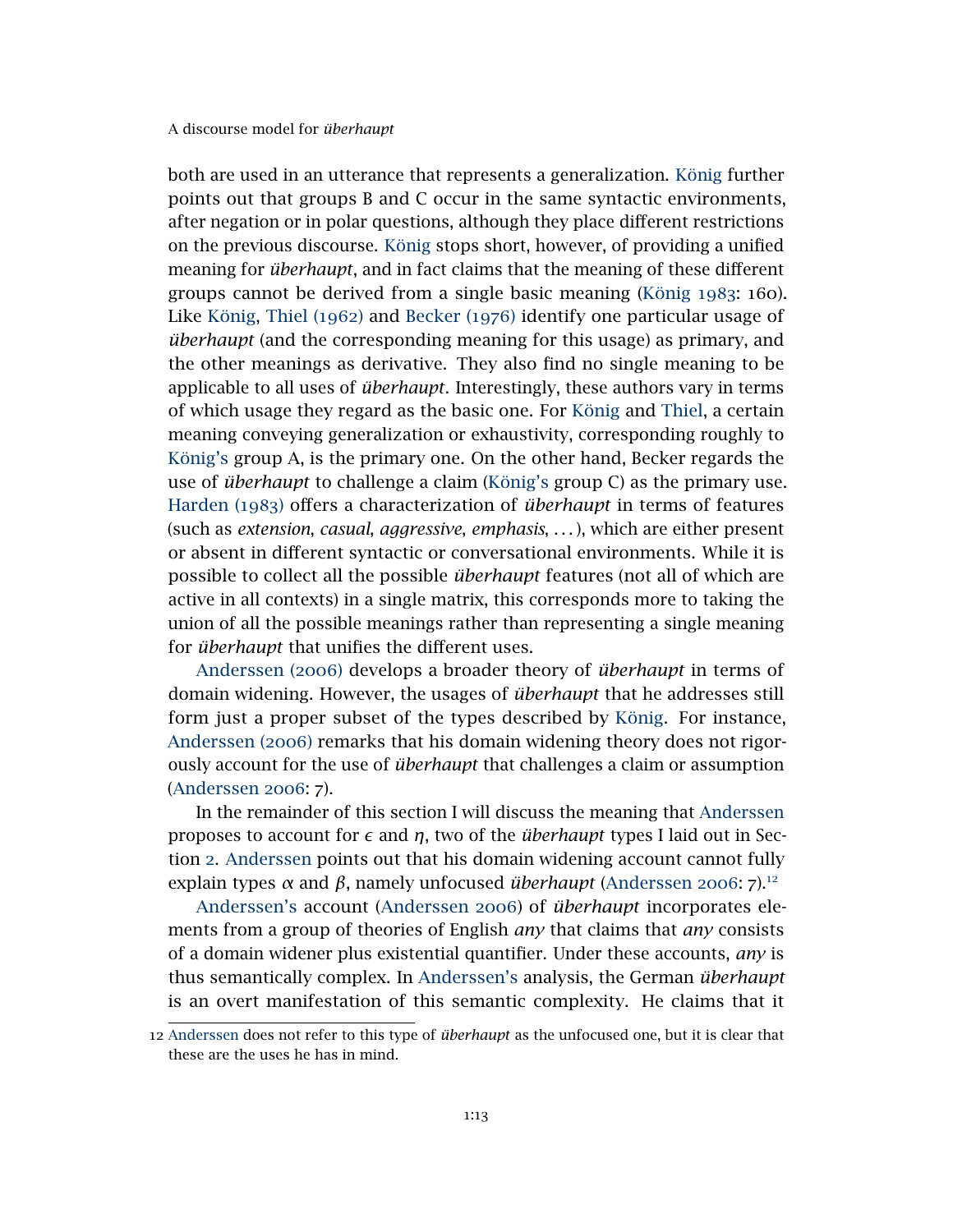both are used in an utterance that represents a generalization. König further points out that groups B and C occur in the same syntactic environments, after negation or in polar questions, although they place different restrictions on the previous discourse. König stops short, however, of providing a unified meaning for *überhaupt*, and in fact claims that the meaning of these different groups cannot be derived from a single basic meaning (König 1983: 160). Like König, Thiel (1962) and Becker (1976) identify one particular usage of *überhaupt* (and the corresponding meaning for this usage) as primary, and the other meanings as derivative. They also find no single meaning to be applicable to all uses of *überhaupt*. Interestingly, these authors vary in terms of which usage they regard as the basic one. For König and Thiel, a certain meaning conveying generalization or exhaustivity, corresponding roughly to König's group A, is the primary one. On the other hand, Becker regards the use of *überhaupt* to challenge a claim (König's group C) as the primary use. Harden (1983) offers a characterization of *überhaupt* in terms of features (such as *extension*, *casual*, *aggressive*, *emphasis*, ...), which are either present or absent in different syntactic or conversational environments. While it is possible to collect all the possible *überhaupt* features (not all of which are active in all contexts) in a single matrix, this corresponds more to taking the union of all the possible meanings rather than representing a single meaning for *überhaupt* that unifies the different uses.

Anderssen (2006) develops a broader theory of *überhaupt* in terms of domain widening. However, the usages of *überhaupt* that he addresses still form just a proper subset of the types described by König. For instance, Anderssen (2006) remarks that his domain widening theory does not rigorously account for the use of *überhaupt* that challenges a claim or assumption (Anderssen 2006: 7).

In the remainder of this section I will discuss the meaning that Anderssen proposes to account for $\epsilon$ and $\eta$, two of the *überhaupt* types I laid out in Section 2. Anderssen points out that his domain widening account cannot fully explain types $\alpha$ and $\beta$, namely unfocused *überhaupt* (Anderssen 2006: 7).[12]

Anderssen's account (Anderssen 2006) of *überhaupt* incorporates elements from a group of theories of English *any* that claims that *any* consists of a domain widener plus existential quantifier. Under these accounts, *any* is thus semantically complex. In Anderssen's analysis, the German *überhaupt* is an overt manifestation of this semantic complexity. He claims that it

12 Anderssen does not refer to this type of *überhaupt* as the unfocused one, but it is clear that these are the uses he has in mind.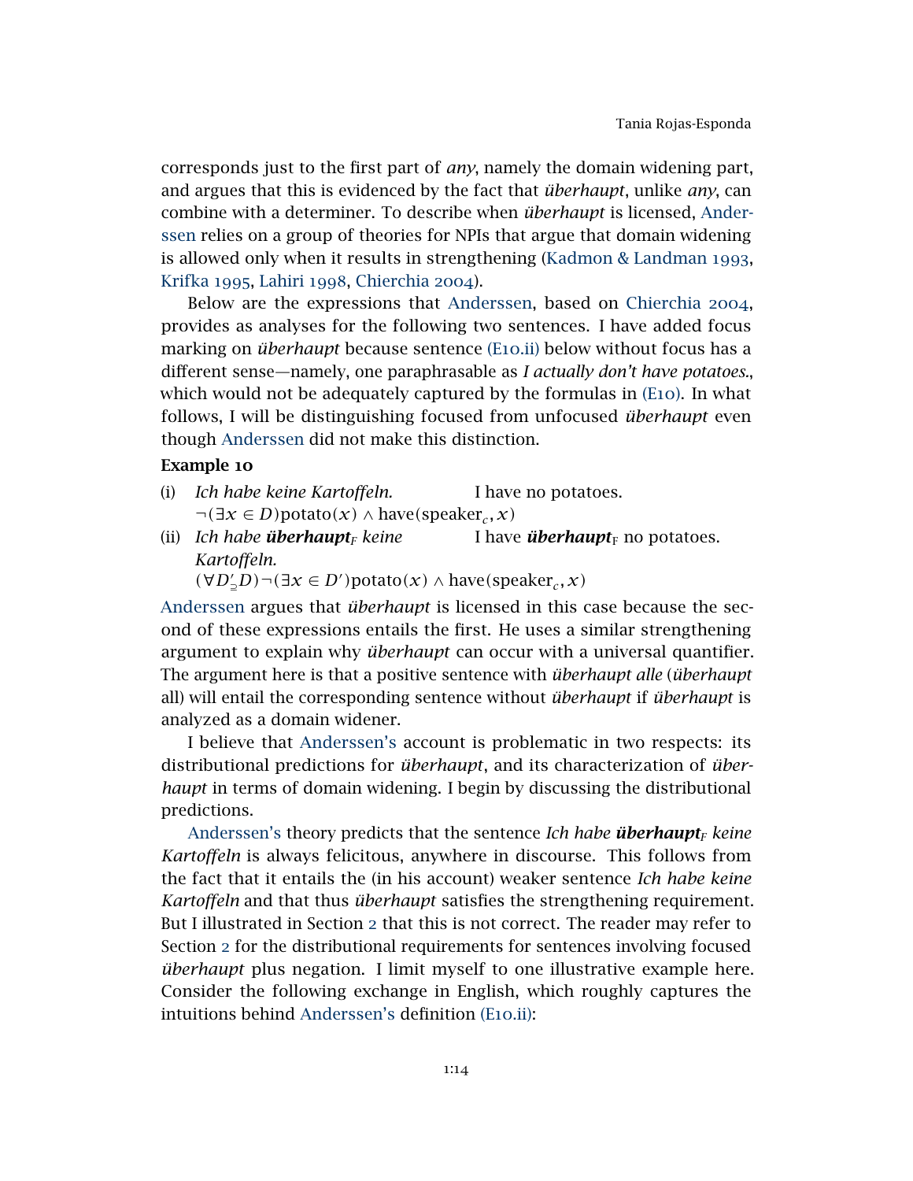corresponds just to the first part of *any*, namely the domain widening part, and argues that this is evidenced by the fact that *überhaupt*, unlike *any*, can combine with a determiner. To describe when *überhaupt* is licensed, Anderssen relies on a group of theories for NPIs that argue that domain widening is allowed only when it results in strengthening (Kadmon & Landman 1993, Krifka 1995, Lahiri 1998, Chierchia 2004).

Below are the expressions that Anderssen, based on Chierchia 2004, provides as analyses for the following two sentences. I have added focus marking on *überhaupt* because sentence (E10.ii) below without focus has a different sense—namely, one paraphrasable as *I actually don't have potatoes.*, which would not be adequately captured by the formulas in (E10). In what follows, I will be distinguishing focused from unfocused *überhaupt* even though Anderssen did not make this distinction.

**Example 10**

(i) *Ich habe keine Kartoffeln.* — I have no potatoes.
$\neg(\exists x \in D)\text{potato}(x) \wedge \text{have}(\text{speaker}_c, x)$

(ii) *Ich habe **überhaupt**$_F$ keine Kartoffeln.* — I have ***überhaupt***$_F$ no potatoes.
$(\forall D'_{\supseteq} D)\neg(\exists x \in D')\text{potato}(x) \wedge \text{have}(\text{speaker}_c, x)$

Anderssen argues that *überhaupt* is licensed in this case because the second of these expressions entails the first. He uses a similar strengthening argument to explain why *überhaupt* can occur with a universal quantifier. The argument here is that a positive sentence with *überhaupt alle* (*überhaupt* all) will entail the corresponding sentence without *überhaupt* if *überhaupt* is analyzed as a domain widener.

I believe that Anderssen's account is problematic in two respects: its distributional predictions for *überhaupt*, and its characterization of *überhaupt* in terms of domain widening. I begin by discussing the distributional predictions.

Anderssen's theory predicts that the sentence *Ich habe **überhaupt**$_F$ keine Kartoffeln* is always felicitous, anywhere in discourse. This follows from the fact that it entails the (in his account) weaker sentence *Ich habe keine Kartoffeln* and that thus *überhaupt* satisfies the strengthening requirement. But I illustrated in Section 2 that this is not correct. The reader may refer to Section 2 for the distributional requirements for sentences involving focused *überhaupt* plus negation. I limit myself to one illustrative example here. Consider the following exchange in English, which roughly captures the intuitions behind Anderssen's definition (E10.ii):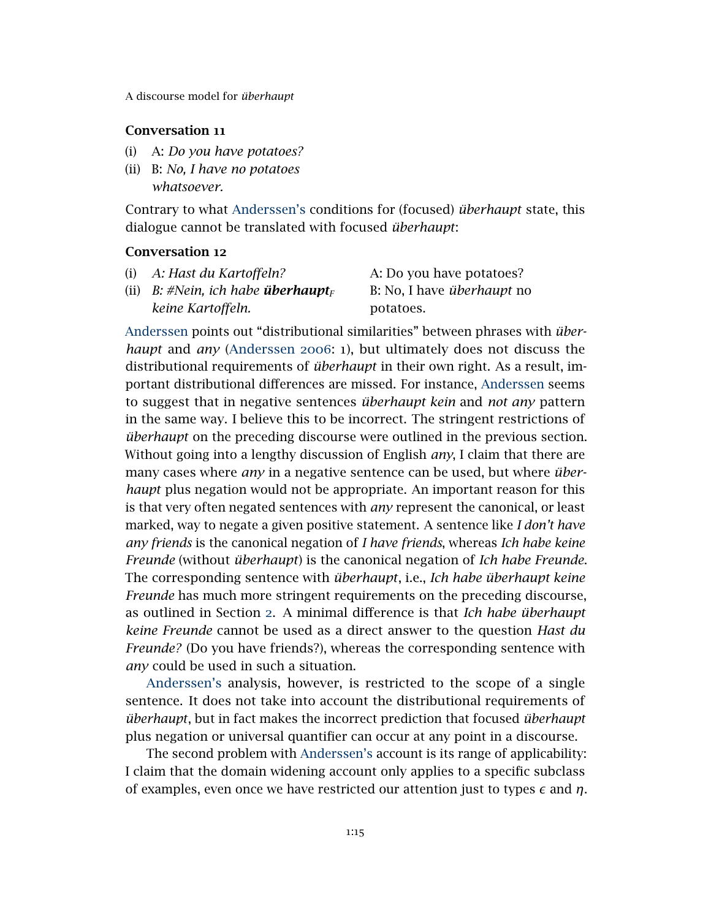**Conversation 11**

(i) A: *Do you have potatoes?*
(ii) B: *No, I have no potatoes whatsoever.*

Contrary to what Anderssen's conditions for (focused) *überhaupt* state, this dialogue cannot be translated with focused *überhaupt*:

**Conversation 12**

| | | |
|---|---|---|
| (i) | *A: Hast du Kartoffeln?* | A: Do you have potatoes? |
| (ii) | *B: #Nein, ich habe **überhaupt**$_F$ keine Kartoffeln.* | B: No, I have *überhaupt* no potatoes. |

Anderssen points out "distributional similarities" between phrases with *überhaupt* and *any* (Anderssen 2006: 1), but ultimately does not discuss the distributional requirements of *überhaupt* in their own right. As a result, important distributional differences are missed. For instance, Anderssen seems to suggest that in negative sentences *überhaupt kein* and *not any* pattern in the same way. I believe this to be incorrect. The stringent restrictions of *überhaupt* on the preceding discourse were outlined in the previous section. Without going into a lengthy discussion of English *any*, I claim that there are many cases where *any* in a negative sentence can be used, but where *überhaupt* plus negation would not be appropriate. An important reason for this is that very often negated sentences with *any* represent the canonical, or least marked, way to negate a given positive statement. A sentence like *I don't have any friends* is the canonical negation of *I have friends*, whereas *Ich habe keine Freunde* (without *überhaupt*) is the canonical negation of *Ich habe Freunde*. The corresponding sentence with *überhaupt*, i.e., *Ich habe überhaupt keine Freunde* has much more stringent requirements on the preceding discourse, as outlined in Section 2. A minimal difference is that *Ich habe überhaupt keine Freunde* cannot be used as a direct answer to the question *Hast du Freunde?* (Do you have friends?), whereas the corresponding sentence with *any* could be used in such a situation.

Anderssen's analysis, however, is restricted to the scope of a single sentence. It does not take into account the distributional requirements of *überhaupt*, but in fact makes the incorrect prediction that focused *überhaupt* plus negation or universal quantifier can occur at any point in a discourse.

The second problem with Anderssen's account is its range of applicability: I claim that the domain widening account only applies to a specific subclass of examples, even once we have restricted our attention just to types $\epsilon$ and $\eta$.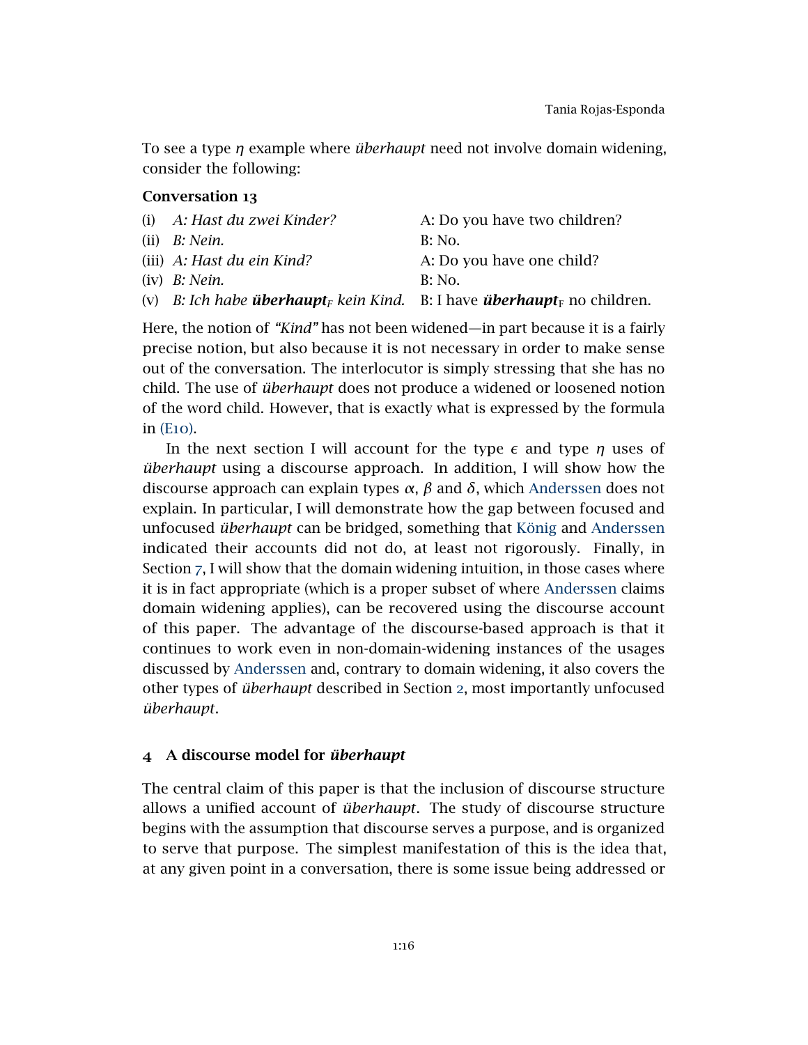To see a type $\eta$ example where *überhaupt* need not involve domain widening, consider the following:

**Conversation 13**

| | | |
|---|---|---|
| (i) | *A: Hast du zwei Kinder?* | A: Do you have two children? |
| (ii) | *B: Nein.* | B: No. |
| (iii) | *A: Hast du ein Kind?* | A: Do you have one child? |
| (iv) | *B: Nein.* | B: No. |
| (v) | *B: Ich habe* ***überhaupt***$_{\text{F}}$ *kein Kind.* | B: I have ***überhaupt***$_{\text{F}}$ no children. |

Here, the notion of *"Kind"* has not been widened—in part because it is a fairly precise notion, but also because it is not necessary in order to make sense out of the conversation. The interlocutor is simply stressing that she has no child. The use of *überhaupt* does not produce a widened or loosened notion of the word child. However, that is exactly what is expressed by the formula in (E10).

In the next section I will account for the type $\epsilon$ and type $\eta$ uses of *überhaupt* using a discourse approach. In addition, I will show how the discourse approach can explain types $\alpha$, $\beta$ and $\delta$, which Anderssen does not explain. In particular, I will demonstrate how the gap between focused and unfocused *überhaupt* can be bridged, something that König and Anderssen indicated their accounts did not do, at least not rigorously. Finally, in Section 7, I will show that the domain widening intuition, in those cases where it is in fact appropriate (which is a proper subset of where Anderssen claims domain widening applies), can be recovered using the discourse account of this paper. The advantage of the discourse-based approach is that it continues to work even in non-domain-widening instances of the usages discussed by Anderssen and, contrary to domain widening, it also covers the other types of *überhaupt* described in Section 2, most importantly unfocused *überhaupt*.

## 4 A discourse model for *überhaupt*

The central claim of this paper is that the inclusion of discourse structure allows a unified account of *überhaupt*. The study of discourse structure begins with the assumption that discourse serves a purpose, and is organized to serve that purpose. The simplest manifestation of this is the idea that, at any given point in a conversation, there is some issue being addressed or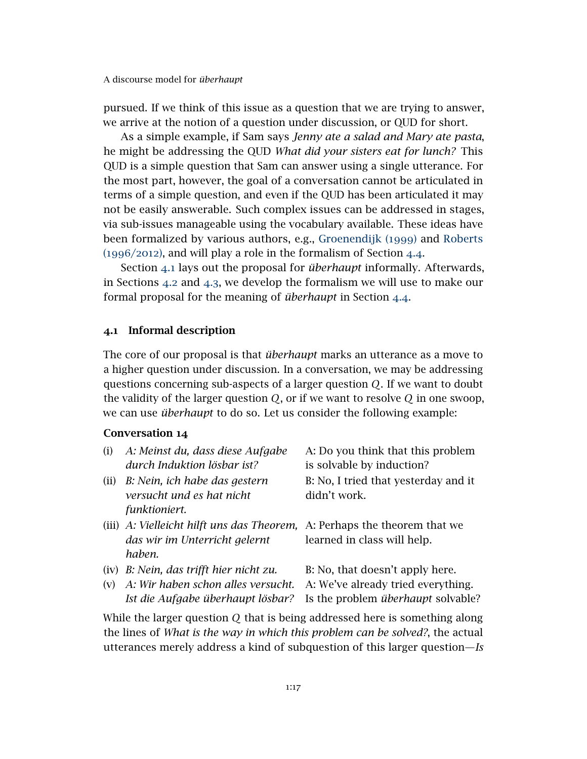pursued. If we think of this issue as a question that we are trying to answer, we arrive at the notion of a question under discussion, or QUD for short.

As a simple example, if Sam says *Jenny ate a salad and Mary ate pasta*, he might be addressing the QUD *What did your sisters eat for lunch?* This QUD is a simple question that Sam can answer using a single utterance. For the most part, however, the goal of a conversation cannot be articulated in terms of a simple question, and even if the QUD has been articulated it may not be easily answerable. Such complex issues can be addressed in stages, via sub-issues manageable using the vocabulary available. These ideas have been formalized by various authors, e.g., Groenendijk (1999) and Roberts (1996/2012), and will play a role in the formalism of Section 4.4.

Section 4.1 lays out the proposal for *überhaupt* informally. Afterwards, in Sections 4.2 and 4.3, we develop the formalism we will use to make our formal proposal for the meaning of *überhaupt* in Section 4.4.

## 4.1 Informal description

The core of our proposal is that *überhaupt* marks an utterance as a move to a higher question under discussion. In a conversation, we may be addressing questions concerning sub-aspects of a larger question $Q$. If we want to doubt the validity of the larger question $Q$, or if we want to resolve $Q$ in one swoop, we can use *überhaupt* to do so. Let us consider the following example:

**Conversation 14**

| | | |
|---|---|---|
| (i) | *A: Meinst du, dass diese Aufgabe durch Induktion lösbar ist?* | A: Do you think that this problem is solvable by induction? |
| (ii) | *B: Nein, ich habe das gestern versucht und es hat nicht funktioniert.* | B: No, I tried that yesterday and it didn't work. |
| (iii) | *A: Vielleicht hilft uns das Theorem, das wir im Unterricht gelernt haben.* | A: Perhaps the theorem that we learned in class will help. |
| (iv) | *B: Nein, das trifft hier nicht zu.* | B: No, that doesn't apply here. |
| (v) | *A: Wir haben schon alles versucht. Ist die Aufgabe überhaupt lösbar?* | A: We've already tried everything. Is the problem *überhaupt* solvable? |

While the larger question $Q$ that is being addressed here is something along the lines of *What is the way in which this problem can be solved?*, the actual utterances merely address a kind of subquestion of this larger question—*Is*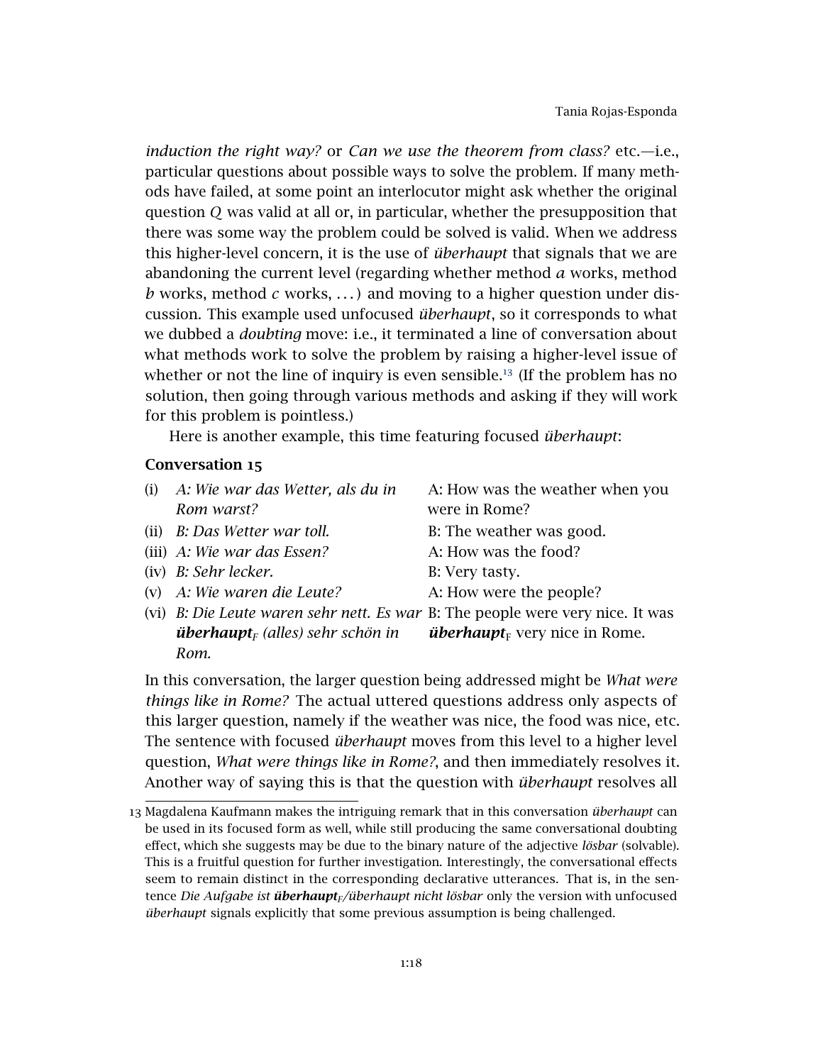*induction the right way?* or *Can we use the theorem from class?* etc.—i.e., particular questions about possible ways to solve the problem. If many methods have failed, at some point an interlocutor might ask whether the original question *Q* was valid at all or, in particular, whether the presupposition that there was some way the problem could be solved is valid. When we address this higher-level concern, it is the use of *überhaupt* that signals that we are abandoning the current level (regarding whether method *a* works, method *b* works, method *c* works, ...) and moving to a higher question under discussion. This example used unfocused *überhaupt*, so it corresponds to what we dubbed a *doubting* move: i.e., it terminated a line of conversation about what methods work to solve the problem by raising a higher-level issue of whether or not the line of inquiry is even sensible.[13] (If the problem has no solution, then going through various methods and asking if they will work for this problem is pointless.)

Here is another example, this time featuring focused *überhaupt*:

**Conversation 15**

| | | |
|---|---|---|
| (i) | *A: Wie war das Wetter, als du in Rom warst?* | A: How was the weather when you were in Rome? |
| (ii) | *B: Das Wetter war toll.* | B: The weather was good. |
| (iii) | *A: Wie war das Essen?* | A: How was the food? |
| (iv) | *B: Sehr lecker.* | B: Very tasty. |
| (v) | *A: Wie waren die Leute?* | A: How were the people? |
| (vi) | *B: Die Leute waren sehr nett. Es war **überhaupt**$_F$ (alles) sehr schön in Rom.* | B: The people were very nice. It was ***überhaupt***$_F$ very nice in Rome. |

In this conversation, the larger question being addressed might be *What were things like in Rome?* The actual uttered questions address only aspects of this larger question, namely if the weather was nice, the food was nice, etc. The sentence with focused *überhaupt* moves from this level to a higher level question, *What were things like in Rome?*, and then immediately resolves it. Another way of saying this is that the question with *überhaupt* resolves all

13 Magdalena Kaufmann makes the intriguing remark that in this conversation *überhaupt* can be used in its focused form as well, while still producing the same conversational doubting effect, which she suggests may be due to the binary nature of the adjective *lösbar* (solvable). This is a fruitful question for further investigation. Interestingly, the conversational effects seem to remain distinct in the corresponding declarative utterances. That is, in the sentence *Die Aufgabe ist **überhaupt**$_F$/überhaupt nicht lösbar* only the version with unfocused *überhaupt* signals explicitly that some previous assumption is being challenged.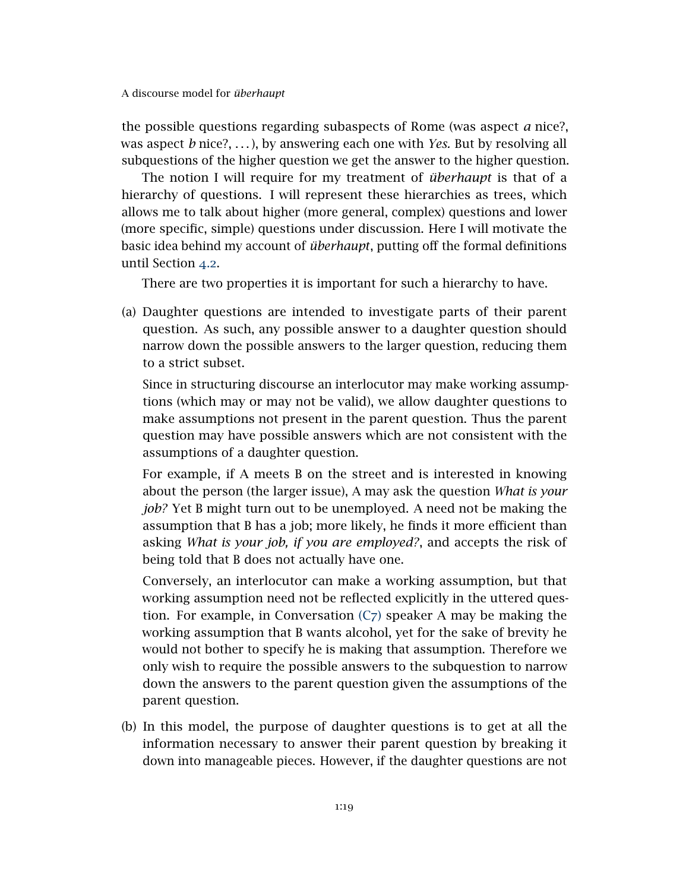the possible questions regarding subaspects of Rome (was aspect *a* nice?, was aspect *b* nice?, . . . ), by answering each one with *Yes.* But by resolving all subquestions of the higher question we get the answer to the higher question.

The notion I will require for my treatment of *überhaupt* is that of a hierarchy of questions. I will represent these hierarchies as trees, which allows me to talk about higher (more general, complex) questions and lower (more specific, simple) questions under discussion. Here I will motivate the basic idea behind my account of *überhaupt*, putting off the formal definitions until Section 4.2.

There are two properties it is important for such a hierarchy to have.

(a) Daughter questions are intended to investigate parts of their parent question. As such, any possible answer to a daughter question should narrow down the possible answers to the larger question, reducing them to a strict subset.

    Since in structuring discourse an interlocutor may make working assumptions (which may or may not be valid), we allow daughter questions to make assumptions not present in the parent question. Thus the parent question may have possible answers which are not consistent with the assumptions of a daughter question.

    For example, if A meets B on the street and is interested in knowing about the person (the larger issue), A may ask the question *What is your job?* Yet B might turn out to be unemployed. A need not be making the assumption that B has a job; more likely, he finds it more efficient than asking *What is your job, if you are employed?*, and accepts the risk of being told that B does not actually have one.

    Conversely, an interlocutor can make a working assumption, but that working assumption need not be reflected explicitly in the uttered question. For example, in Conversation (C7) speaker A may be making the working assumption that B wants alcohol, yet for the sake of brevity he would not bother to specify he is making that assumption. Therefore we only wish to require the possible answers to the subquestion to narrow down the answers to the parent question given the assumptions of the parent question.

(b) In this model, the purpose of daughter questions is to get at all the information necessary to answer their parent question by breaking it down into manageable pieces. However, if the daughter questions are not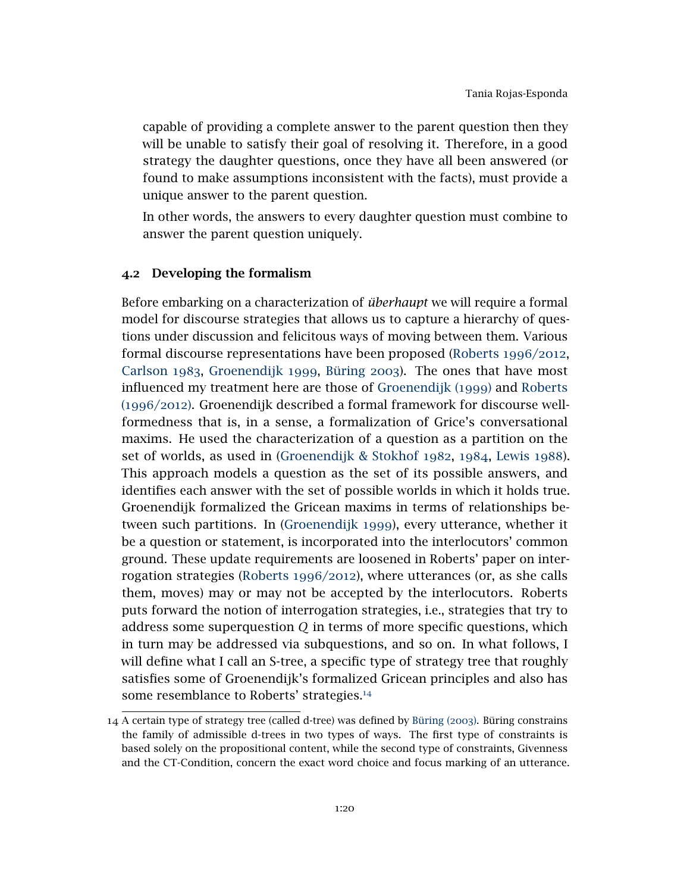capable of providing a complete answer to the parent question then they will be unable to satisfy their goal of resolving it. Therefore, in a good strategy the daughter questions, once they have all been answered (or found to make assumptions inconsistent with the facts), must provide a unique answer to the parent question.

In other words, the answers to every daughter question must combine to answer the parent question uniquely.

## 4.2 Developing the formalism

Before embarking on a characterization of *überhaupt* we will require a formal model for discourse strategies that allows us to capture a hierarchy of questions under discussion and felicitous ways of moving between them. Various formal discourse representations have been proposed (Roberts 1996/2012, Carlson 1983, Groenendijk 1999, Büring 2003). The ones that have most influenced my treatment here are those of Groenendijk (1999) and Roberts (1996/2012). Groenendijk described a formal framework for discourse well-formedness that is, in a sense, a formalization of Grice's conversational maxims. He used the characterization of a question as a partition on the set of worlds, as used in (Groenendijk & Stokhof 1982, 1984, Lewis 1988). This approach models a question as the set of its possible answers, and identifies each answer with the set of possible worlds in which it holds true. Groenendijk formalized the Gricean maxims in terms of relationships between such partitions. In (Groenendijk 1999), every utterance, whether it be a question or statement, is incorporated into the interlocutors' common ground. These update requirements are loosened in Roberts' paper on interrogation strategies (Roberts 1996/2012), where utterances (or, as she calls them, moves) may or may not be accepted by the interlocutors. Roberts puts forward the notion of interrogation strategies, i.e., strategies that try to address some superquestion $Q$ in terms of more specific questions, which in turn may be addressed via subquestions, and so on. In what follows, I will define what I call an S-tree, a specific type of strategy tree that roughly satisfies some of Groenendijk's formalized Gricean principles and also has some resemblance to Roberts' strategies.[14]

14 A certain type of strategy tree (called d-tree) was defined by Büring (2003). Büring constrains the family of admissible d-trees in two types of ways. The first type of constraints is based solely on the propositional content, while the second type of constraints, Givenness and the CT-Condition, concern the exact word choice and focus marking of an utterance.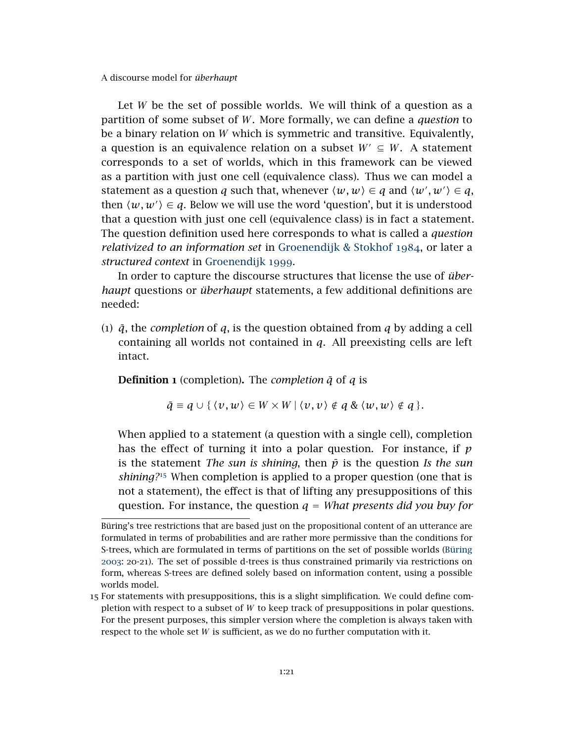Let $W$ be the set of possible worlds. We will think of a question as a partition of some subset of $W$. More formally, we can define a *question* to be a binary relation on $W$ which is symmetric and transitive. Equivalently, a question is an equivalence relation on a subset $W' \subseteq W$. A statement corresponds to a set of worlds, which in this framework can be viewed as a partition with just one cell (equivalence class). Thus we can model a statement as a question $q$ such that, whenever $\langle w, w \rangle \in q$ and $\langle w', w' \rangle \in q$, then $\langle w, w' \rangle \in q$. Below we will use the word 'question', but it is understood that a question with just one cell (equivalence class) is in fact a statement. The question definition used here corresponds to what is called a *question relativized to an information set* in Groenendijk & Stokhof 1984, or later a *structured context* in Groenendijk 1999.

In order to capture the discourse structures that license the use of *überhaupt* questions or *überhaupt* statements, a few additional definitions are needed:

(1) $\bar{q}$, the *completion* of $q$, is the question obtained from $q$ by adding a cell containing all worlds not contained in $q$. All preexisting cells are left intact.

**Definition 1** (completion)**.** The *completion* $\bar{q}$ of $q$ is

$$\bar{q} \equiv q \cup \{\, \langle v, w \rangle \in W \times W \mid \langle v, v \rangle \notin q \;\&\; \langle w, w \rangle \notin q \,\}.$$

When applied to a statement (a question with a single cell), completion has the effect of turning it into a polar question. For instance, if $p$ is the statement *The sun is shining*, then $\bar{p}$ is the question *Is the sun shining?*[15] When completion is applied to a proper question (one that is not a statement), the effect is that of lifting any presuppositions of this question. For instance, the question $q$ = *What presents did you buy for*

---

Büring's tree restrictions that are based just on the propositional content of an utterance are formulated in terms of probabilities and are rather more permissive than the conditions for S-trees, which are formulated in terms of partitions on the set of possible worlds (Büring 2003: 20-21). The set of possible d-trees is thus constrained primarily via restrictions on form, whereas S-trees are defined solely based on information content, using a possible worlds model.

15 For statements with presuppositions, this is a slight simplification. We could define completion with respect to a subset of $W$ to keep track of presuppositions in polar questions. For the present purposes, this simpler version where the completion is always taken with respect to the whole set $W$ is sufficient, as we do no further computation with it.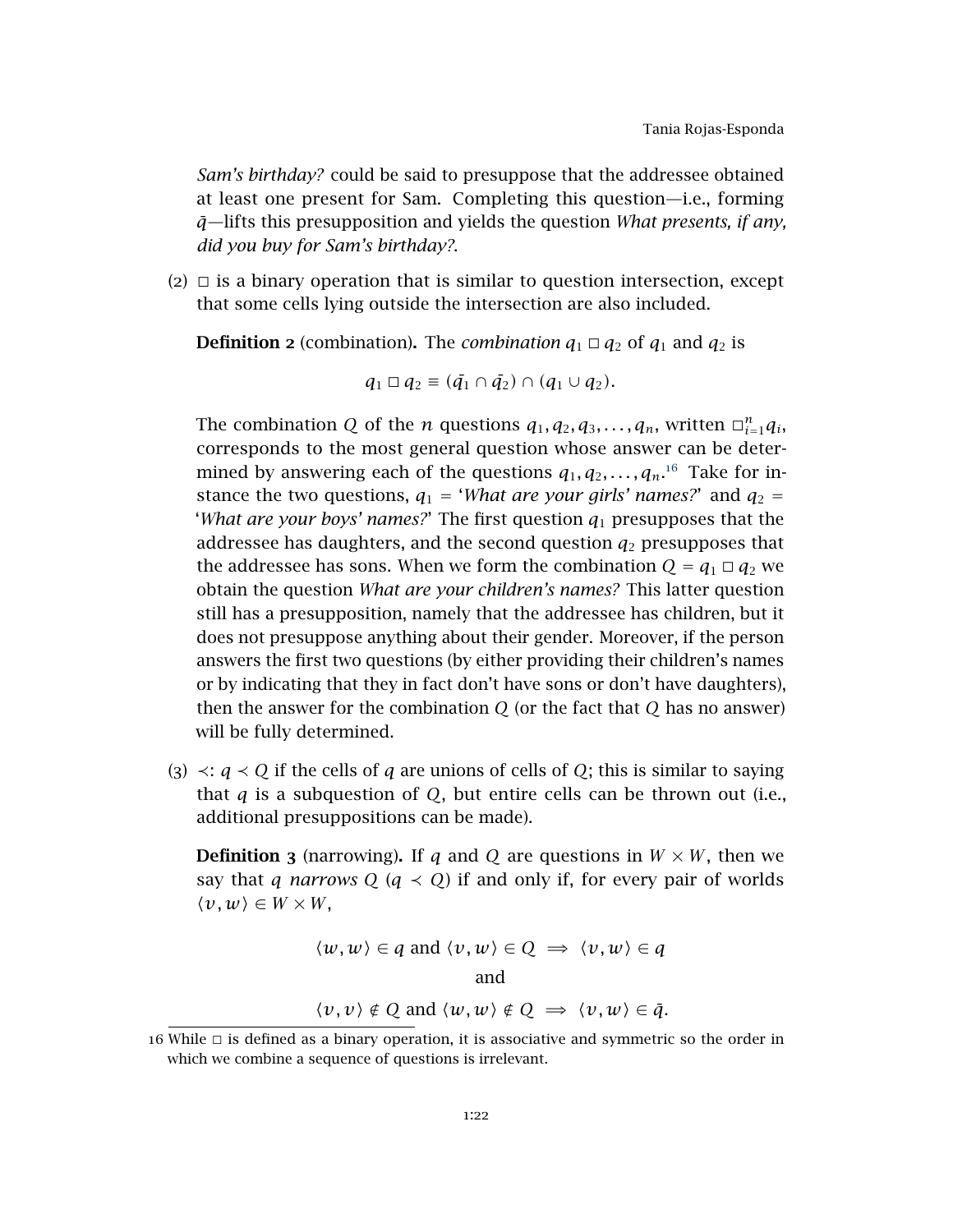*Sam's birthday?* could be said to presuppose that the addressee obtained at least one present for Sam. Completing this question—i.e., forming $\bar{q}$—lifts this presupposition and yields the question *What presents, if any, did you buy for Sam's birthday?*.

(2) $\Box$ is a binary operation that is similar to question intersection, except that some cells lying outside the intersection are also included.

**Definition 2** (combination)**.** The *combination* $q_1 \,\Box\, q_2$ of $q_1$ and $q_2$ is

$$q_1 \,\Box\, q_2 \equiv (\bar{q}_1 \cap \bar{q}_2) \cap (q_1 \cup q_2).$$

The combination $Q$ of the $n$ questions $q_1, q_2, q_3, \ldots, q_n$, written $\Box_{i=1}^{n} q_i$, corresponds to the most general question whose answer can be determined by answering each of the questions $q_1, q_2, \ldots, q_n$.[16] Take for instance the two questions, $q_1$ = '*What are your girls' names?*' and $q_2$ = '*What are your boys' names?*' The first question $q_1$ presupposes that the addressee has daughters, and the second question $q_2$ presupposes that the addressee has sons. When we form the combination $Q = q_1 \,\Box\, q_2$ we obtain the question *What are your children's names?* This latter question still has a presupposition, namely that the addressee has children, but it does not presuppose anything about their gender. Moreover, if the person answers the first two questions (by either providing their children's names or by indicating that they in fact don't have sons or don't have daughters), then the answer for the combination $Q$ (or the fact that $Q$ has no answer) will be fully determined.

(3) $\prec$: $q \prec Q$ if the cells of $q$ are unions of cells of $Q$; this is similar to saying that $q$ is a subquestion of $Q$, but entire cells can be thrown out (i.e., additional presuppositions can be made).

**Definition 3** (narrowing)**.** If $q$ and $Q$ are questions in $W \times W$, then we say that $q$ *narrows* $Q$ ($q \prec Q$) if and only if, for every pair of worlds $\langle v, w \rangle \in W \times W$,

$$\langle w, w \rangle \in q \text{ and } \langle v, w \rangle \in Q \implies \langle v, w \rangle \in q$$

and

$$\langle v, v \rangle \notin Q \text{ and } \langle w, w \rangle \notin Q \implies \langle v, w \rangle \in \bar{q}.$$

16 While $\Box$ is defined as a binary operation, it is associative and symmetric so the order in which we combine a sequence of questions is irrelevant.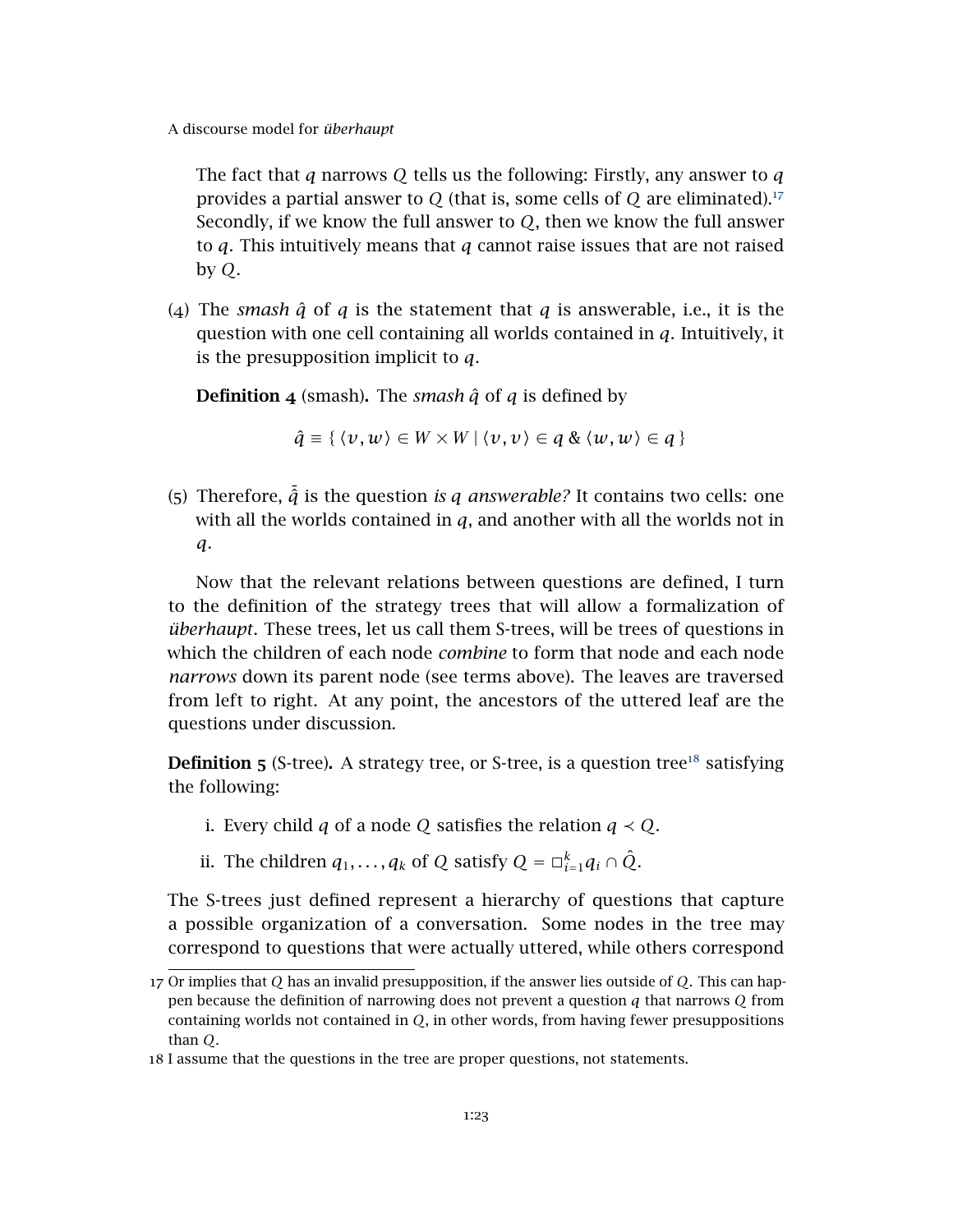The fact that $q$ narrows $Q$ tells us the following: Firstly, any answer to $q$ provides a partial answer to $Q$ (that is, some cells of $Q$ are eliminated).[17] Secondly, if we know the full answer to $Q$, then we know the full answer to $q$. This intuitively means that $q$ cannot raise issues that are not raised by $Q$.

(4) The *smash* $\hat{q}$ of $q$ is the statement that $q$ is answerable, i.e., it is the question with one cell containing all worlds contained in $q$. Intuitively, it is the presupposition implicit to $q$.

**Definition 4** (smash)**.** The *smash* $\hat{q}$ of $q$ is defined by

$$\hat{q} \equiv \{ \langle v, w \rangle \in W \times W \mid \langle v, v \rangle \in q \;\&\; \langle w, w \rangle \in q \}$$

(5) Therefore, $\bar{\hat{q}}$ is the question *is $q$ answerable?* It contains two cells: one with all the worlds contained in $q$, and another with all the worlds not in $q$.

Now that the relevant relations between questions are defined, I turn to the definition of the strategy trees that will allow a formalization of *überhaupt*. These trees, let us call them S-trees, will be trees of questions in which the children of each node *combine* to form that node and each node *narrows* down its parent node (see terms above). The leaves are traversed from left to right. At any point, the ancestors of the uttered leaf are the questions under discussion.

**Definition 5** (S-tree)**.** A strategy tree, or S-tree, is a question tree[18] satisfying the following:

i. Every child $q$ of a node $Q$ satisfies the relation $q \prec Q$.

ii. The children $q_1, \ldots, q_k$ of $Q$ satisfy $Q = \square_{i=1}^{k} q_i \cap \hat{Q}$.

The S-trees just defined represent a hierarchy of questions that capture a possible organization of a conversation. Some nodes in the tree may correspond to questions that were actually uttered, while others correspond

---

17 Or implies that $Q$ has an invalid presupposition, if the answer lies outside of $Q$. This can happen because the definition of narrowing does not prevent a question $q$ that narrows $Q$ from containing worlds not contained in $Q$, in other words, from having fewer presuppositions than $Q$.

18 I assume that the questions in the tree are proper questions, not statements.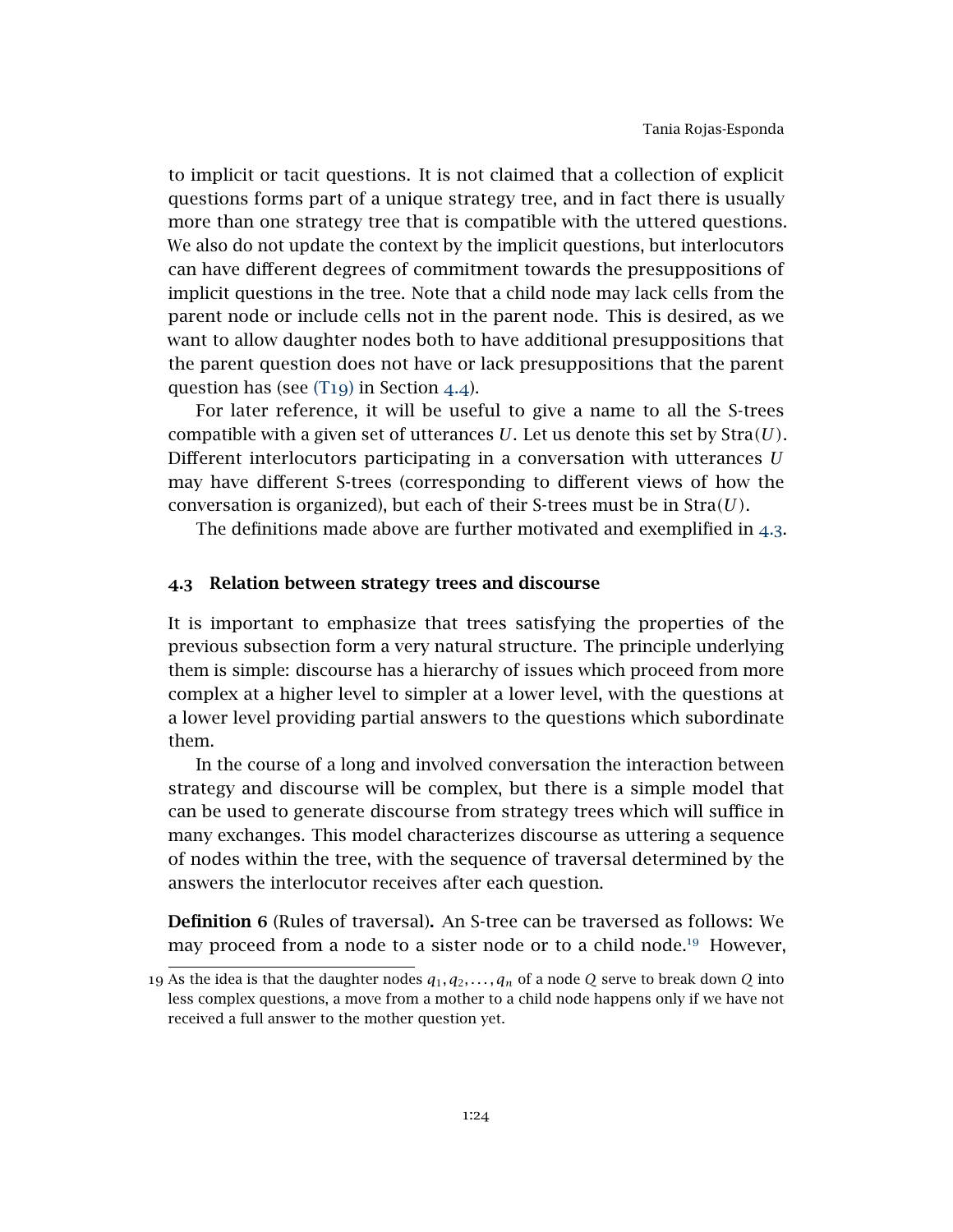to implicit or tacit questions. It is not claimed that a collection of explicit questions forms part of a unique strategy tree, and in fact there is usually more than one strategy tree that is compatible with the uttered questions. We also do not update the context by the implicit questions, but interlocutors can have different degrees of commitment towards the presuppositions of implicit questions in the tree. Note that a child node may lack cells from the parent node or include cells not in the parent node. This is desired, as we want to allow daughter nodes both to have additional presuppositions that the parent question does not have or lack presuppositions that the parent question has (see (T19) in Section 4.4).

For later reference, it will be useful to give a name to all the S-trees compatible with a given set of utterances $U$. Let us denote this set by $\mathrm{Stra}(U)$. Different interlocutors participating in a conversation with utterances $U$ may have different S-trees (corresponding to different views of how the conversation is organized), but each of their S-trees must be in $\mathrm{Stra}(U)$.

The definitions made above are further motivated and exemplified in 4.3.

### 4.3 Relation between strategy trees and discourse

It is important to emphasize that trees satisfying the properties of the previous subsection form a very natural structure. The principle underlying them is simple: discourse has a hierarchy of issues which proceed from more complex at a higher level to simpler at a lower level, with the questions at a lower level providing partial answers to the questions which subordinate them.

In the course of a long and involved conversation the interaction between strategy and discourse will be complex, but there is a simple model that can be used to generate discourse from strategy trees which will suffice in many exchanges. This model characterizes discourse as uttering a sequence of nodes within the tree, with the sequence of traversal determined by the answers the interlocutor receives after each question.

**Definition 6** (Rules of traversal)**.** An S-tree can be traversed as follows: We may proceed from a node to a sister node or to a child node.[19] However,

[19] As the idea is that the daughter nodes $q_1, q_2, \ldots, q_n$ of a node $Q$ serve to break down $Q$ into less complex questions, a move from a mother to a child node happens only if we have not received a full answer to the mother question yet.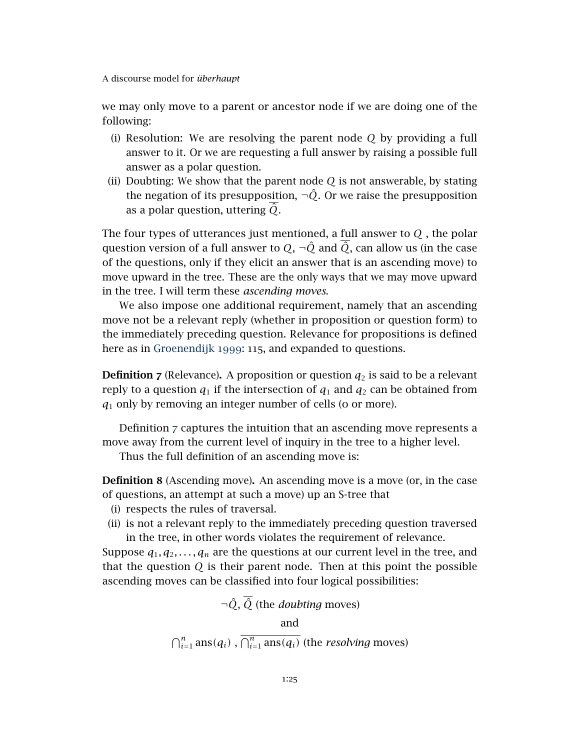we may only move to a parent or ancestor node if we are doing one of the following:

(i) Resolution: We are resolving the parent node $Q$ by providing a full answer to it. Or we are requesting a full answer by raising a possible full answer as a polar question.

(ii) Doubting: We show that the parent node $Q$ is not answerable, by stating the negation of its presupposition, $\neg\hat{Q}$. Or we raise the presupposition as a polar question, uttering $\overline{\hat{Q}}$.

The four types of utterances just mentioned, a full answer to $Q$ , the polar question version of a full answer to $Q$, $\neg\hat{Q}$ and $\overline{\hat{Q}}$, can allow us (in the case of the questions, only if they elicit an answer that is an ascending move) to move upward in the tree. These are the only ways that we may move upward in the tree. I will term these *ascending moves*.

We also impose one additional requirement, namely that an ascending move not be a relevant reply (whether in proposition or question form) to the immediately preceding question. Relevance for propositions is defined here as in Groenendijk 1999: 115, and expanded to questions.

**Definition 7** (Relevance)**.** A proposition or question $q_2$ is said to be a relevant reply to a question $q_1$ if the intersection of $q_1$ and $q_2$ can be obtained from $q_1$ only by removing an integer number of cells (0 or more).

Definition 7 captures the intuition that an ascending move represents a move away from the current level of inquiry in the tree to a higher level.

Thus the full definition of an ascending move is:

**Definition 8** (Ascending move)**.** An ascending move is a move (or, in the case of questions, an attempt at such a move) up an S-tree that

(i) respects the rules of traversal.

(ii) is not a relevant reply to the immediately preceding question traversed in the tree, in other words violates the requirement of relevance.

Suppose $q_1, q_2, \ldots, q_n$ are the questions at our current level in the tree, and that the question $Q$ is their parent node. Then at this point the possible ascending moves can be classified into four logical possibilities:

$$\neg\hat{Q},\ \overline{\hat{Q}} \text{ (the \textit{doubting} moves)}$$

and

$$\bigcap_{i=1}^{n} \text{ans}(q_i)\ ,\ \overline{\bigcap_{i=1}^{n} \text{ans}(q_i)} \text{ (the \textit{resolving} moves)}$$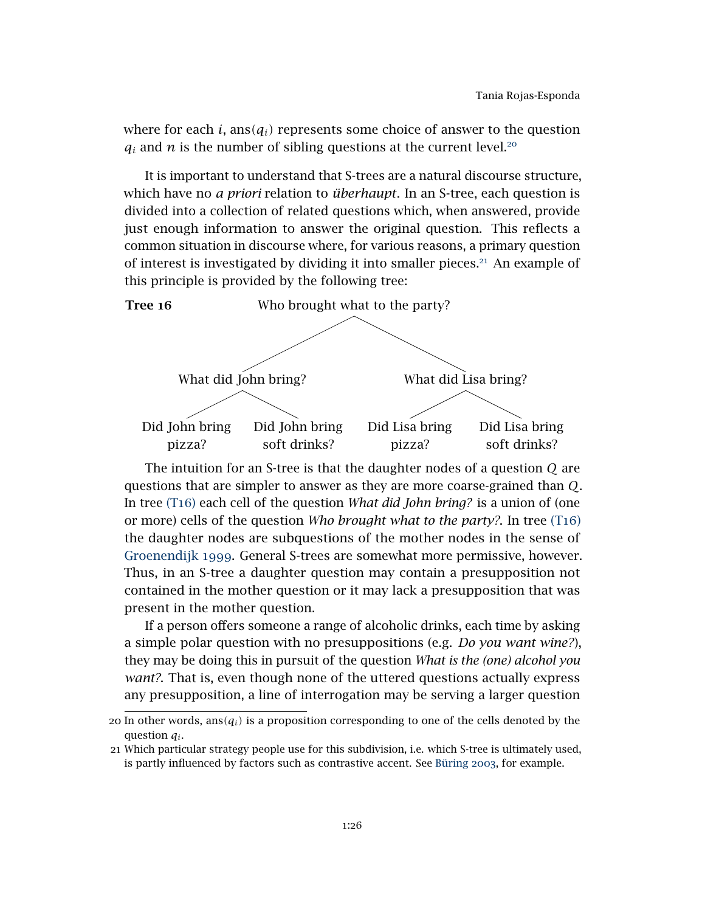where for each $i$, $\text{ans}(q_i)$ represents some choice of answer to the question $q_i$ and $n$ is the number of sibling questions at the current level.[20]

It is important to understand that S-trees are a natural discourse structure, which have no *a priori* relation to *überhaupt*. In an S-tree, each question is divided into a collection of related questions which, when answered, provide just enough information to answer the original question. This reflects a common situation in discourse where, for various reasons, a primary question of interest is investigated by dividing it into smaller pieces.[21] An example of this principle is provided by the following tree:

**Tree 16**

```
                    Who brought what to the party?
                   /                              \
        What did John bring?              What did Lisa bring?
          /            \                    /            \
  Did John bring   Did John bring   Did Lisa bring   Did Lisa bring
     pizza?        soft drinks?        pizza?        soft drinks?
```

The intuition for an S-tree is that the daughter nodes of a question $Q$ are questions that are simpler to answer as they are more coarse-grained than $Q$. In tree (T16) each cell of the question *What did John bring?* is a union of (one or more) cells of the question *Who brought what to the party?*. In tree (T16) the daughter nodes are subquestions of the mother nodes in the sense of Groenendijk 1999. General S-trees are somewhat more permissive, however. Thus, in an S-tree a daughter question may contain a presupposition not contained in the mother question or it may lack a presupposition that was present in the mother question.

If a person offers someone a range of alcoholic drinks, each time by asking a simple polar question with no presuppositions (e.g. *Do you want wine?*), they may be doing this in pursuit of the question *What is the (one) alcohol you want?*. That is, even though none of the uttered questions actually express any presupposition, a line of interrogation may be serving a larger question

---

20 In other words, $\text{ans}(q_i)$ is a proposition corresponding to one of the cells denoted by the question $q_i$.

21 Which particular strategy people use for this subdivision, i.e. which S-tree is ultimately used, is partly influenced by factors such as contrastive accent. See Büring 2003, for example.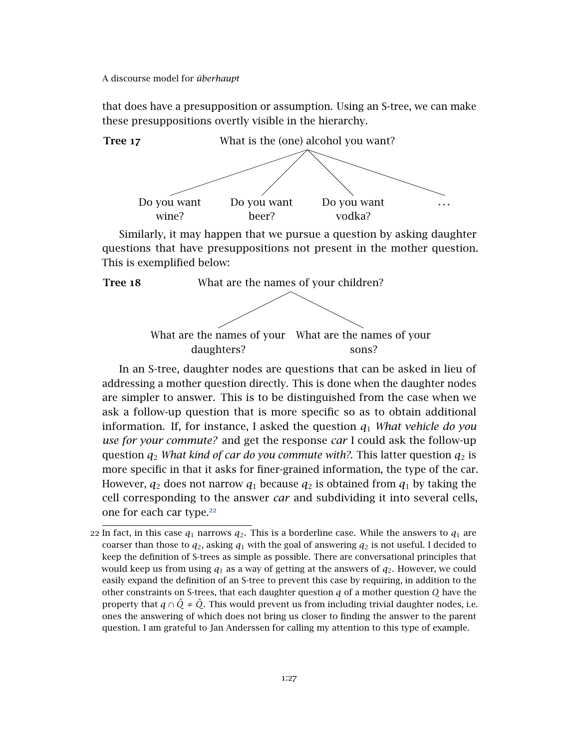that does have a presupposition or assumption. Using an S-tree, we can make these presuppositions overtly visible in the hierarchy.

**Tree 17**

What is the (one) alcohol you want?

- Do you want wine?
- Do you want beer?
- Do you want vodka?
- ...

Similarly, it may happen that we pursue a question by asking daughter questions that have presuppositions not present in the mother question. This is exemplified below:

**Tree 18**

What are the names of your children?

- What are the names of your daughters?
- What are the names of your sons?

In an S-tree, daughter nodes are questions that can be asked in lieu of addressing a mother question directly. This is done when the daughter nodes are simpler to answer. This is to be distinguished from the case when we ask a follow-up question that is more specific so as to obtain additional information. If, for instance, I asked the question $q_1$ *What vehicle do you use for your commute?* and get the response *car* I could ask the follow-up question $q_2$ *What kind of car do you commute with?*. This latter question $q_2$ is more specific in that it asks for finer-grained information, the type of the car. However, $q_2$ does not narrow $q_1$ because $q_2$ is obtained from $q_1$ by taking the cell corresponding to the answer *car* and subdividing it into several cells, one for each car type.[22]

---

22 In fact, in this case $q_1$ narrows $q_2$. This is a borderline case. While the answers to $q_1$ are coarser than those to $q_2$, asking $q_1$ with the goal of answering $q_2$ is not useful. I decided to keep the definition of S-trees as simple as possible. There are conversational principles that would keep us from using $q_1$ as a way of getting at the answers of $q_2$. However, we could easily expand the definition of an S-tree to prevent this case by requiring, in addition to the other constraints on S-trees, that each daughter question $q$ of a mother question $Q$ have the property that $q \cap \hat{Q} \neq \hat{Q}$. This would prevent us from including trivial daughter nodes, i.e. ones the answering of which does not bring us closer to finding the answer to the parent question. I am grateful to Jan Anderssen for calling my attention to this type of example.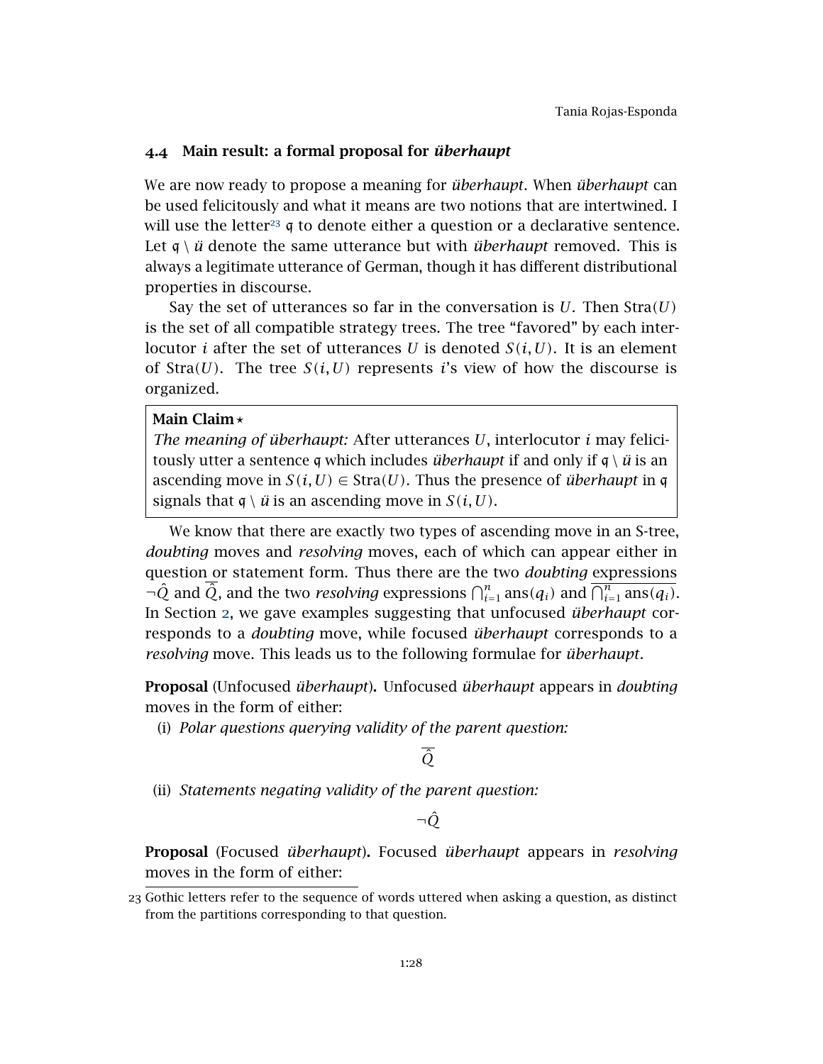### 4.4 Main result: a formal proposal for *überhaupt*

We are now ready to propose a meaning for *überhaupt*. When *überhaupt* can be used felicitously and what it means are two notions that are intertwined. I will use the letter[23] $\mathfrak{q}$ to denote either a question or a declarative sentence. Let $\mathfrak{q} \setminus \ddot{u}$ denote the same utterance but with *überhaupt* removed. This is always a legitimate utterance of German, though it has different distributional properties in discourse.

Say the set of utterances so far in the conversation is $U$. Then $\text{Stra}(U)$ is the set of all compatible strategy trees. The tree "favored" by each interlocutor $i$ after the set of utterances $U$ is denoted $S(i, U)$. It is an element of $\text{Stra}(U)$. The tree $S(i, U)$ represents $i$'s view of how the discourse is organized.

> **Main Claim** ⋆
> *The meaning of überhaupt:* After utterances $U$, interlocutor $i$ may felicitously utter a sentence $\mathfrak{q}$ which includes *überhaupt* if and only if $\mathfrak{q} \setminus \ddot{u}$ is an ascending move in $S(i, U) \in \text{Stra}(U)$. Thus the presence of *überhaupt* in $\mathfrak{q}$ signals that $\mathfrak{q} \setminus \ddot{u}$ is an ascending move in $S(i, U)$.

We know that there are exactly two types of ascending move in an S-tree, *doubting* moves and *resolving* moves, each of which can appear either in question or statement form. Thus there are the two *doubting* expressions $\neg\hat{Q}$ and $\overline{\hat{Q}}$, and the two *resolving* expressions $\bigcap_{i=1}^{n} \text{ans}(q_i)$ and $\overline{\bigcap_{i=1}^{n} \text{ans}(q_i)}$. In Section 2, we gave examples suggesting that unfocused *überhaupt* corresponds to a *doubting* move, while focused *überhaupt* corresponds to a *resolving* move. This leads us to the following formulae for *überhaupt*.

**Proposal** (Unfocused *überhaupt*)**.** Unfocused *überhaupt* appears in *doubting* moves in the form of either:

(i) *Polar questions querying validity of the parent question:*

$$\overline{\hat{Q}}$$

(ii) *Statements negating validity of the parent question:*

$$\neg\hat{Q}$$

**Proposal** (Focused *überhaupt*)**.** Focused *überhaupt* appears in *resolving* moves in the form of either:

---

[23] Gothic letters refer to the sequence of words uttered when asking a question, as distinct from the partitions corresponding to that question.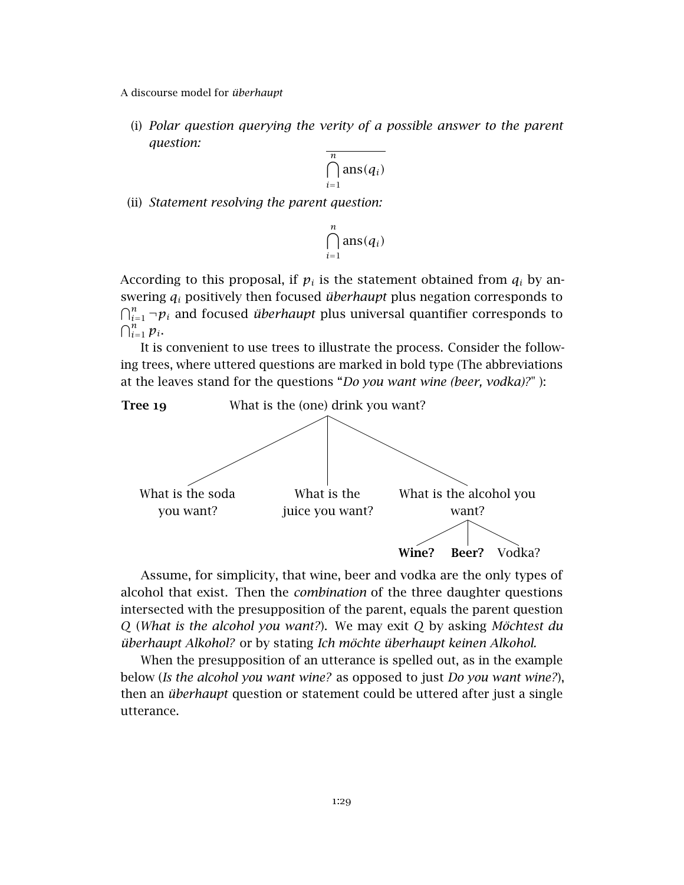(i) *Polar question querying the verity of a possible answer to the parent question:*

$$\overline{\bigcap_{i=1}^{n} \text{ans}(q_i)}$$

(ii) *Statement resolving the parent question:*

$$\bigcap_{i=1}^{n} \text{ans}(q_i)$$

According to this proposal, if $p_i$ is the statement obtained from $q_i$ by answering $q_i$ positively then focused *überhaupt* plus negation corresponds to $\bigcap_{i=1}^{n} \neg p_i$ and focused *überhaupt* plus universal quantifier corresponds to $\bigcap_{i=1}^{n} p_i$.

It is convenient to use trees to illustrate the process. Consider the following trees, where uttered questions are marked in bold type (The abbreviations at the leaves stand for the questions "*Do you want wine (beer, vodka)?*" ):

**Tree 19** What is the (one) drink you want?

- What is the soda you want?
- What is the juice you want?
- What is the alcohol you want?
  - **Wine?**
  - **Beer?**
  - Vodka?

Assume, for simplicity, that wine, beer and vodka are the only types of alcohol that exist. Then the *combination* of the three daughter questions intersected with the presupposition of the parent, equals the parent question $Q$ (*What is the alcohol you want?*). We may exit $Q$ by asking *Möchtest du überhaupt Alkohol?* or by stating *Ich möchte überhaupt keinen Alkohol.*

When the presupposition of an utterance is spelled out, as in the example below (*Is the alcohol you want wine?* as opposed to just *Do you want wine?*), then an *überhaupt* question or statement could be uttered after just a single utterance.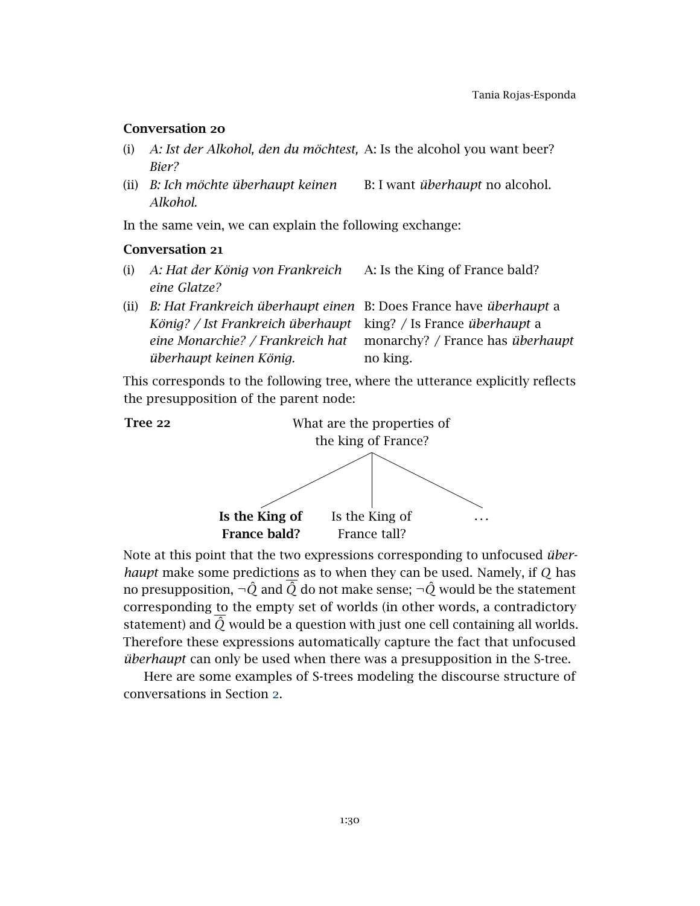**Conversation 20**

| | | |
|---|---|---|
| (i) | *A: Ist der Alkohol, den du möchtest, Bier?* | A: Is the alcohol you want beer? |
| (ii) | *B: Ich möchte überhaupt keinen Alkohol.* | B: I want *überhaupt* no alcohol. |

In the same vein, we can explain the following exchange:

**Conversation 21**

| | | |
|---|---|---|
| (i) | *A: Hat der König von Frankreich eine Glatze?* | A: Is the King of France bald? |
| (ii) | *B: Hat Frankreich überhaupt einen König? / Ist Frankreich überhaupt eine Monarchie? / Frankreich hat überhaupt keinen König.* | B: Does France have *überhaupt* a king? / Is France *überhaupt* a monarchy? / France has *überhaupt* no king. |

This corresponds to the following tree, where the utterance explicitly reflects the presupposition of the parent node:

**Tree 22**

```
            What are the properties of
                the king of France?
           /             |              \
Is the King of     Is the King of       ...
France bald?       France tall?
```

(The node "Is the King of France bald?" is in bold.)

Note at this point that the two expressions corresponding to unfocused *überhaupt* make some predictions as to when they can be used. Namely, if $Q$ has no presupposition, $\neg\hat{Q}$ and $\overline{\hat{Q}}$ do not make sense; $\neg\hat{Q}$ would be the statement corresponding to the empty set of worlds (in other words, a contradictory statement) and $\overline{\hat{Q}}$ would be a question with just one cell containing all worlds. Therefore these expressions automatically capture the fact that unfocused *überhaupt* can only be used when there was a presupposition in the S-tree.

Here are some examples of S-trees modeling the discourse structure of conversations in Section 2.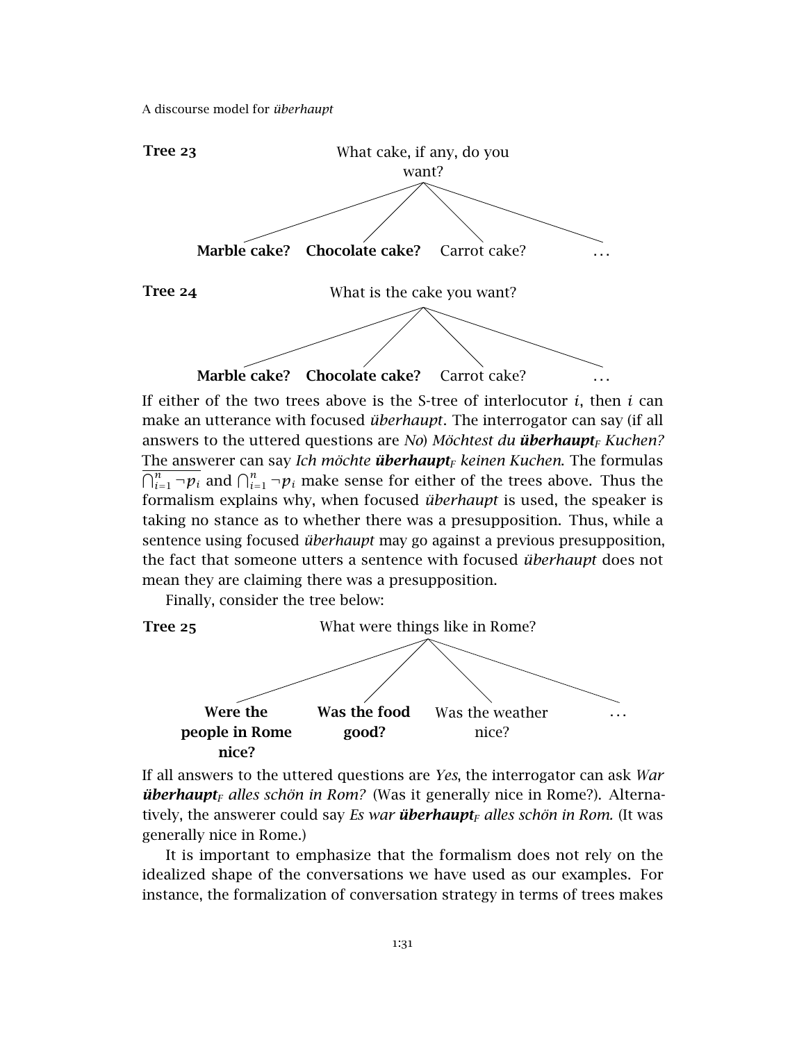**Tree 23**

What cake, if any, do you want?

- **Marble cake?**
- **Chocolate cake?**
- Carrot cake?
- ...

**Tree 24**

What is the cake you want?

- **Marble cake?**
- **Chocolate cake?**
- Carrot cake?
- ...

If either of the two trees above is the S-tree of interlocutor $i$, then $i$ can make an utterance with focused *überhaupt*. The interrogator can say (if all answers to the uttered questions are *No*) *Möchtest du* ***überhaupt***$_F$ *Kuchen?* The answerer can say *Ich möchte* ***überhaupt***$_F$ *keinen Kuchen.* The formulas $\overline{\bigcap_{i=1}^{n} \neg p_i}$ and $\bigcap_{i=1}^{n} \neg p_i$ make sense for either of the trees above. Thus the formalism explains why, when focused *überhaupt* is used, the speaker is taking no stance as to whether there was a presupposition. Thus, while a sentence using focused *überhaupt* may go against a previous presupposition, the fact that someone utters a sentence with focused *überhaupt* does not mean they are claiming there was a presupposition.

Finally, consider the tree below:

**Tree 25**

What were things like in Rome?

- **Were the people in Rome nice?**
- **Was the food good?**
- Was the weather nice?
- ...

If all answers to the uttered questions are *Yes*, the interrogator can ask *War* ***überhaupt***$_F$ *alles schön in Rom?* (Was it generally nice in Rome?). Alternatively, the answerer could say *Es war* ***überhaupt***$_F$ *alles schön in Rom.* (It was generally nice in Rome.)

It is important to emphasize that the formalism does not rely on the idealized shape of the conversations we have used as our examples. For instance, the formalization of conversation strategy in terms of trees makes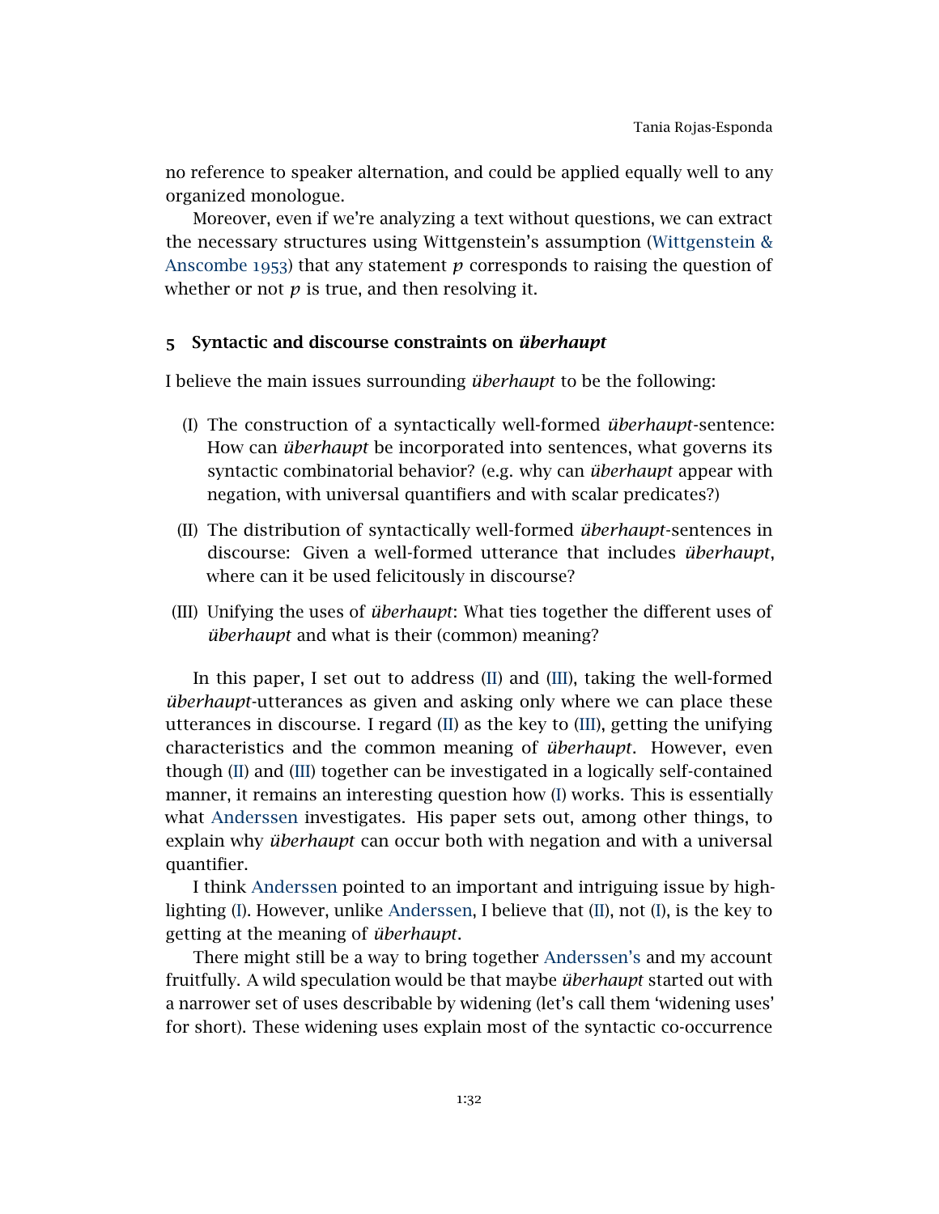no reference to speaker alternation, and could be applied equally well to any organized monologue.

Moreover, even if we're analyzing a text without questions, we can extract the necessary structures using Wittgenstein's assumption (Wittgenstein & Anscombe 1953) that any statement $p$ corresponds to raising the question of whether or not $p$ is true, and then resolving it.

## 5 Syntactic and discourse constraints on *überhaupt*

I believe the main issues surrounding *überhaupt* to be the following:

(I) The construction of a syntactically well-formed *überhaupt*-sentence: How can *überhaupt* be incorporated into sentences, what governs its syntactic combinatorial behavior? (e.g. why can *überhaupt* appear with negation, with universal quantifiers and with scalar predicates?)

(II) The distribution of syntactically well-formed *überhaupt*-sentences in discourse: Given a well-formed utterance that includes *überhaupt*, where can it be used felicitously in discourse?

(III) Unifying the uses of *überhaupt*: What ties together the different uses of *überhaupt* and what is their (common) meaning?

In this paper, I set out to address (II) and (III), taking the well-formed *überhaupt*-utterances as given and asking only where we can place these utterances in discourse. I regard (II) as the key to (III), getting the unifying characteristics and the common meaning of *überhaupt*. However, even though (II) and (III) together can be investigated in a logically self-contained manner, it remains an interesting question how (I) works. This is essentially what Anderssen investigates. His paper sets out, among other things, to explain why *überhaupt* can occur both with negation and with a universal quantifier.

I think Anderssen pointed to an important and intriguing issue by highlighting (I). However, unlike Anderssen, I believe that (II), not (I), is the key to getting at the meaning of *überhaupt*.

There might still be a way to bring together Anderssen's and my account fruitfully. A wild speculation would be that maybe *überhaupt* started out with a narrower set of uses describable by widening (let's call them 'widening uses' for short). These widening uses explain most of the syntactic co-occurrence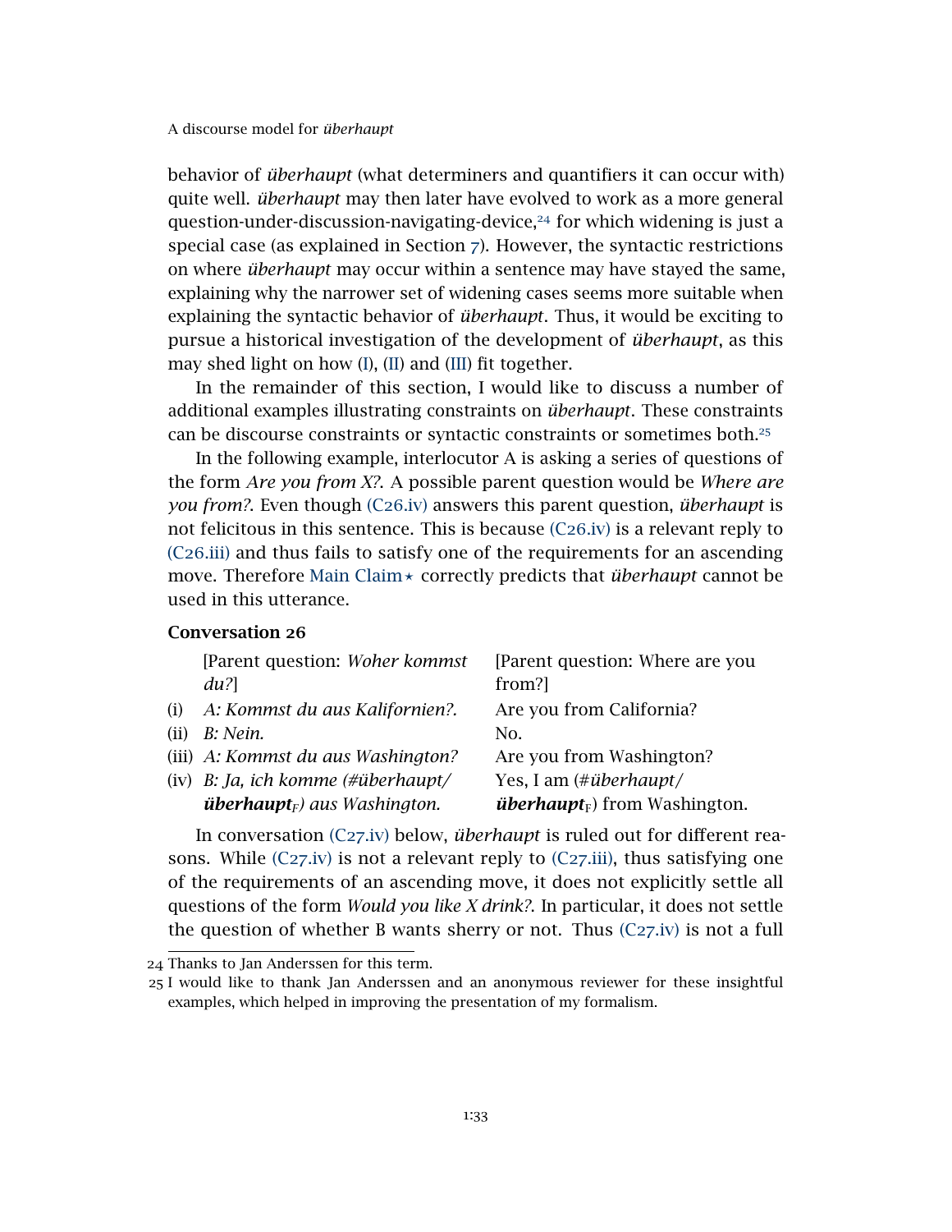behavior of *überhaupt* (what determiners and quantifiers it can occur with) quite well. *überhaupt* may then later have evolved to work as a more general question-under-discussion-navigating-device,[24] for which widening is just a special case (as explained in Section 7). However, the syntactic restrictions on where *überhaupt* may occur within a sentence may have stayed the same, explaining why the narrower set of widening cases seems more suitable when explaining the syntactic behavior of *überhaupt*. Thus, it would be exciting to pursue a historical investigation of the development of *überhaupt*, as this may shed light on how (I), (II) and (III) fit together.

In the remainder of this section, I would like to discuss a number of additional examples illustrating constraints on *überhaupt*. These constraints can be discourse constraints or syntactic constraints or sometimes both.[25]

In the following example, interlocutor A is asking a series of questions of the form *Are you from X?*. A possible parent question would be *Where are you from?*. Even though (C26.iv) answers this parent question, *überhaupt* is not felicitous in this sentence. This is because (C26.iv) is a relevant reply to (C26.iii) and thus fails to satisfy one of the requirements for an ascending move. Therefore Main Claim⋆ correctly predicts that *überhaupt* cannot be used in this utterance.

**Conversation 26**

| | | |
|---|---|---|
| | [Parent question: *Woher kommst du?*] | [Parent question: Where are you from?] |
| (i) | *A: Kommst du aus Kalifornien?.* | Are you from California? |
| (ii) | *B: Nein.* | No. |
| (iii) | *A: Kommst du aus Washington?* | Are you from Washington? |
| (iv) | *B: Ja, ich komme (#überhaupt/ **überhaupt**$_F$) aus Washington.* | Yes, I am (#*überhaupt*/ ***überhaupt***$_F$) from Washington. |

In conversation (C27.iv) below, *überhaupt* is ruled out for different reasons. While (C27.iv) is not a relevant reply to (C27.iii), thus satisfying one of the requirements of an ascending move, it does not explicitly settle all questions of the form *Would you like X drink?*. In particular, it does not settle the question of whether B wants sherry or not. Thus (C27.iv) is not a full

[24] Thanks to Jan Anderssen for this term.

[25] I would like to thank Jan Anderssen and an anonymous reviewer for these insightful examples, which helped in improving the presentation of my formalism.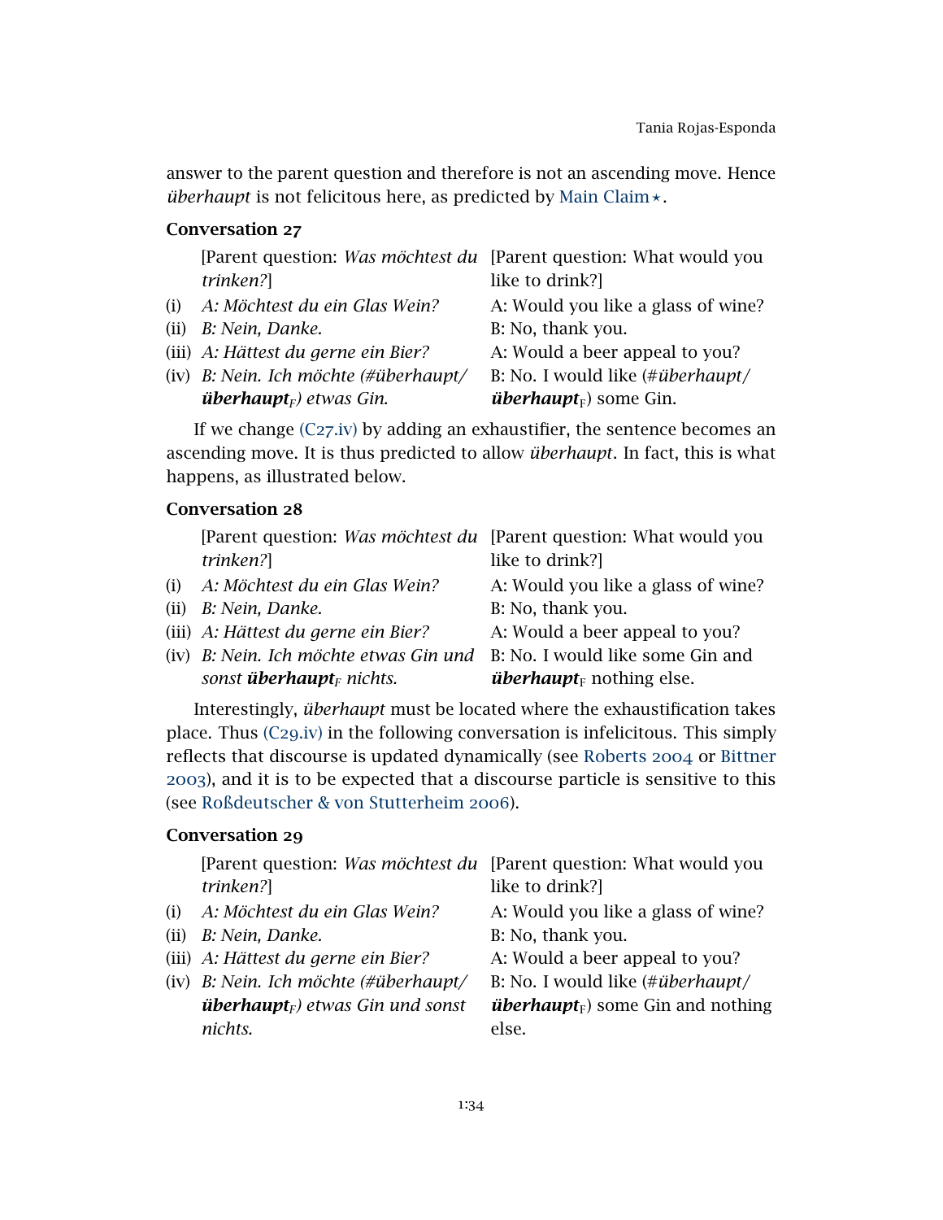answer to the parent question and therefore is not an ascending move. Hence *überhaupt* is not felicitous here, as predicted by Main Claim⋆.

**Conversation 27**

| | German | English |
|---|---|---|
| | [Parent question: *Was möchtest du trinken?*] | [Parent question: What would you like to drink?] |
| (i) | *A: Möchtest du ein Glas Wein?* | A: Would you like a glass of wine? |
| (ii) | *B: Nein, Danke.* | B: No, thank you. |
| (iii) | *A: Hättest du gerne ein Bier?* | A: Would a beer appeal to you? |
| (iv) | *B: Nein. Ich möchte (#überhaupt/ **überhaupt**$_F$) etwas Gin.* | B: No. I would like (#*überhaupt*/ ***überhaupt***$_F$) some Gin. |

If we change (C27.iv) by adding an exhaustifier, the sentence becomes an ascending move. It is thus predicted to allow *überhaupt*. In fact, this is what happens, as illustrated below.

**Conversation 28**

| | German | English |
|---|---|---|
| | [Parent question: *Was möchtest du trinken?*] | [Parent question: What would you like to drink?] |
| (i) | *A: Möchtest du ein Glas Wein?* | A: Would you like a glass of wine? |
| (ii) | *B: Nein, Danke.* | B: No, thank you. |
| (iii) | *A: Hättest du gerne ein Bier?* | A: Would a beer appeal to you? |
| (iv) | *B: Nein. Ich möchte etwas Gin und sonst **überhaupt**$_F$ nichts.* | B: No. I would like some Gin and ***überhaupt***$_F$ nothing else. |

Interestingly, *überhaupt* must be located where the exhaustification takes place. Thus (C29.iv) in the following conversation is infelicitous. This simply reflects that discourse is updated dynamically (see Roberts 2004 or Bittner 2003), and it is to be expected that a discourse particle is sensitive to this (see Roßdeutscher & von Stutterheim 2006).

**Conversation 29**

| | German | English |
|---|---|---|
| | [Parent question: *Was möchtest du trinken?*] | [Parent question: What would you like to drink?] |
| (i) | *A: Möchtest du ein Glas Wein?* | A: Would you like a glass of wine? |
| (ii) | *B: Nein, Danke.* | B: No, thank you. |
| (iii) | *A: Hättest du gerne ein Bier?* | A: Would a beer appeal to you? |
| (iv) | *B: Nein. Ich möchte (#überhaupt/ **überhaupt**$_F$) etwas Gin und sonst nichts.* | B: No. I would like (#*überhaupt*/ ***überhaupt***$_F$) some Gin and nothing else. |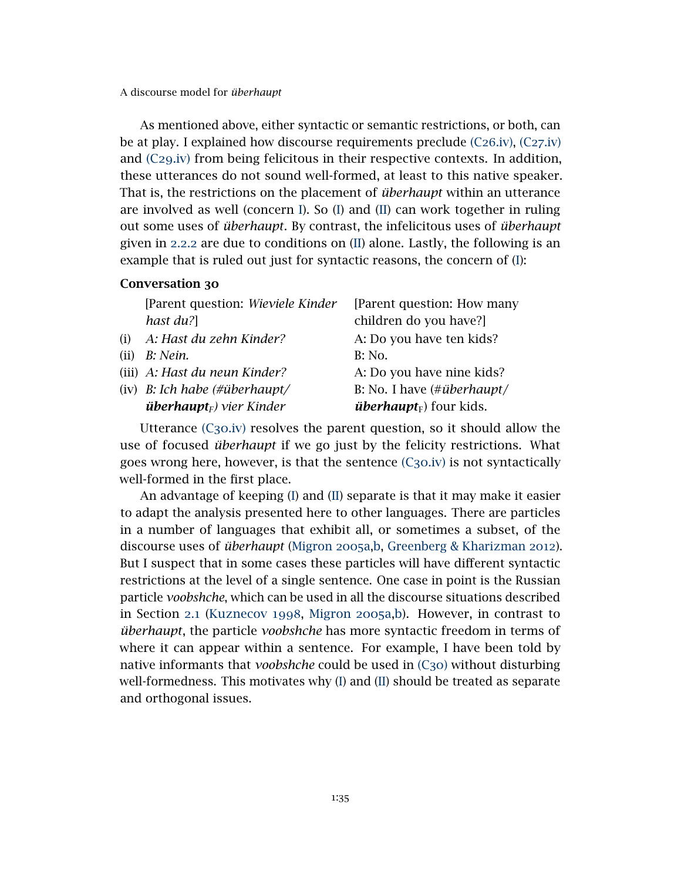As mentioned above, either syntactic or semantic restrictions, or both, can be at play. I explained how discourse requirements preclude (C26.iv), (C27.iv) and (C29.iv) from being felicitous in their respective contexts. In addition, these utterances do not sound well-formed, at least to this native speaker. That is, the restrictions on the placement of *überhaupt* within an utterance are involved as well (concern I). So (I) and (II) can work together in ruling out some uses of *überhaupt*. By contrast, the infelicitous uses of *überhaupt* given in 2.2.2 are due to conditions on (II) alone. Lastly, the following is an example that is ruled out just for syntactic reasons, the concern of (I):

**Conversation 30**

| | | |
|---|---|---|
| | [Parent question: *Wieviele Kinder hast du?*] | [Parent question: How many children do you have?] |
| (i) | *A: Hast du zehn Kinder?* | A: Do you have ten kids? |
| (ii) | *B: Nein.* | B: No. |
| (iii) | *A: Hast du neun Kinder?* | A: Do you have nine kids? |
| (iv) | *B: Ich habe (#überhaupt/ **überhaupt**$_F$) vier Kinder* | B: No. I have (#*überhaupt*/ ***überhaupt***$_F$) four kids. |

Utterance (C30.iv) resolves the parent question, so it should allow the use of focused *überhaupt* if we go just by the felicity restrictions. What goes wrong here, however, is that the sentence (C30.iv) is not syntactically well-formed in the first place.

An advantage of keeping (I) and (II) separate is that it may make it easier to adapt the analysis presented here to other languages. There are particles in a number of languages that exhibit all, or sometimes a subset, of the discourse uses of *überhaupt* (Migron 2005a,b, Greenberg & Kharizman 2012). But I suspect that in some cases these particles will have different syntactic restrictions at the level of a single sentence. One case in point is the Russian particle *voobshche*, which can be used in all the discourse situations described in Section 2.1 (Kuznecov 1998, Migron 2005a,b). However, in contrast to *überhaupt*, the particle *voobshche* has more syntactic freedom in terms of where it can appear within a sentence. For example, I have been told by native informants that *voobshche* could be used in (C30) without disturbing well-formedness. This motivates why (I) and (II) should be treated as separate and orthogonal issues.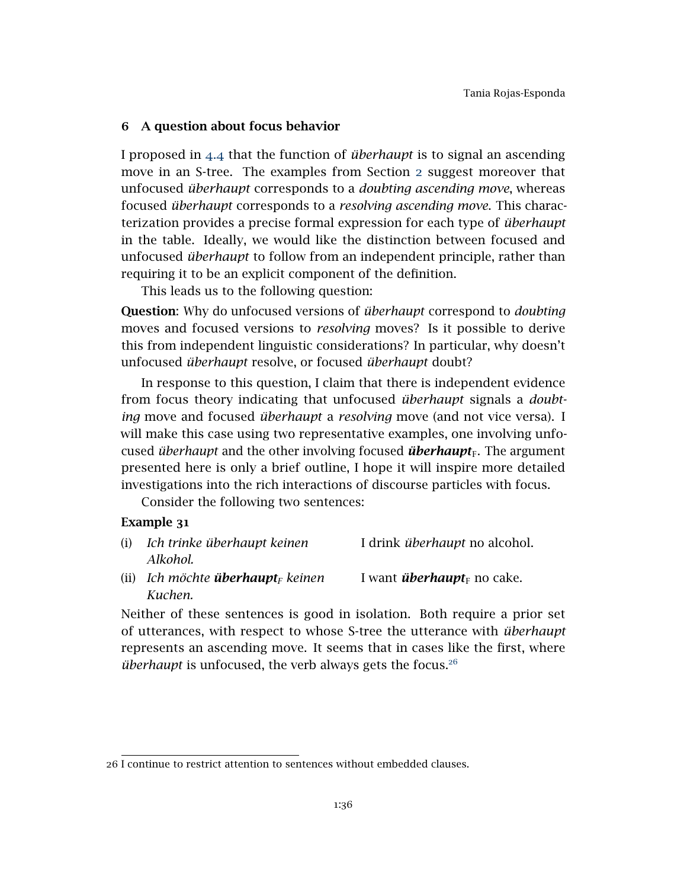## 6 A question about focus behavior

I proposed in 4.4 that the function of *überhaupt* is to signal an ascending move in an S-tree. The examples from Section 2 suggest moreover that unfocused *überhaupt* corresponds to a *doubting ascending move*, whereas focused *überhaupt* corresponds to a *resolving ascending move*. This characterization provides a precise formal expression for each type of *überhaupt* in the table. Ideally, we would like the distinction between focused and unfocused *überhaupt* to follow from an independent principle, rather than requiring it to be an explicit component of the definition.

This leads us to the following question:

**Question**: Why do unfocused versions of *überhaupt* correspond to *doubting* moves and focused versions to *resolving* moves? Is it possible to derive this from independent linguistic considerations? In particular, why doesn't unfocused *überhaupt* resolve, or focused *überhaupt* doubt?

In response to this question, I claim that there is independent evidence from focus theory indicating that unfocused *überhaupt* signals a *doubting* move and focused *überhaupt* a *resolving* move (and not vice versa). I will make this case using two representative examples, one involving unfocused *überhaupt* and the other involving focused ***überhaupt***$_{\mathrm{F}}$. The argument presented here is only a brief outline, I hope it will inspire more detailed investigations into the rich interactions of discourse particles with focus.

Consider the following two sentences:

**Example 31**

| | | |
|---|---|---|
| (i) | *Ich trinke überhaupt keinen Alkohol.* | I drink *überhaupt* no alcohol. |
| (ii) | *Ich möchte* ***überhaupt***$_{\mathrm{F}}$ *keinen Kuchen.* | I want ***überhaupt***$_{\mathrm{F}}$ no cake. |

Neither of these sentences is good in isolation. Both require a prior set of utterances, with respect to whose S-tree the utterance with *überhaupt* represents an ascending move. It seems that in cases like the first, where *überhaupt* is unfocused, the verb always gets the focus.[26]

---

26 I continue to restrict attention to sentences without embedded clauses.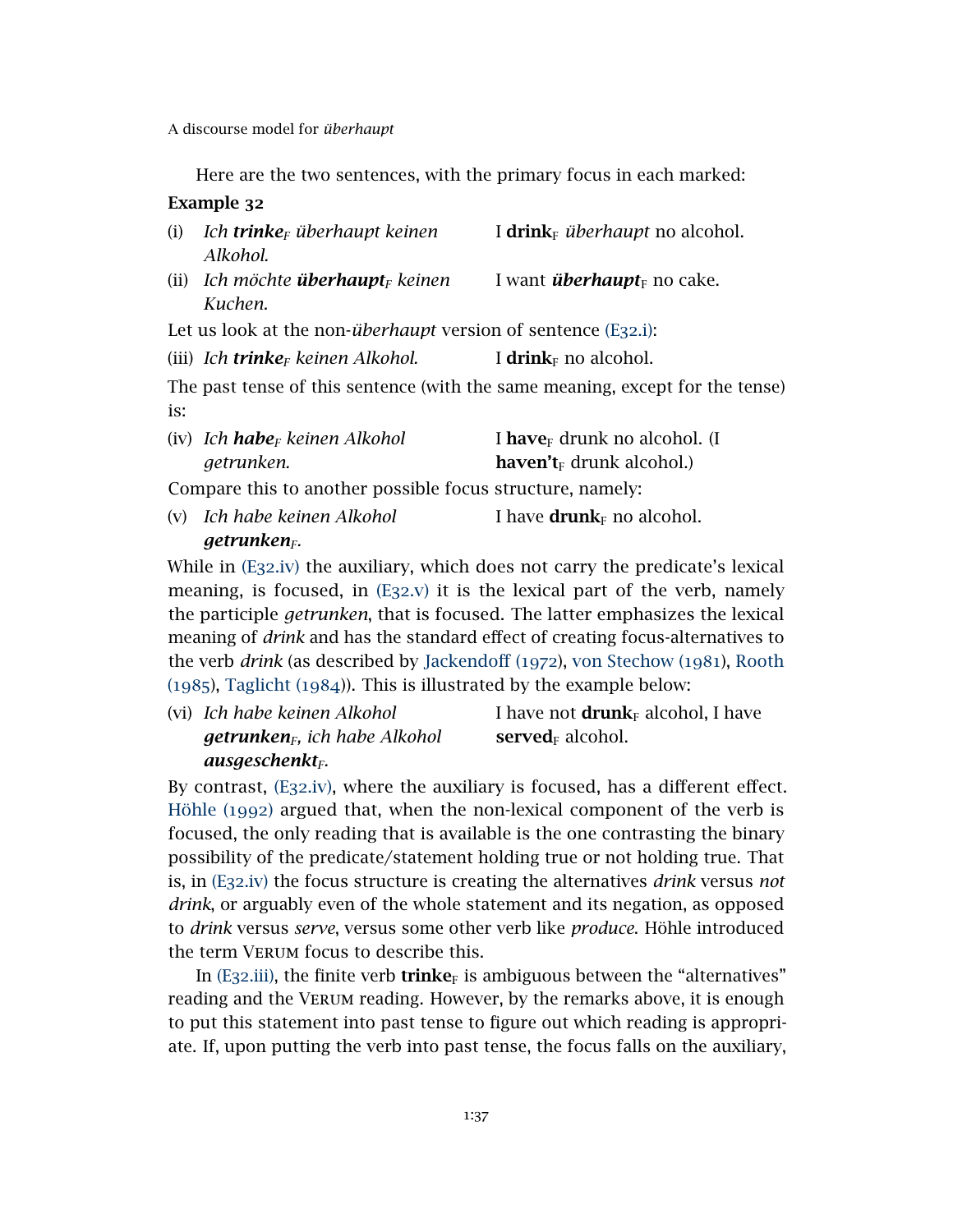Here are the two sentences, with the primary focus in each marked:

**Example 32**

(i) *Ich **trinke**$_F$ überhaupt keinen Alkohol.* — I **drink**$_F$ *überhaupt* no alcohol.

(ii) *Ich möchte **überhaupt**$_F$ keinen Kuchen.* — I want ***überhaupt***$_F$ no cake.

Let us look at the non-*überhaupt* version of sentence (E32.i):

(iii) *Ich **trinke**$_F$ keinen Alkohol.* — I **drink**$_F$ no alcohol.

The past tense of this sentence (with the same meaning, except for the tense) is:

(iv) *Ich **habe**$_F$ keinen Alkohol getrunken.* — I **have**$_F$ drunk no alcohol. (I **haven't**$_F$ drunk alcohol.)

Compare this to another possible focus structure, namely:

(v) *Ich habe keinen Alkohol **getrunken**$_F$.* — I have **drunk**$_F$ no alcohol.

While in (E32.iv) the auxiliary, which does not carry the predicate's lexical meaning, is focused, in (E32.v) it is the lexical part of the verb, namely the participle *getrunken*, that is focused. The latter emphasizes the lexical meaning of *drink* and has the standard effect of creating focus-alternatives to the verb *drink* (as described by Jackendoff (1972), von Stechow (1981), Rooth (1985), Taglicht (1984)). This is illustrated by the example below:

(vi) *Ich habe keinen Alkohol **getrunken**$_F$, ich habe Alkohol **ausgeschenkt**$_F$.* — I have not **drunk**$_F$ alcohol, I have **served**$_F$ alcohol.

By contrast, (E32.iv), where the auxiliary is focused, has a different effect. Höhle (1992) argued that, when the non-lexical component of the verb is focused, the only reading that is available is the one contrasting the binary possibility of the predicate/statement holding true or not holding true. That is, in (E32.iv) the focus structure is creating the alternatives *drink* versus *not drink*, or arguably even of the whole statement and its negation, as opposed to *drink* versus *serve*, versus some other verb like *produce*. Höhle introduced the term Verum focus to describe this.

In (E32.iii), the finite verb **trinke**$_F$ is ambiguous between the "alternatives" reading and the Verum reading. However, by the remarks above, it is enough to put this statement into past tense to figure out which reading is appropriate. If, upon putting the verb into past tense, the focus falls on the auxiliary,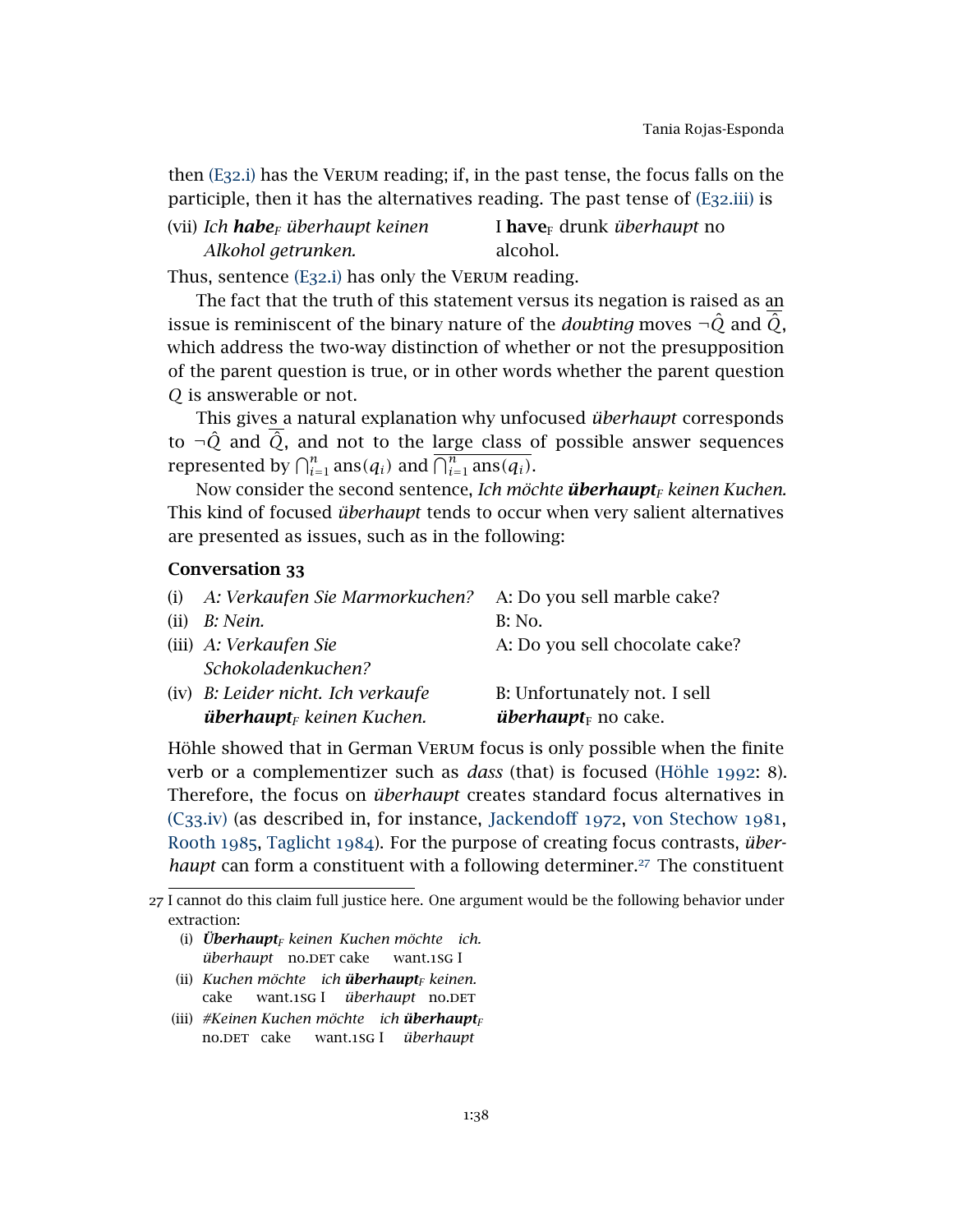then (E32.i) has the Verum reading; if, in the past tense, the focus falls on the participle, then it has the alternatives reading. The past tense of (E32.iii) is

(vii) *Ich* ***habe***$_F$ *überhaupt keinen Alkohol getrunken.* — I **have**$_F$ drunk *überhaupt* no alcohol.

Thus, sentence (E32.i) has only the Verum reading.

The fact that the truth of this statement versus its negation is raised as an issue is reminiscent of the binary nature of the *doubting* moves $\neg\hat{Q}$ and $\overline{\hat{Q}}$, which address the two-way distinction of whether or not the presupposition of the parent question is true, or in other words whether the parent question $Q$ is answerable or not.

This gives a natural explanation why unfocused *überhaupt* corresponds to $\neg\hat{Q}$ and $\overline{\hat{Q}}$, and not to the large class of possible answer sequences represented by $\bigcap_{i=1}^{n} \text{ans}(q_i)$ and $\overline{\bigcap_{i=1}^{n} \text{ans}(q_i)}$.

Now consider the second sentence, *Ich möchte* ***überhaupt***$_F$ *keinen Kuchen.* This kind of focused *überhaupt* tends to occur when very salient alternatives are presented as issues, such as in the following:

**Conversation 33**

| | | |
|---|---|---|
| (i) | *A: Verkaufen Sie Marmorkuchen?* | A: Do you sell marble cake? |
| (ii) | *B: Nein.* | B: No. |
| (iii) | *A: Verkaufen Sie Schokoladenkuchen?* | A: Do you sell chocolate cake? |
| (iv) | *B: Leider nicht. Ich verkaufe* ***überhaupt***$_F$ *keinen Kuchen.* | B: Unfortunately not. I sell ***überhaupt***$_F$ no cake. |

Höhle showed that in German Verum focus is only possible when the finite verb or a complementizer such as *dass* (that) is focused (Höhle 1992: 8). Therefore, the focus on *überhaupt* creates standard focus alternatives in (C33.iv) (as described in, for instance, Jackendoff 1972, von Stechow 1981, Rooth 1985, Taglicht 1984). For the purpose of creating focus contrasts, *überhaupt* can form a constituent with a following determiner.[27] The constituent

---

[27] I cannot do this claim full justice here. One argument would be the following behavior under extraction:

(i) ***Überhaupt***$_F$ *keinen Kuchen möchte ich.*
   überhaupt no.DET cake want.1SG I

(ii) *Kuchen möchte ich* ***überhaupt***$_F$ *keinen.*
   cake want.1SG I überhaupt no.DET

(iii) #*Keinen Kuchen möchte ich* ***überhaupt***$_F$
   no.DET cake want.1SG I überhaupt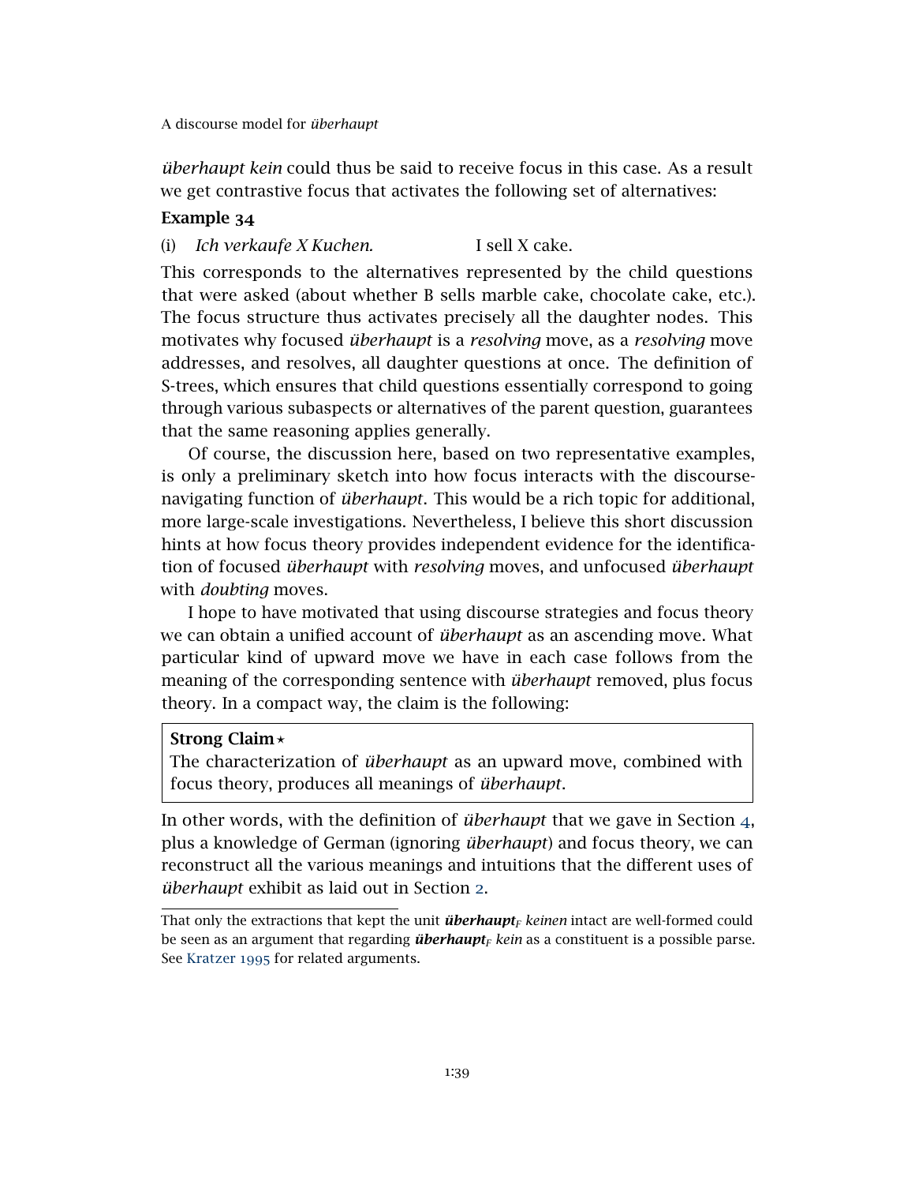*überhaupt kein* could thus be said to receive focus in this case. As a result we get contrastive focus that activates the following set of alternatives:

**Example 34**

(i) *Ich verkaufe X Kuchen.* I sell X cake.

This corresponds to the alternatives represented by the child questions that were asked (about whether B sells marble cake, chocolate cake, etc.). The focus structure thus activates precisely all the daughter nodes. This motivates why focused *überhaupt* is a *resolving* move, as a *resolving* move addresses, and resolves, all daughter questions at once. The definition of S-trees, which ensures that child questions essentially correspond to going through various subaspects or alternatives of the parent question, guarantees that the same reasoning applies generally.

Of course, the discussion here, based on two representative examples, is only a preliminary sketch into how focus interacts with the discourse-navigating function of *überhaupt*. This would be a rich topic for additional, more large-scale investigations. Nevertheless, I believe this short discussion hints at how focus theory provides independent evidence for the identification of focused *überhaupt* with *resolving* moves, and unfocused *überhaupt* with *doubting* moves.

I hope to have motivated that using discourse strategies and focus theory we can obtain a unified account of *überhaupt* as an ascending move. What particular kind of upward move we have in each case follows from the meaning of the corresponding sentence with *überhaupt* removed, plus focus theory. In a compact way, the claim is the following:

> **Strong Claim** ⋆
> The characterization of *überhaupt* as an upward move, combined with focus theory, produces all meanings of *überhaupt*.

In other words, with the definition of *überhaupt* that we gave in Section 4, plus a knowledge of German (ignoring *überhaupt*) and focus theory, we can reconstruct all the various meanings and intuitions that the different uses of *überhaupt* exhibit as laid out in Section 2.

---

That only the extractions that kept the unit ***überhaupt***$_F$ *keinen* intact are well-formed could be seen as an argument that regarding ***überhaupt***$_F$ *kein* as a constituent is a possible parse. See Kratzer 1995 for related arguments.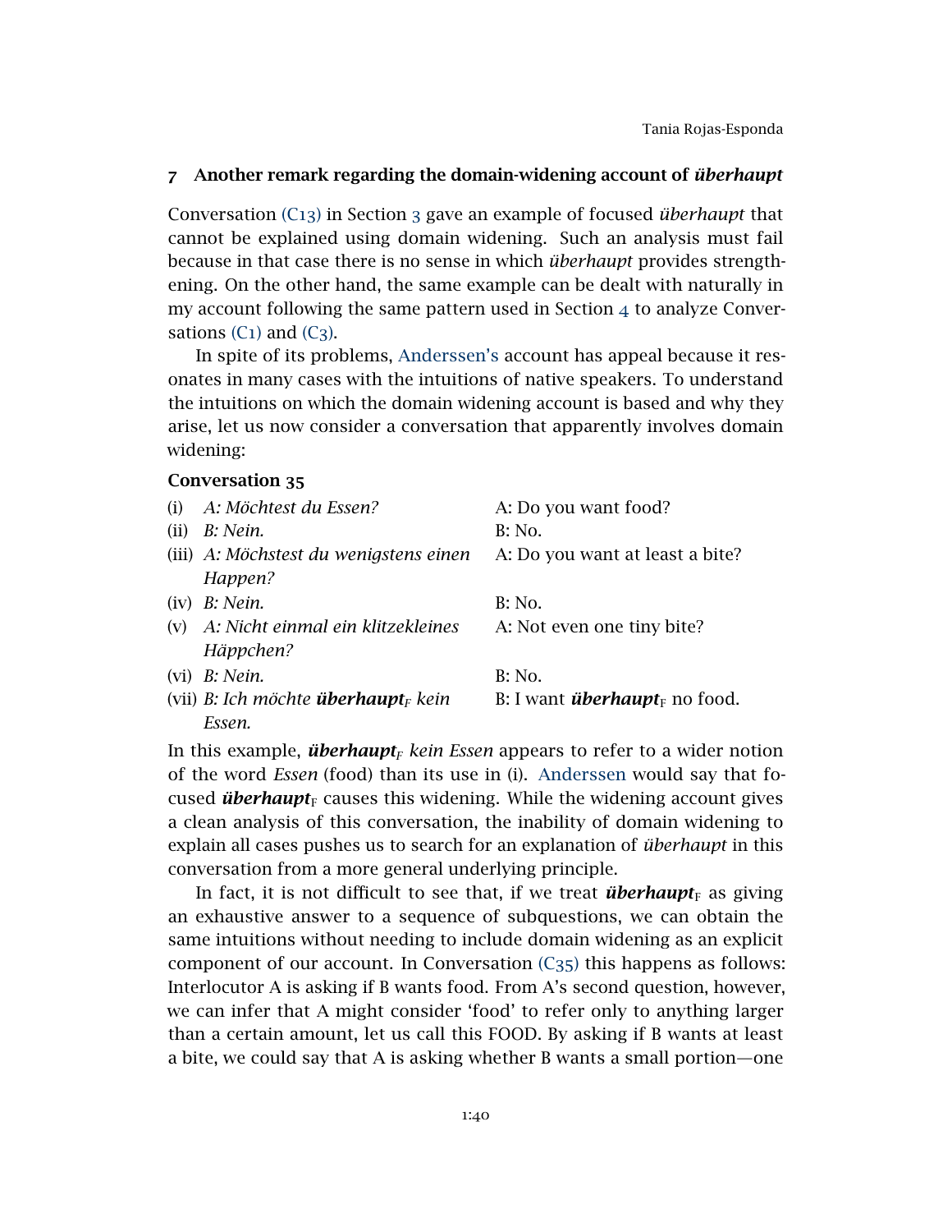## 7 Another remark regarding the domain-widening account of *überhaupt*

Conversation (C13) in Section 3 gave an example of focused *überhaupt* that cannot be explained using domain widening. Such an analysis must fail because in that case there is no sense in which *überhaupt* provides strengthening. On the other hand, the same example can be dealt with naturally in my account following the same pattern used in Section 4 to analyze Conversations (C1) and (C3).

In spite of its problems, Anderssen's account has appeal because it resonates in many cases with the intuitions of native speakers. To understand the intuitions on which the domain widening account is based and why they arise, let us now consider a conversation that apparently involves domain widening:

**Conversation 35**

| | | |
|---|---|---|
| (i) | *A: Möchtest du Essen?* | A: Do you want food? |
| (ii) | *B: Nein.* | B: No. |
| (iii) | *A: Möchstest du wenigstens einen Happen?* | A: Do you want at least a bite? |
| (iv) | *B: Nein.* | B: No. |
| (v) | *A: Nicht einmal ein klitzekleines Häppchen?* | A: Not even one tiny bite? |
| (vi) | *B: Nein.* | B: No. |
| (vii) | *B: Ich möchte **überhaupt**$_F$ kein Essen.* | B: I want ***überhaupt***$_F$ no food. |

In this example, ***überhaupt***$_F$ *kein Essen* appears to refer to a wider notion of the word *Essen* (food) than its use in (i). Anderssen would say that focused ***überhaupt***$_F$ causes this widening. While the widening account gives a clean analysis of this conversation, the inability of domain widening to explain all cases pushes us to search for an explanation of *überhaupt* in this conversation from a more general underlying principle.

In fact, it is not difficult to see that, if we treat ***überhaupt***$_F$ as giving an exhaustive answer to a sequence of subquestions, we can obtain the same intuitions without needing to include domain widening as an explicit component of our account. In Conversation (C35) this happens as follows: Interlocutor A is asking if B wants food. From A's second question, however, we can infer that A might consider 'food' to refer only to anything larger than a certain amount, let us call this FOOD. By asking if B wants at least a bite, we could say that A is asking whether B wants a small portion—one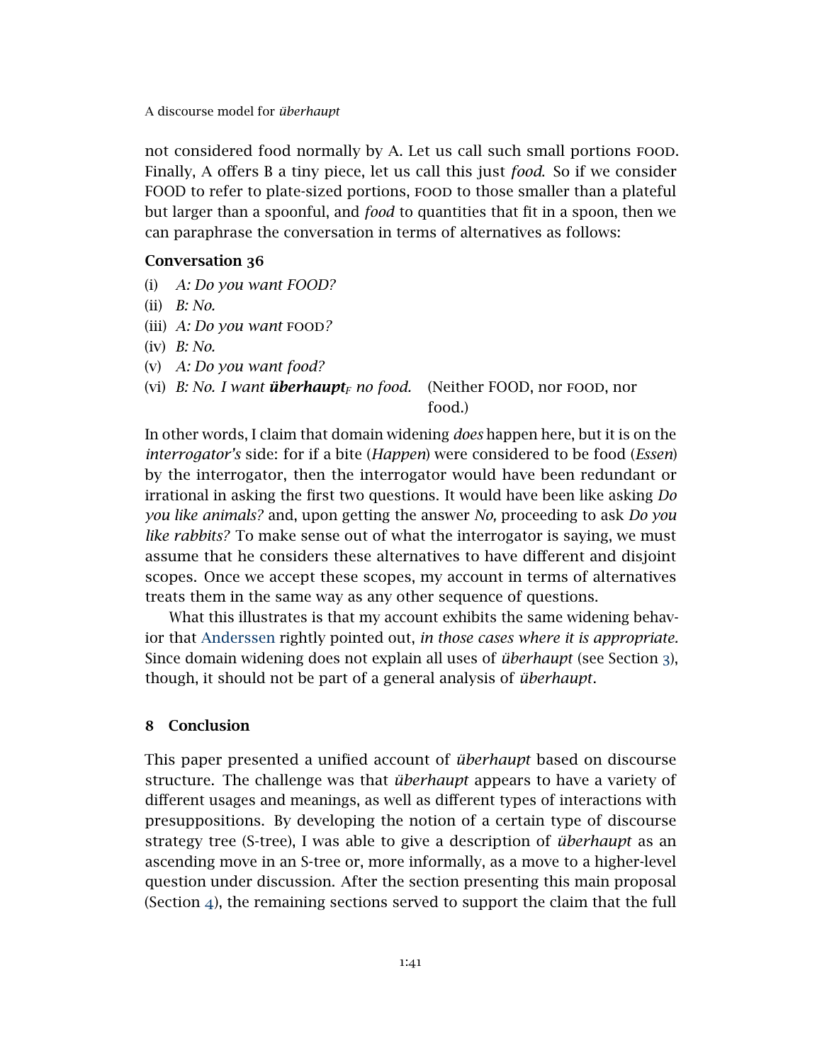not considered food normally by A. Let us call such small portions FOOD. Finally, A offers B a tiny piece, let us call this just *food*. So if we consider FOOD to refer to plate-sized portions, FOOD to those smaller than a plateful but larger than a spoonful, and *food* to quantities that fit in a spoon, then we can paraphrase the conversation in terms of alternatives as follows:

**Conversation 36**

(i) *A: Do you want FOOD?*
(ii) *B: No.*
(iii) *A: Do you want* FOOD*?*
(iv) *B: No.*
(v) *A: Do you want food?*
(vi) *B: No. I want* ***überhaupt****$_F$ no food.* (Neither FOOD, nor FOOD, nor food.)

In other words, I claim that domain widening *does* happen here, but it is on the *interrogator's* side: for if a bite (*Happen*) were considered to be food (*Essen*) by the interrogator, then the interrogator would have been redundant or irrational in asking the first two questions. It would have been like asking *Do you like animals?* and, upon getting the answer *No,* proceeding to ask *Do you like rabbits?* To make sense out of what the interrogator is saying, we must assume that he considers these alternatives to have different and disjoint scopes. Once we accept these scopes, my account in terms of alternatives treats them in the same way as any other sequence of questions.

What this illustrates is that my account exhibits the same widening behavior that Anderssen rightly pointed out, *in those cases where it is appropriate.* Since domain widening does not explain all uses of *überhaupt* (see Section 3), though, it should not be part of a general analysis of *überhaupt*.

## 8 Conclusion

This paper presented a unified account of *überhaupt* based on discourse structure. The challenge was that *überhaupt* appears to have a variety of different usages and meanings, as well as different types of interactions with presuppositions. By developing the notion of a certain type of discourse strategy tree (S-tree), I was able to give a description of *überhaupt* as an ascending move in an S-tree or, more informally, as a move to a higher-level question under discussion. After the section presenting this main proposal (Section 4), the remaining sections served to support the claim that the full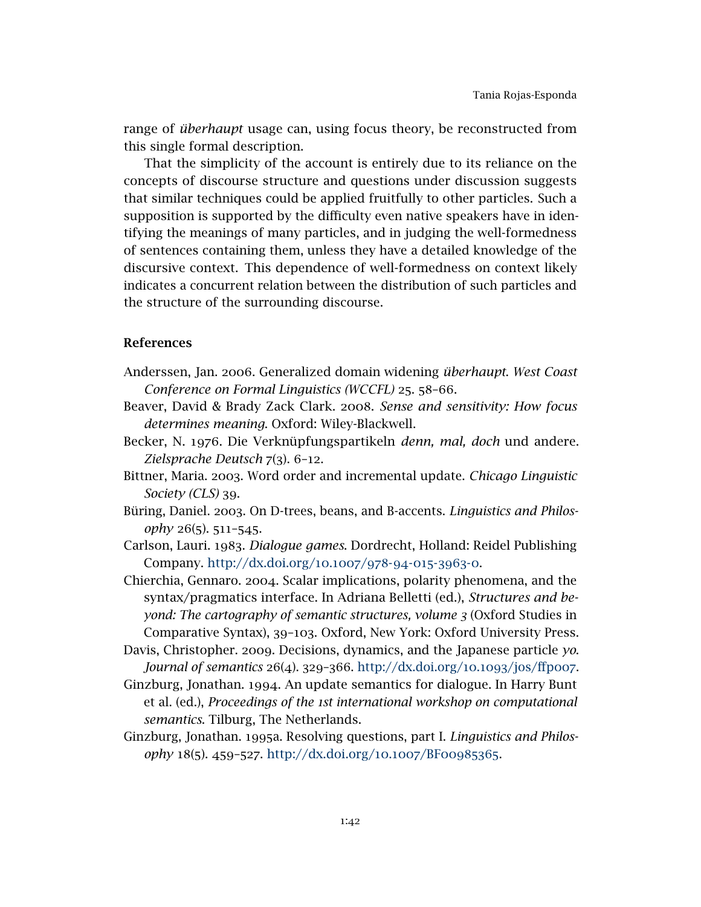range of *überhaupt* usage can, using focus theory, be reconstructed from this single formal description.

That the simplicity of the account is entirely due to its reliance on the concepts of discourse structure and questions under discussion suggests that similar techniques could be applied fruitfully to other particles. Such a supposition is supported by the difficulty even native speakers have in identifying the meanings of many particles, and in judging the well-formedness of sentences containing them, unless they have a detailed knowledge of the discursive context. This dependence of well-formedness on context likely indicates a concurrent relation between the distribution of such particles and the structure of the surrounding discourse.

## References

Anderssen, Jan. 2006. Generalized domain widening *überhaupt*. *West Coast Conference on Formal Linguistics (WCCFL)* 25. 58–66.

Beaver, David & Brady Zack Clark. 2008. *Sense and sensitivity: How focus determines meaning*. Oxford: Wiley-Blackwell.

Becker, N. 1976. Die Verknüpfungspartikeln *denn, mal, doch* und andere. *Zielsprache Deutsch* 7(3). 6–12.

Bittner, Maria. 2003. Word order and incremental update. *Chicago Linguistic Society (CLS)* 39.

Büring, Daniel. 2003. On D-trees, beans, and B-accents. *Linguistics and Philosophy* 26(5). 511–545.

Carlson, Lauri. 1983. *Dialogue games*. Dordrecht, Holland: Reidel Publishing Company. http://dx.doi.org/10.1007/978-94-015-3963-0.

Chierchia, Gennaro. 2004. Scalar implications, polarity phenomena, and the syntax/pragmatics interface. In Adriana Belletti (ed.), *Structures and beyond: The cartography of semantic structures, volume 3* (Oxford Studies in Comparative Syntax), 39–103. Oxford, New York: Oxford University Press.

Davis, Christopher. 2009. Decisions, dynamics, and the Japanese particle *yo*. *Journal of semantics* 26(4). 329–366. http://dx.doi.org/10.1093/jos/ffp007.

Ginzburg, Jonathan. 1994. An update semantics for dialogue. In Harry Bunt et al. (ed.), *Proceedings of the 1st international workshop on computational semantics*. Tilburg, The Netherlands.

Ginzburg, Jonathan. 1995a. Resolving questions, part I. *Linguistics and Philosophy* 18(5). 459–527. http://dx.doi.org/10.1007/BF00985365.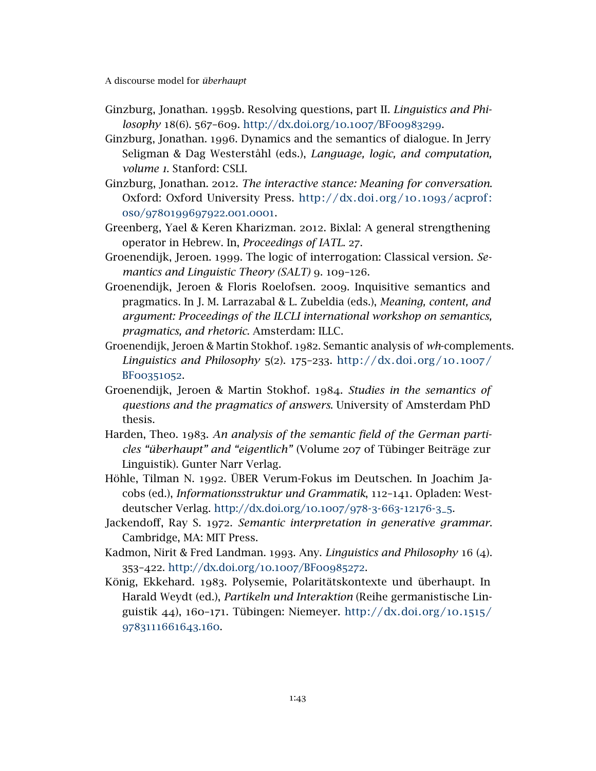Ginzburg, Jonathan. 1995b. Resolving questions, part II. *Linguistics and Philosophy* 18(6). 567–609. http://dx.doi.org/10.1007/BF00983299.

Ginzburg, Jonathan. 1996. Dynamics and the semantics of dialogue. In Jerry Seligman & Dag Westerståhl (eds.), *Language, logic, and computation, volume 1*. Stanford: CSLI.

Ginzburg, Jonathan. 2012. *The interactive stance: Meaning for conversation*. Oxford: Oxford University Press. http://dx.doi.org/10.1093/acprof:oso/9780199697922.001.0001.

Greenberg, Yael & Keren Kharizman. 2012. Bixlal: A general strengthening operator in Hebrew. In, *Proceedings of IATL*. 27.

Groenendijk, Jeroen. 1999. The logic of interrogation: Classical version. *Semantics and Linguistic Theory (SALT)* 9. 109–126.

Groenendijk, Jeroen & Floris Roelofsen. 2009. Inquisitive semantics and pragmatics. In J. M. Larrazabal & L. Zubeldia (eds.), *Meaning, content, and argument: Proceedings of the ILCLI international workshop on semantics, pragmatics, and rhetoric*. Amsterdam: ILLC.

Groenendijk, Jeroen & Martin Stokhof. 1982. Semantic analysis of *wh*-complements. *Linguistics and Philosophy* 5(2). 175–233. http://dx.doi.org/10.1007/BF00351052.

Groenendijk, Jeroen & Martin Stokhof. 1984. *Studies in the semantics of questions and the pragmatics of answers*. University of Amsterdam PhD thesis.

Harden, Theo. 1983. *An analysis of the semantic field of the German particles "überhaupt" and "eigentlich"* (Volume 207 of Tübinger Beiträge zur Linguistik). Gunter Narr Verlag.

Höhle, Tilman N. 1992. ÜBER Verum-Fokus im Deutschen. In Joachim Jacobs (ed.), *Informationsstruktur und Grammatik*, 112–141. Opladen: Westdeutscher Verlag. http://dx.doi.org/10.1007/978-3-663-12176-3_5.

Jackendoff, Ray S. 1972. *Semantic interpretation in generative grammar*. Cambridge, MA: MIT Press.

Kadmon, Nirit & Fred Landman. 1993. Any. *Linguistics and Philosophy* 16 (4). 353–422. http://dx.doi.org/10.1007/BF00985272.

König, Ekkehard. 1983. Polysemie, Polaritätskontexte und überhaupt. In Harald Weydt (ed.), *Partikeln und Interaktion* (Reihe germanistische Linguistik 44), 160–171. Tübingen: Niemeyer. http://dx.doi.org/10.1515/9783111661643.160.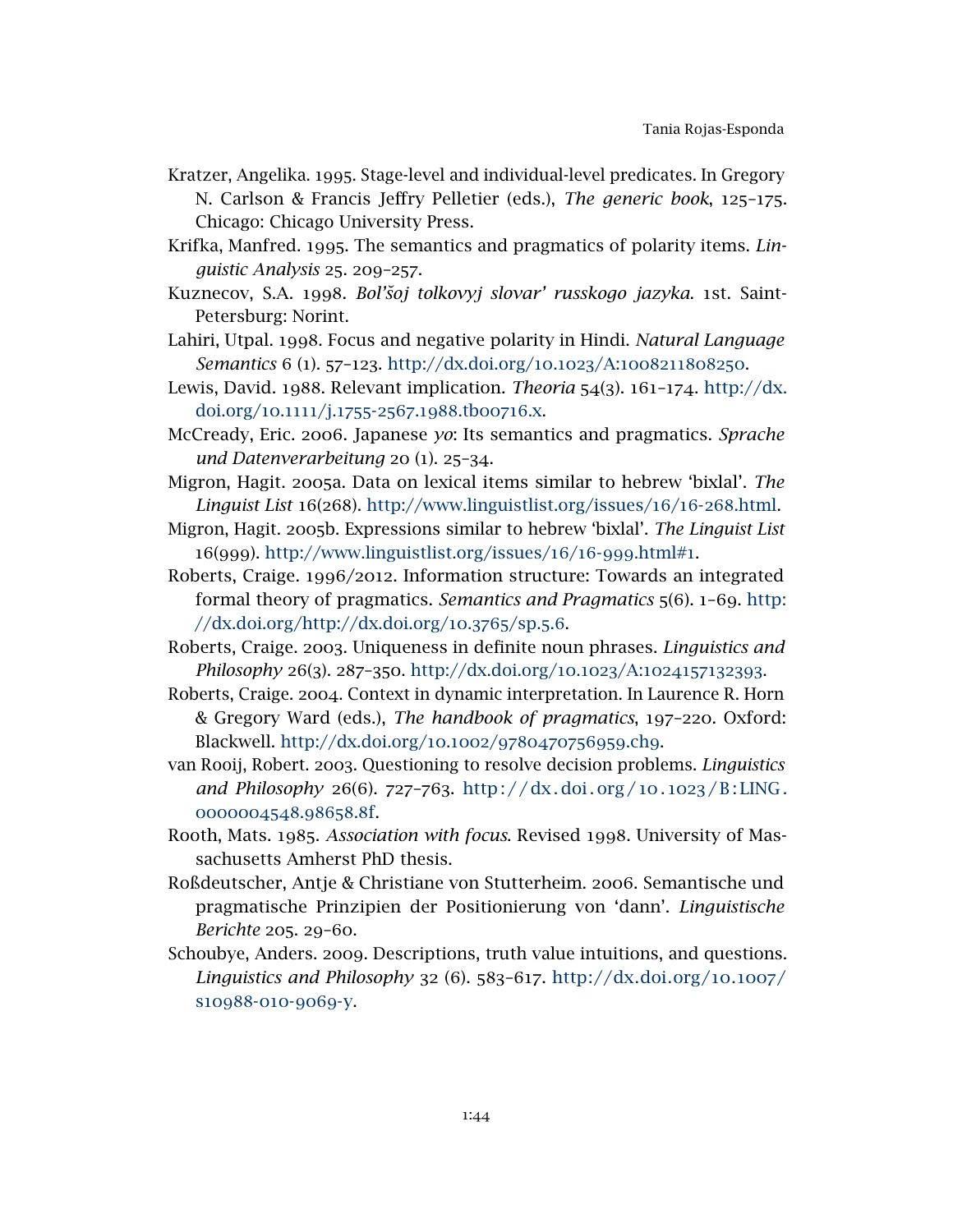Kratzer, Angelika. 1995. Stage-level and individual-level predicates. In Gregory N. Carlson & Francis Jeffry Pelletier (eds.), *The generic book*, 125–175. Chicago: Chicago University Press.

Krifka, Manfred. 1995. The semantics and pragmatics of polarity items. *Linguistic Analysis* 25. 209–257.

Kuznecov, S.A. 1998. *Bol'šoj tolkovyj slovar' russkogo jazyka*. 1st. Saint-Petersburg: Norint.

Lahiri, Utpal. 1998. Focus and negative polarity in Hindi. *Natural Language Semantics* 6 (1). 57–123. http://dx.doi.org/10.1023/A:1008211808250.

Lewis, David. 1988. Relevant implication. *Theoria* 54(3). 161–174. http://dx.doi.org/10.1111/j.1755-2567.1988.tb00716.x.

McCready, Eric. 2006. Japanese *yo*: Its semantics and pragmatics. *Sprache und Datenverarbeitung* 20 (1). 25–34.

Migron, Hagit. 2005a. Data on lexical items similar to hebrew 'bixlal'. *The Linguist List* 16(268). http://www.linguistlist.org/issues/16/16-268.html.

Migron, Hagit. 2005b. Expressions similar to hebrew 'bixlal'. *The Linguist List* 16(999). http://www.linguistlist.org/issues/16/16-999.html#1.

Roberts, Craige. 1996/2012. Information structure: Towards an integrated formal theory of pragmatics. *Semantics and Pragmatics* 5(6). 1–69. http://dx.doi.org/http://dx.doi.org/10.3765/sp.5.6.

Roberts, Craige. 2003. Uniqueness in definite noun phrases. *Linguistics and Philosophy* 26(3). 287–350. http://dx.doi.org/10.1023/A:1024157132393.

Roberts, Craige. 2004. Context in dynamic interpretation. In Laurence R. Horn & Gregory Ward (eds.), *The handbook of pragmatics*, 197–220. Oxford: Blackwell. http://dx.doi.org/10.1002/9780470756959.ch9.

van Rooij, Robert. 2003. Questioning to resolve decision problems. *Linguistics and Philosophy* 26(6). 727–763. http://dx.doi.org/10.1023/B:LING.0000004548.98658.8f.

Rooth, Mats. 1985. *Association with focus*. Revised 1998. University of Massachusetts Amherst PhD thesis.

Roßdeutscher, Antje & Christiane von Stutterheim. 2006. Semantische und pragmatische Prinzipien der Positionierung von 'dann'. *Linguistische Berichte* 205. 29–60.

Schoubye, Anders. 2009. Descriptions, truth value intuitions, and questions. *Linguistics and Philosophy* 32 (6). 583–617. http://dx.doi.org/10.1007/s10988-010-9069-y.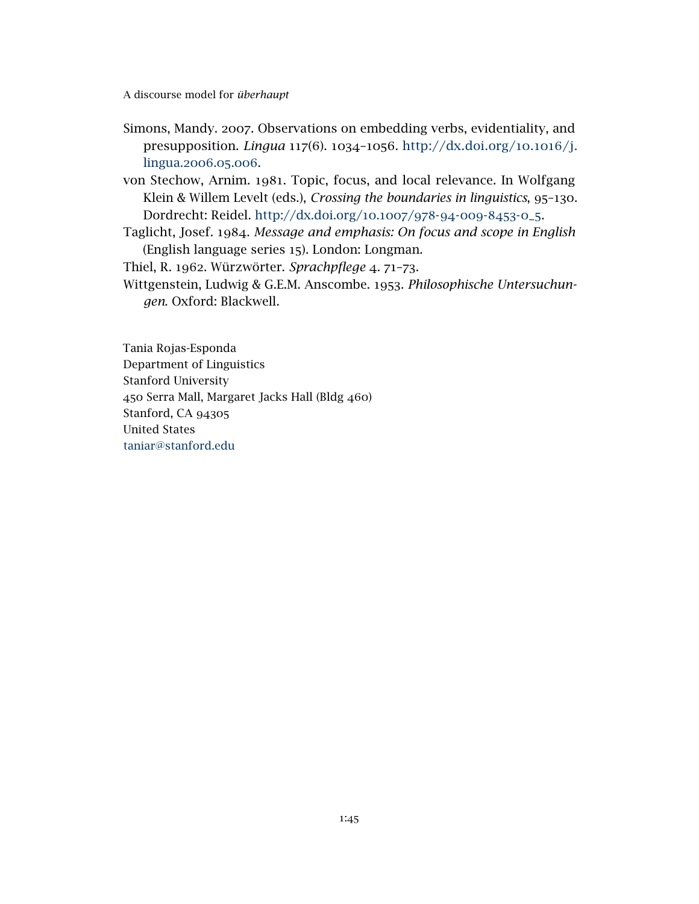Simons, Mandy. 2007. Observations on embedding verbs, evidentiality, and presupposition. *Lingua* 117(6). 1034–1056. http://dx.doi.org/10.1016/j.lingua.2006.05.006.

von Stechow, Arnim. 1981. Topic, focus, and local relevance. In Wolfgang Klein & Willem Levelt (eds.), *Crossing the boundaries in linguistics*, 95–130. Dordrecht: Reidel. http://dx.doi.org/10.1007/978-94-009-8453-0_5.

Taglicht, Josef. 1984. *Message and emphasis: On focus and scope in English* (English language series 15). London: Longman.

Thiel, R. 1962. Würzwörter. *Sprachpflege* 4. 71–73.

Wittgenstein, Ludwig & G.E.M. Anscombe. 1953. *Philosophische Untersuchungen*. Oxford: Blackwell.

Tania Rojas-Esponda
Department of Linguistics
Stanford University
450 Serra Mall, Margaret Jacks Hall (Bldg 460)
Stanford, CA 94305
United States
taniar@stanford.edu